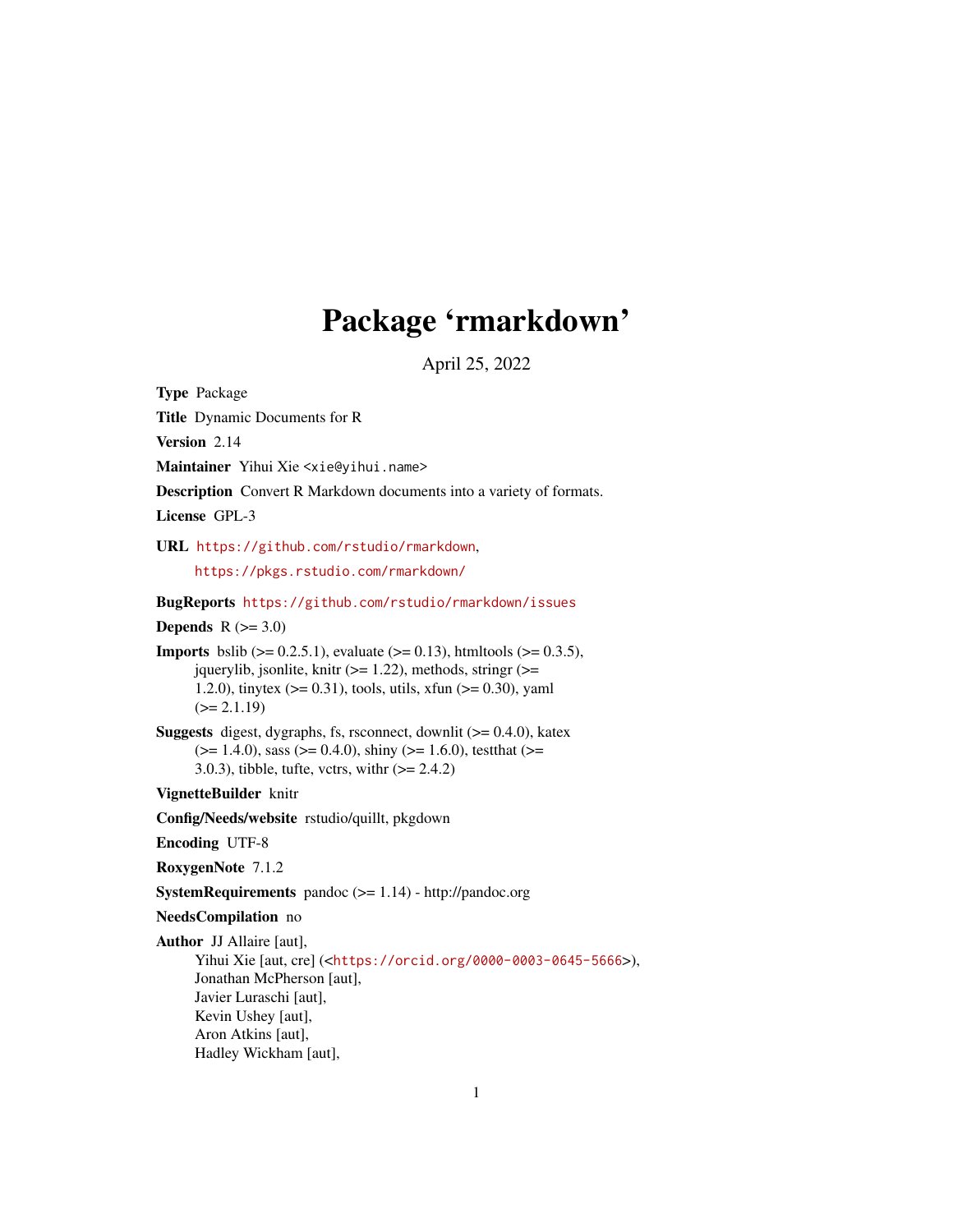# Package 'rmarkdown'

April 25, 2022

**Type** Package

**Title** Dynamic Documents for R

**Version** 2.14

**Maintainer** Yihui Xie <xie@yihui.name>

**Description** Convert R Markdown documents into a variety of formats.

**License** GPL-3

**URL** https://github.com/rstudio/rmarkdown,
https://pkgs.rstudio.com/rmarkdown/

**BugReports** https://github.com/rstudio/rmarkdown/issues

**Depends** R (>= 3.0)

**Imports** bslib (>= 0.2.5.1), evaluate (>= 0.13), htmltools (>= 0.3.5), jquerylib, jsonlite, knitr (>= 1.22), methods, stringr (>= 1.2.0), tinytex (>= 0.31), tools, utils, xfun (>= 0.30), yaml (>= 2.1.19)

**Suggests** digest, dygraphs, fs, rsconnect, downlit (>= 0.4.0), katex (>= 1.4.0), sass (>= 0.4.0), shiny (>= 1.6.0), testthat (>= 3.0.3), tibble, tufte, vctrs, withr (>= 2.4.2)

**VignetteBuilder** knitr

**Config/Needs/website** rstudio/quillt, pkgdown

**Encoding** UTF-8

**RoxygenNote** 7.1.2

**SystemRequirements** pandoc (>= 1.14) - http://pandoc.org

**NeedsCompilation** no

**Author** JJ Allaire [aut],
Yihui Xie [aut, cre] (<https://orcid.org/0000-0003-0645-5666>),
Jonathan McPherson [aut],
Javier Luraschi [aut],
Kevin Ushey [aut],
Aron Atkins [aut],
Hadley Wickham [aut],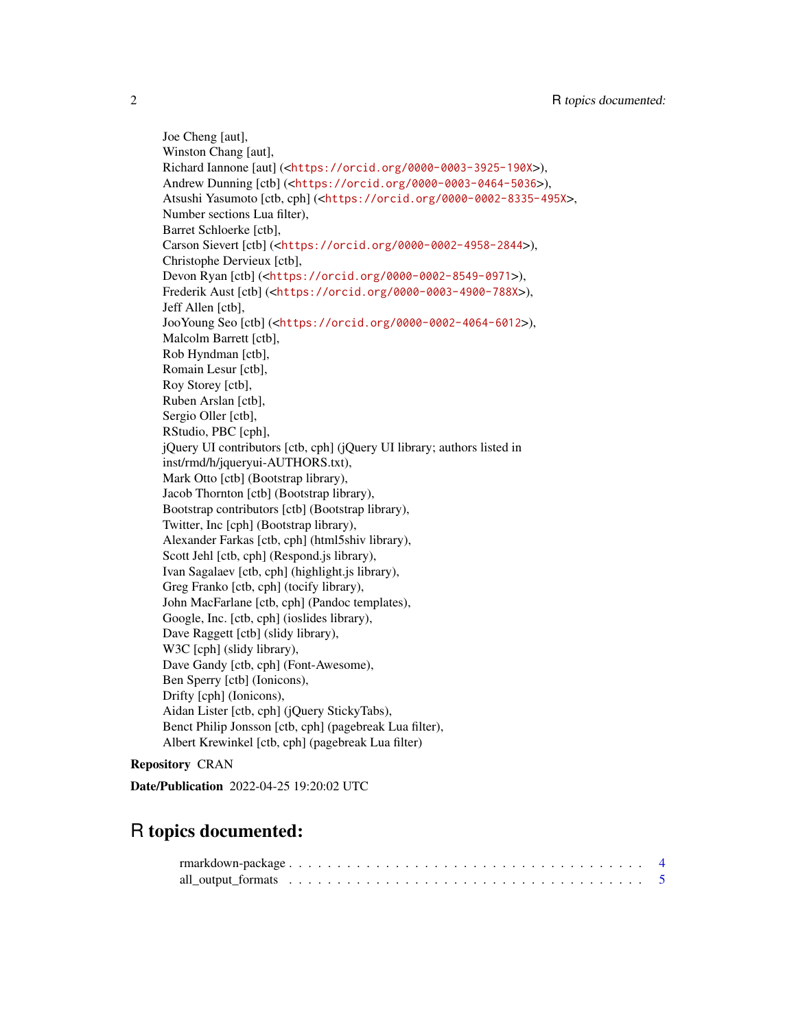Joe Cheng [aut],
Winston Chang [aut],
Richard Iannone [aut] (<https://orcid.org/0000-0003-3925-190X>),
Andrew Dunning [ctb] (<https://orcid.org/0000-0003-0464-5036>),
Atsushi Yasumoto [ctb, cph] (<https://orcid.org/0000-0002-8335-495X>,
Number sections Lua filter),
Barret Schloerke [ctb],
Carson Sievert [ctb] (<https://orcid.org/0000-0002-4958-2844>),
Christophe Dervieux [ctb],
Devon Ryan [ctb] (<https://orcid.org/0000-0002-8549-0971>),
Frederik Aust [ctb] (<https://orcid.org/0000-0003-4900-788X>),
Jeff Allen [ctb],
JooYoung Seo [ctb] (<https://orcid.org/0000-0002-4064-6012>),
Malcolm Barrett [ctb],
Rob Hyndman [ctb],
Romain Lesur [ctb],
Roy Storey [ctb],
Ruben Arslan [ctb],
Sergio Oller [ctb],
RStudio, PBC [cph],
jQuery UI contributors [ctb, cph] (jQuery UI library; authors listed in
inst/rmd/h/jqueryui-AUTHORS.txt),
Mark Otto [ctb] (Bootstrap library),
Jacob Thornton [ctb] (Bootstrap library),
Bootstrap contributors [ctb] (Bootstrap library),
Twitter, Inc [cph] (Bootstrap library),
Alexander Farkas [ctb, cph] (html5shiv library),
Scott Jehl [ctb, cph] (Respond.js library),
Ivan Sagalaev [ctb, cph] (highlight.js library),
Greg Franko [ctb, cph] (tocify library),
John MacFarlane [ctb, cph] (Pandoc templates),
Google, Inc. [ctb, cph] (ioslides library),
Dave Raggett [ctb] (slidy library),
W3C [cph] (slidy library),
Dave Gandy [ctb, cph] (Font-Awesome),
Ben Sperry [ctb] (Ionicons),
Drifty [cph] (Ionicons),
Aidan Lister [ctb, cph] (jQuery StickyTabs),
Benct Philip Jonsson [ctb, cph] (pagebreak Lua filter),
Albert Krewinkel [ctb, cph] (pagebreak Lua filter)

**Repository** CRAN

**Date/Publication** 2022-04-25 19:20:02 UTC

# R topics documented:

rmarkdown-package . . . . . . . . . . . . . . . . . . . . . . . . . . . . . . . . . . 4
all_output_formats . . . . . . . . . . . . . . . . . . . . . . . . . . . . . . . . . . 5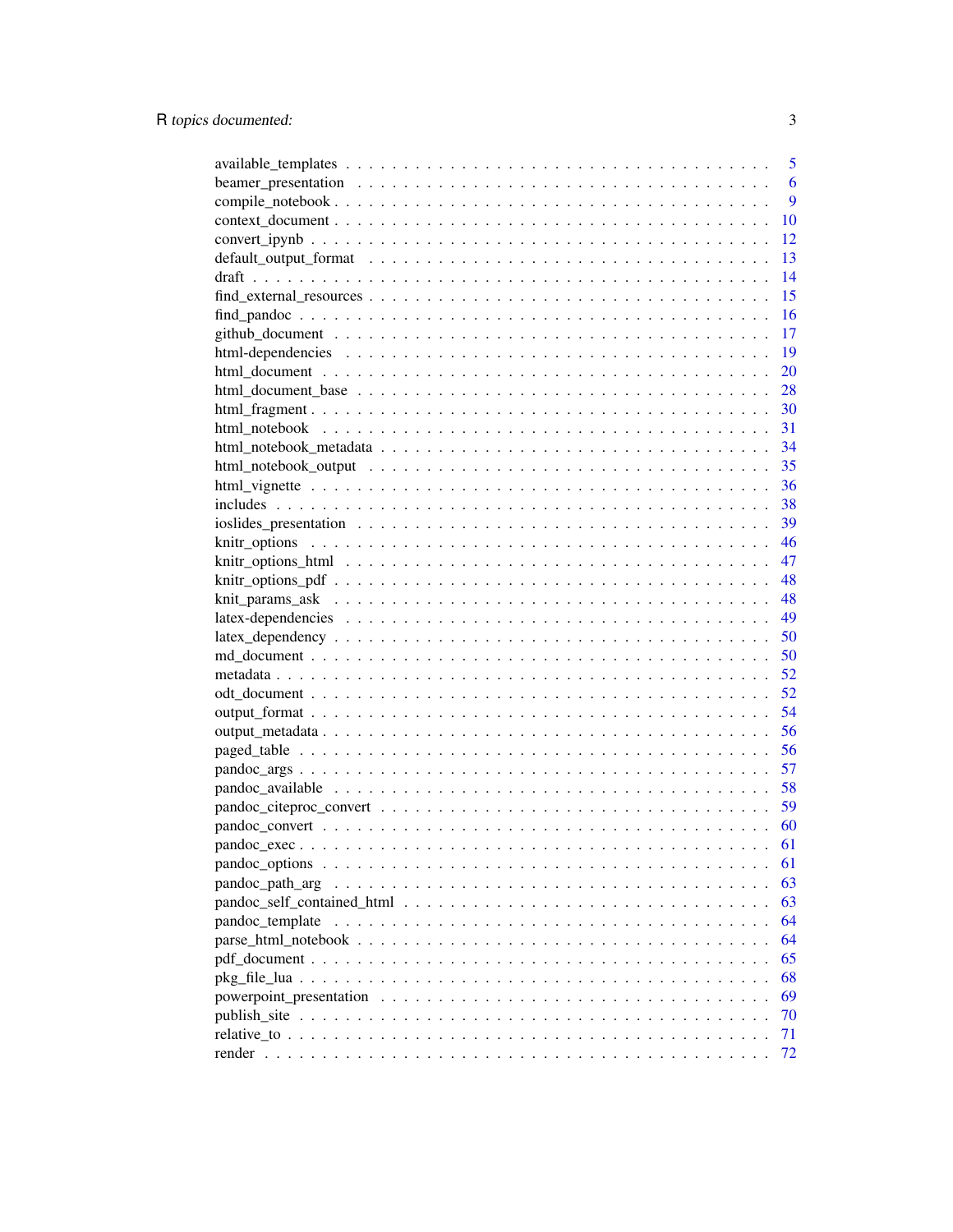| | |
|---|---|
| available_templates | 5 |
| beamer_presentation | 6 |
| compile_notebook | 9 |
| context_document | 10 |
| convert_ipynb | 12 |
| default_output_format | 13 |
| draft | 14 |
| find_external_resources | 15 |
| find_pandoc | 16 |
| github_document | 17 |
| html-dependencies | 19 |
| html_document | 20 |
| html_document_base | 28 |
| html_fragment | 30 |
| html_notebook | 31 |
| html_notebook_metadata | 34 |
| html_notebook_output | 35 |
| html_vignette | 36 |
| includes | 38 |
| ioslides_presentation | 39 |
| knitr_options | 46 |
| knitr_options_html | 47 |
| knitr_options_pdf | 48 |
| knit_params_ask | 48 |
| latex-dependencies | 49 |
| latex_dependency | 50 |
| md_document | 50 |
| metadata | 52 |
| odt_document | 52 |
| output_format | 54 |
| output_metadata | 56 |
| paged_table | 56 |
| pandoc_args | 57 |
| pandoc_available | 58 |
| pandoc_citeproc_convert | 59 |
| pandoc_convert | 60 |
| pandoc_exec | 61 |
| pandoc_options | 61 |
| pandoc_path_arg | 63 |
| pandoc_self_contained_html | 63 |
| pandoc_template | 64 |
| parse_html_notebook | 64 |
| pdf_document | 65 |
| pkg_file_lua | 68 |
| powerpoint_presentation | 69 |
| publish_site | 70 |
| relative_to | 71 |
| render | 72 |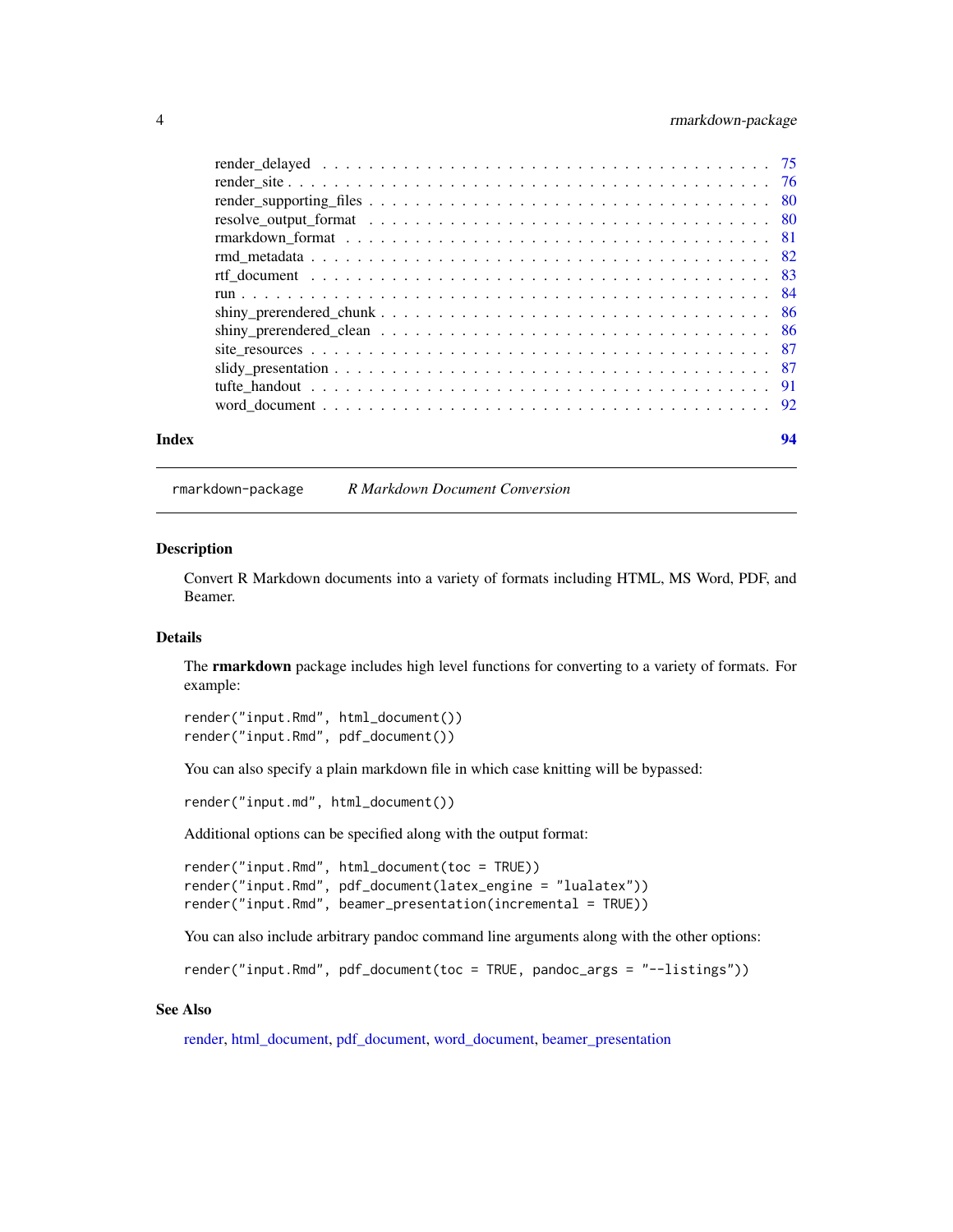render_delayed . . . . . . . . . . . . . . . . . . . . . . . . . . . . . . . . . . . . 75
render_site . . . . . . . . . . . . . . . . . . . . . . . . . . . . . . . . . . . . . . 76
render_supporting_files . . . . . . . . . . . . . . . . . . . . . . . . . . . . . . . . 80
resolve_output_format . . . . . . . . . . . . . . . . . . . . . . . . . . . . . . . . . 80
rmarkdown_format . . . . . . . . . . . . . . . . . . . . . . . . . . . . . . . . . . . 81
rmd_metadata . . . . . . . . . . . . . . . . . . . . . . . . . . . . . . . . . . . . . 82
rtf_document . . . . . . . . . . . . . . . . . . . . . . . . . . . . . . . . . . . . . 83
run . . . . . . . . . . . . . . . . . . . . . . . . . . . . . . . . . . . . . . . . . . 84
shiny_prerendered_chunk . . . . . . . . . . . . . . . . . . . . . . . . . . . . . . . 86
shiny_prerendered_clean . . . . . . . . . . . . . . . . . . . . . . . . . . . . . . . 86
site_resources . . . . . . . . . . . . . . . . . . . . . . . . . . . . . . . . . . . . 87
slidy_presentation . . . . . . . . . . . . . . . . . . . . . . . . . . . . . . . . . . 87
tufte_handout . . . . . . . . . . . . . . . . . . . . . . . . . . . . . . . . . . . . . 91
word_document . . . . . . . . . . . . . . . . . . . . . . . . . . . . . . . . . . . . 92

**Index** **94**

---

`rmarkdown-package` *R Markdown Document Conversion*

---

### Description

Convert R Markdown documents into a variety of formats including HTML, MS Word, PDF, and Beamer.

### Details

The **rmarkdown** package includes high level functions for converting to a variety of formats. For example:

```
render("input.Rmd", html_document())
render("input.Rmd", pdf_document())
```

You can also specify a plain markdown file in which case knitting will be bypassed:

```
render("input.md", html_document())
```

Additional options can be specified along with the output format:

```
render("input.Rmd", html_document(toc = TRUE))
render("input.Rmd", pdf_document(latex_engine = "lualatex"))
render("input.Rmd", beamer_presentation(incremental = TRUE))
```

You can also include arbitrary pandoc command line arguments along with the other options:

```
render("input.Rmd", pdf_document(toc = TRUE, pandoc_args = "--listings"))
```

### See Also

render, html_document, pdf_document, word_document, beamer_presentation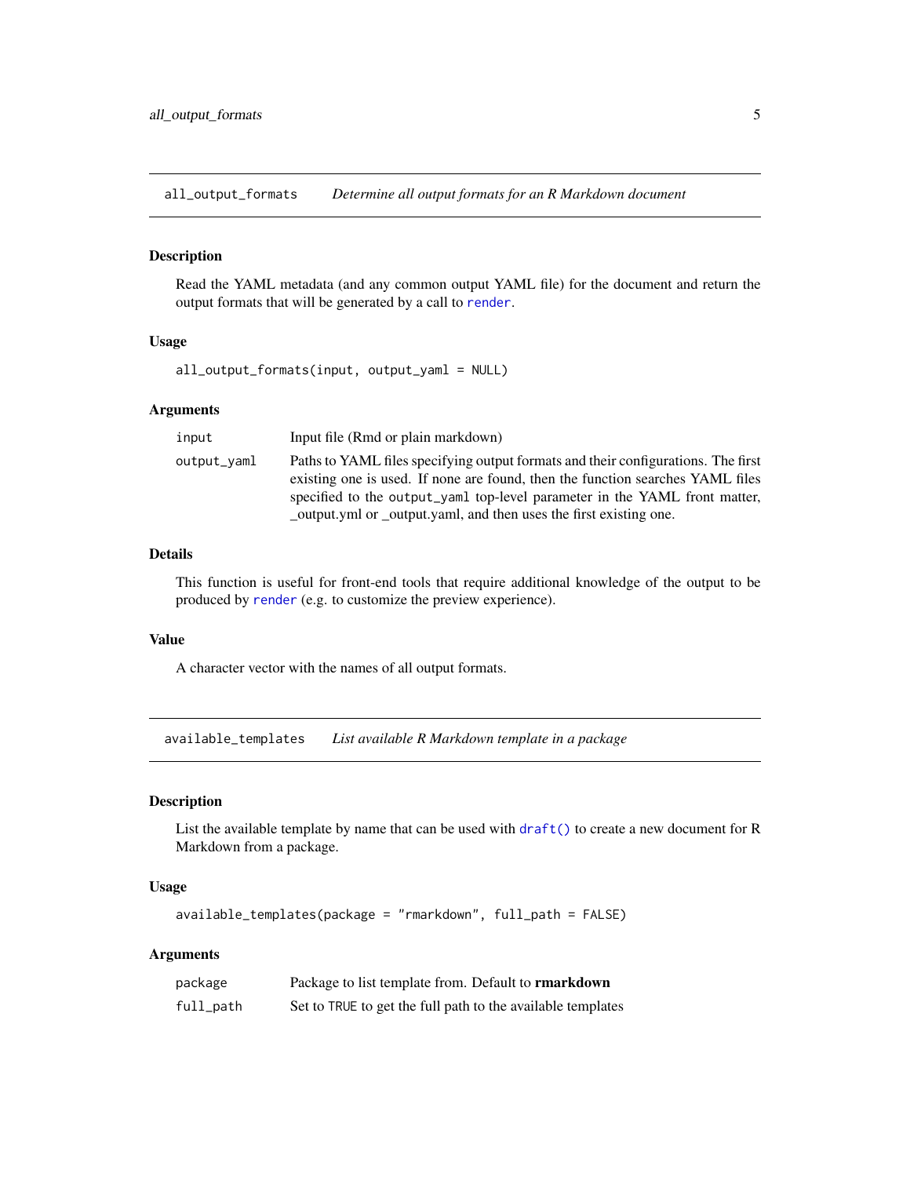## all_output_formats — *Determine all output formats for an R Markdown document*

### Description

Read the YAML metadata (and any common output YAML file) for the document and return the output formats that will be generated by a call to `render`.

### Usage

```
all_output_formats(input, output_yaml = NULL)
```

### Arguments

| | |
|---|---|
| `input` | Input file (Rmd or plain markdown) |
| `output_yaml` | Paths to YAML files specifying output formats and their configurations. The first existing one is used. If none are found, then the function searches YAML files specified to the `output_yaml` top-level parameter in the YAML front matter, _output.yml or _output.yaml, and then uses the first existing one. |

### Details

This function is useful for front-end tools that require additional knowledge of the output to be produced by `render` (e.g. to customize the preview experience).

### Value

A character vector with the names of all output formats.

## available_templates — *List available R Markdown template in a package*

### Description

List the available template by name that can be used with `draft()` to create a new document for R Markdown from a package.

### Usage

```
available_templates(package = "rmarkdown", full_path = FALSE)
```

### Arguments

| | |
|---|---|
| `package` | Package to list template from. Default to **rmarkdown** |
| `full_path` | Set to `TRUE` to get the full path to the available templates |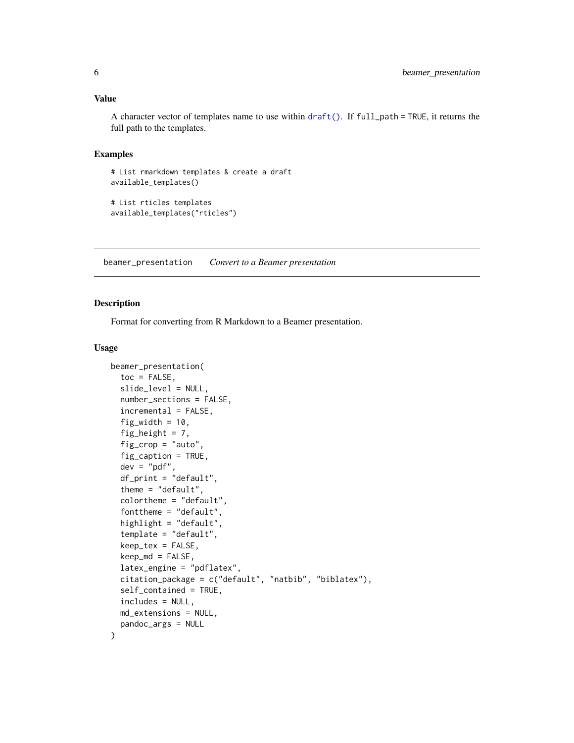### Value

A character vector of templates name to use within `draft()`. If `full_path = TRUE`, it returns the full path to the templates.

### Examples

```
# List rmarkdown templates & create a draft
available_templates()

# List rticles templates
available_templates("rticles")
```

---

## beamer_presentation *Convert to a Beamer presentation*

---

### Description

Format for converting from R Markdown to a Beamer presentation.

### Usage

```
beamer_presentation(
  toc = FALSE,
  slide_level = NULL,
  number_sections = FALSE,
  incremental = FALSE,
  fig_width = 10,
  fig_height = 7,
  fig_crop = "auto",
  fig_caption = TRUE,
  dev = "pdf",
  df_print = "default",
  theme = "default",
  colortheme = "default",
  fonttheme = "default",
  highlight = "default",
  template = "default",
  keep_tex = FALSE,
  keep_md = FALSE,
  latex_engine = "pdflatex",
  citation_package = c("default", "natbib", "biblatex"),
  self_contained = TRUE,
  includes = NULL,
  md_extensions = NULL,
  pandoc_args = NULL
)
```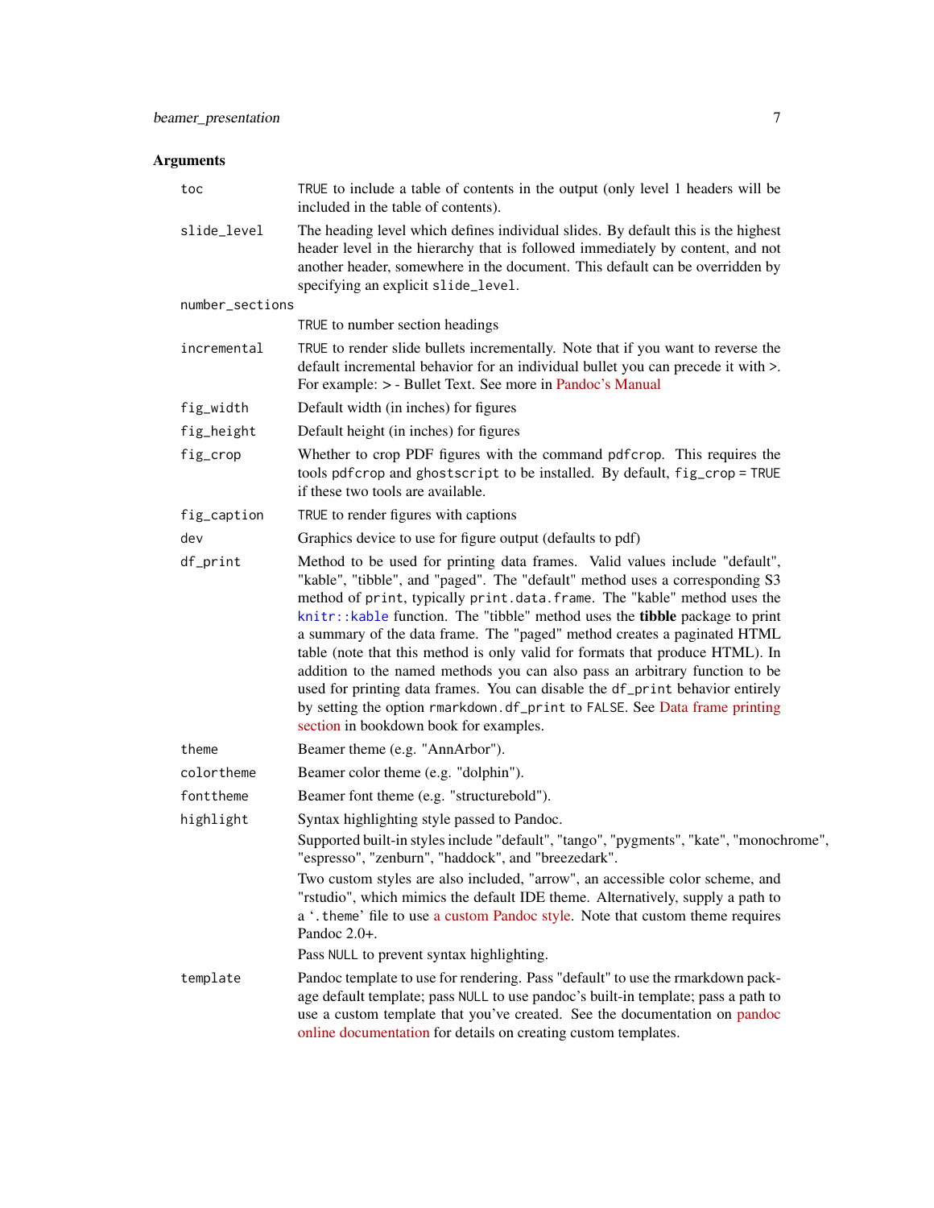## Arguments

**toc** 
TRUE to include a table of contents in the output (only level 1 headers will be included in the table of contents).

**slide_level** 
The heading level which defines individual slides. By default this is the highest header level in the hierarchy that is followed immediately by content, and not another header, somewhere in the document. This default can be overridden by specifying an explicit slide_level.

**number_sections** 
TRUE to number section headings

**incremental** 
TRUE to render slide bullets incrementally. Note that if you want to reverse the default incremental behavior for an individual bullet you can precede it with >. For example: > - Bullet Text. See more in Pandoc's Manual

**fig_width** 
Default width (in inches) for figures

**fig_height** 
Default height (in inches) for figures

**fig_crop** 
Whether to crop PDF figures with the command pdfcrop. This requires the tools pdfcrop and ghostscript to be installed. By default, fig_crop = TRUE if these two tools are available.

**fig_caption** 
TRUE to render figures with captions

**dev** 
Graphics device to use for figure output (defaults to pdf)

**df_print** 
Method to be used for printing data frames. Valid values include "default", "kable", "tibble", and "paged". The "default" method uses a corresponding S3 method of print, typically print.data.frame. The "kable" method uses the knitr::kable function. The "tibble" method uses the **tibble** package to print a summary of the data frame. The "paged" method creates a paginated HTML table (note that this method is only valid for formats that produce HTML). In addition to the named methods you can also pass an arbitrary function to be used for printing data frames. You can disable the df_print behavior entirely by setting the option rmarkdown.df_print to FALSE. See Data frame printing section in bookdown book for examples.

**theme** 
Beamer theme (e.g. "AnnArbor").

**colortheme** 
Beamer color theme (e.g. "dolphin").

**fonttheme** 
Beamer font theme (e.g. "structurebold").

**highlight** 
Syntax highlighting style passed to Pandoc.

Supported built-in styles include "default", "tango", "pygments", "kate", "monochrome", "espresso", "zenburn", "haddock", and "breezedark".

Two custom styles are also included, "arrow", an accessible color scheme, and "rstudio", which mimics the default IDE theme. Alternatively, supply a path to a '.theme' file to use a custom Pandoc style. Note that custom theme requires Pandoc 2.0+.

Pass NULL to prevent syntax highlighting.

**template** 
Pandoc template to use for rendering. Pass "default" to use the rmarkdown package default template; pass NULL to use pandoc's built-in template; pass a path to use a custom template that you've created. See the documentation on pandoc online documentation for details on creating custom templates.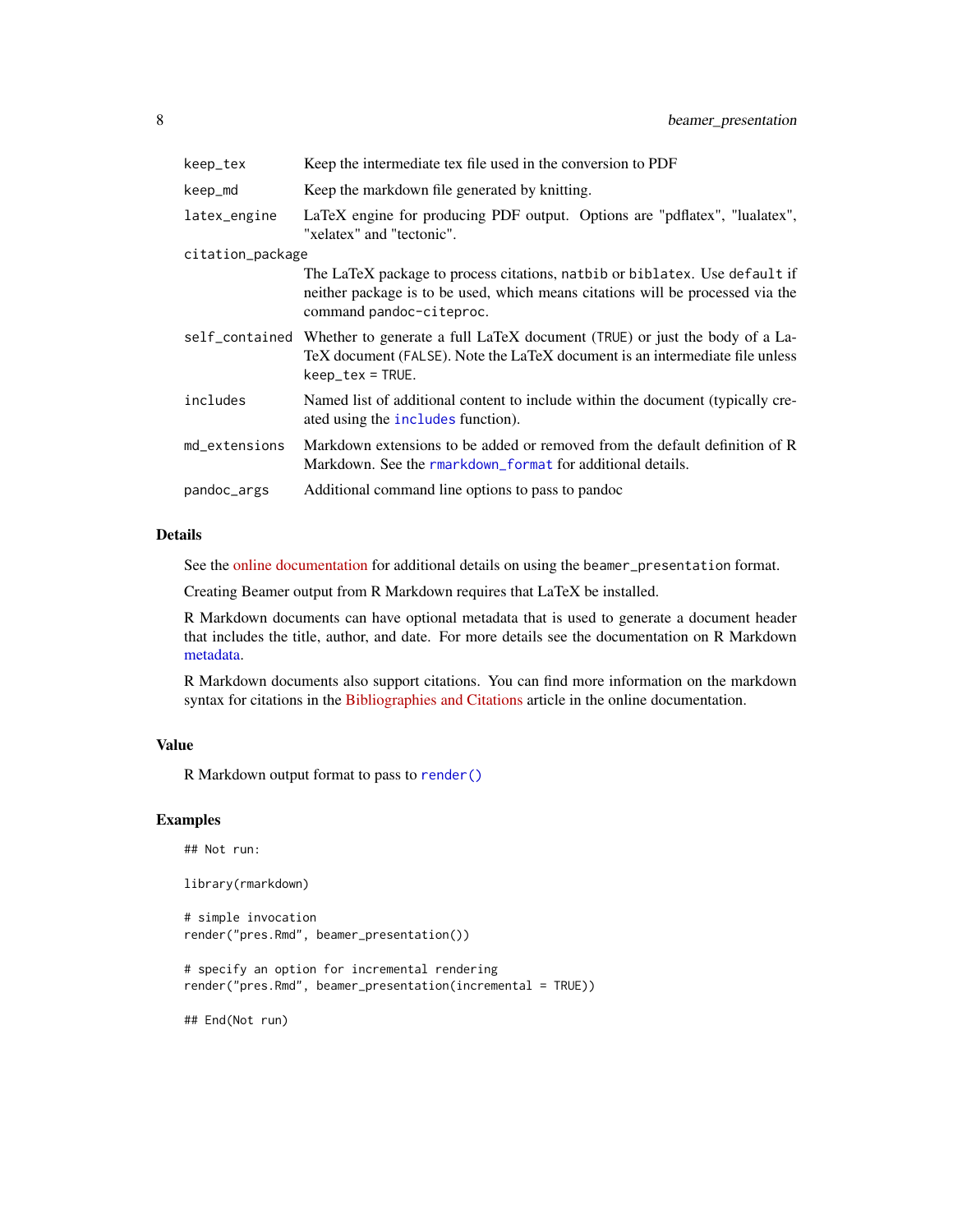| | |
|---|---|
| keep_tex | Keep the intermediate tex file used in the conversion to PDF |
| keep_md | Keep the markdown file generated by knitting. |
| latex_engine | LaTeX engine for producing PDF output. Options are "pdflatex", "lualatex", "xelatex" and "tectonic". |
| citation_package | The LaTeX package to process citations, natbib or biblatex. Use default if neither package is to be used, which means citations will be processed via the command pandoc-citeproc. |
| self_contained | Whether to generate a full LaTeX document (TRUE) or just the body of a LaTeX document (FALSE). Note the LaTeX document is an intermediate file unless keep_tex = TRUE. |
| includes | Named list of additional content to include within the document (typically created using the includes function). |
| md_extensions | Markdown extensions to be added or removed from the default definition of R Markdown. See the rmarkdown_format for additional details. |
| pandoc_args | Additional command line options to pass to pandoc |

## Details

See the online documentation for additional details on using the beamer_presentation format.

Creating Beamer output from R Markdown requires that LaTeX be installed.

R Markdown documents can have optional metadata that is used to generate a document header that includes the title, author, and date. For more details see the documentation on R Markdown metadata.

R Markdown documents also support citations. You can find more information on the markdown syntax for citations in the Bibliographies and Citations article in the online documentation.

## Value

R Markdown output format to pass to render()

## Examples

```
## Not run:

library(rmarkdown)

# simple invocation
render("pres.Rmd", beamer_presentation())

# specify an option for incremental rendering
render("pres.Rmd", beamer_presentation(incremental = TRUE))

## End(Not run)
```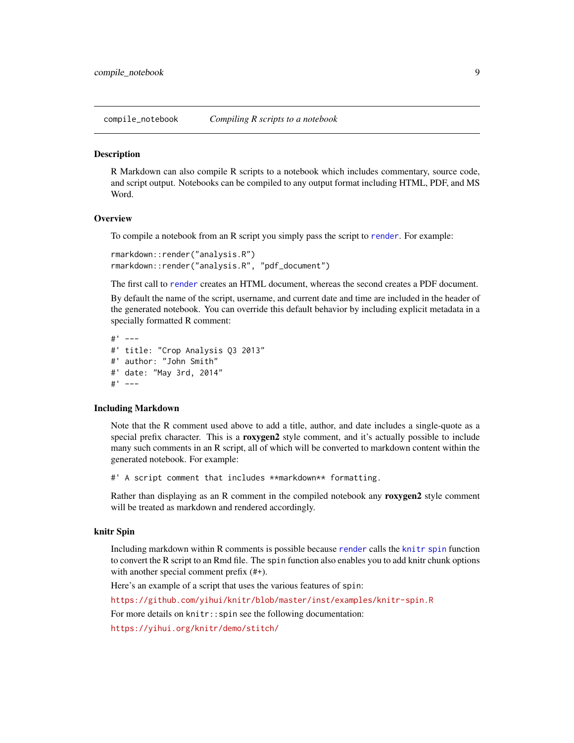## compile_notebook — *Compiling R scripts to a notebook*

### Description

R Markdown can also compile R scripts to a notebook which includes commentary, source code, and script output. Notebooks can be compiled to any output format including HTML, PDF, and MS Word.

### Overview

To compile a notebook from an R script you simply pass the script to `render`. For example:

```
rmarkdown::render("analysis.R")
rmarkdown::render("analysis.R", "pdf_document")
```

The first call to `render` creates an HTML document, whereas the second creates a PDF document.

By default the name of the script, username, and current date and time are included in the header of the generated notebook. You can override this default behavior by including explicit metadata in a specially formatted R comment:

```
#' ---
#' title: "Crop Analysis Q3 2013"
#' author: "John Smith"
#' date: "May 3rd, 2014"
#' ---
```

### Including Markdown

Note that the R comment used above to add a title, author, and date includes a single-quote as a special prefix character. This is a **roxygen2** style comment, and it's actually possible to include many such comments in an R script, all of which will be converted to markdown content within the generated notebook. For example:

```
#' A script comment that includes **markdown** formatting.
```

Rather than displaying as an R comment in the compiled notebook any **roxygen2** style comment will be treated as markdown and rendered accordingly.

### knitr Spin

Including markdown within R comments is possible because `render` calls the `knitr` `spin` function to convert the R script to an Rmd file. The `spin` function also enables you to add knitr chunk options with another special comment prefix (`#+`).

Here's an example of a script that uses the various features of `spin`:

https://github.com/yihui/knitr/blob/master/inst/examples/knitr-spin.R

For more details on `knitr::spin` see the following documentation:

https://yihui.org/knitr/demo/stitch/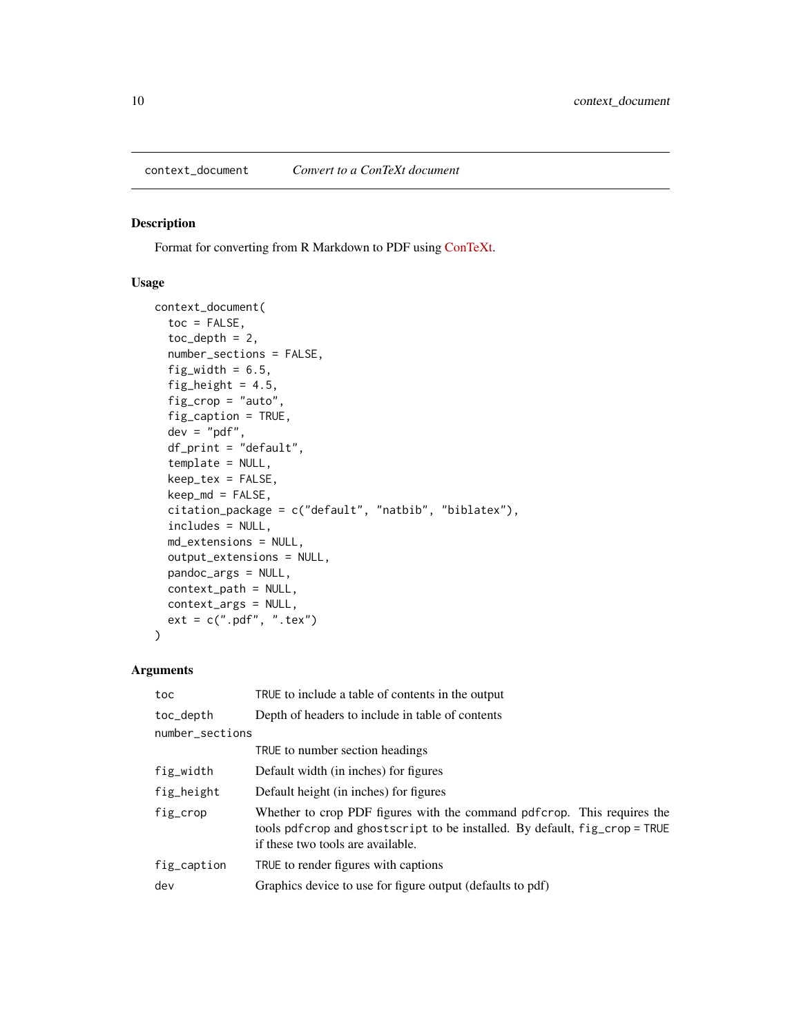context_document    *Convert to a ConTeXt document*

## Description

Format for converting from R Markdown to PDF using ConTeXt.

## Usage

```
context_document(
  toc = FALSE,
  toc_depth = 2,
  number_sections = FALSE,
  fig_width = 6.5,
  fig_height = 4.5,
  fig_crop = "auto",
  fig_caption = TRUE,
  dev = "pdf",
  df_print = "default",
  template = NULL,
  keep_tex = FALSE,
  keep_md = FALSE,
  citation_package = c("default", "natbib", "biblatex"),
  includes = NULL,
  md_extensions = NULL,
  output_extensions = NULL,
  pandoc_args = NULL,
  context_path = NULL,
  context_args = NULL,
  ext = c(".pdf", ".tex")
)
```

## Arguments

| Argument | Description |
|---|---|
| `toc` | `TRUE` to include a table of contents in the output |
| `toc_depth` | Depth of headers to include in table of contents |
| `number_sections` | `TRUE` to number section headings |
| `fig_width` | Default width (in inches) for figures |
| `fig_height` | Default height (in inches) for figures |
| `fig_crop` | Whether to crop PDF figures with the command `pdfcrop`. This requires the tools `pdfcrop` and `ghostscript` to be installed. By default, `fig_crop = TRUE` if these two tools are available. |
| `fig_caption` | `TRUE` to render figures with captions |
| `dev` | Graphics device to use for figure output (defaults to pdf) |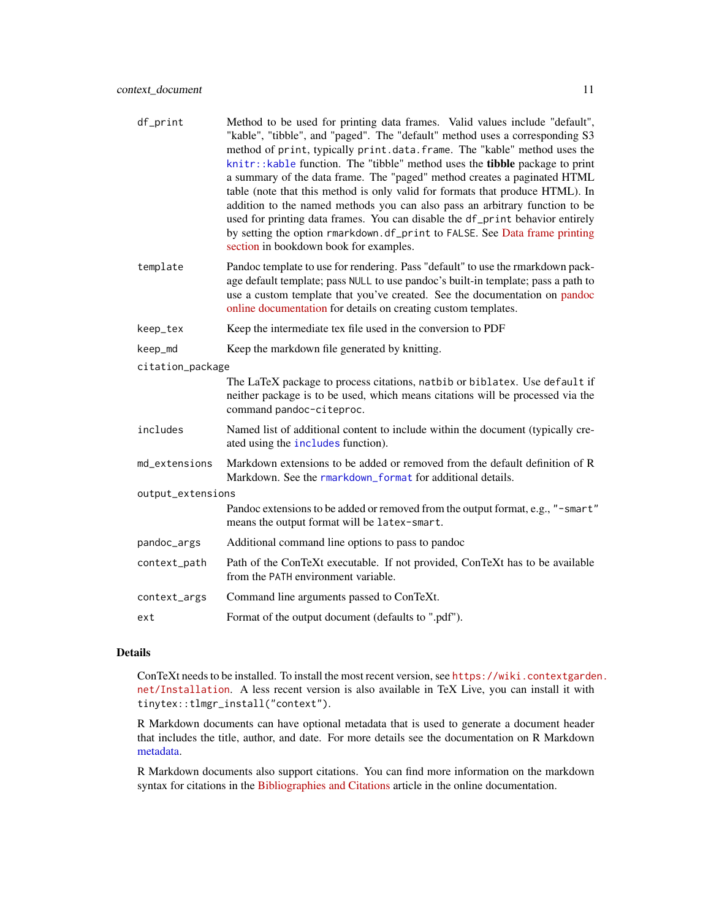| | |
|---|---|
| `df_print` | Method to be used for printing data frames. Valid values include "default", "kable", "tibble", and "paged". The "default" method uses a corresponding S3 method of `print`, typically `print.data.frame`. The "kable" method uses the `knitr::kable` function. The "tibble" method uses the **tibble** package to print a summary of the data frame. The "paged" method creates a paginated HTML table (note that this method is only valid for formats that produce HTML). In addition to the named methods you can also pass an arbitrary function to be used for printing data frames. You can disable the `df_print` behavior entirely by setting the option `rmarkdown.df_print` to `FALSE`. See Data frame printing section in bookdown book for examples. |
| `template` | Pandoc template to use for rendering. Pass "default" to use the rmarkdown package default template; pass `NULL` to use pandoc's built-in template; pass a path to use a custom template that you've created. See the documentation on pandoc online documentation for details on creating custom templates. |
| `keep_tex` | Keep the intermediate tex file used in the conversion to PDF |
| `keep_md` | Keep the markdown file generated by knitting. |
| `citation_package` | The LaTeX package to process citations, `natbib` or `biblatex`. Use `default` if neither package is to be used, which means citations will be processed via the command `pandoc-citeproc`. |
| `includes` | Named list of additional content to include within the document (typically created using the `includes` function). |
| `md_extensions` | Markdown extensions to be added or removed from the default definition of R Markdown. See the `rmarkdown_format` for additional details. |
| `output_extensions` | Pandoc extensions to be added or removed from the output format, e.g., `"-smart"` means the output format will be `latex-smart`. |
| `pandoc_args` | Additional command line options to pass to pandoc |
| `context_path` | Path of the ConTeXt executable. If not provided, ConTeXt has to be available from the `PATH` environment variable. |
| `context_args` | Command line arguments passed to ConTeXt. |
| `ext` | Format of the output document (defaults to ".pdf"). |

## Details

ConTeXt needs to be installed. To install the most recent version, see `https://wiki.contextgarden.net/Installation`. A less recent version is also available in TeX Live, you can install it with `tinytex::tlmgr_install("context")`.

R Markdown documents can have optional metadata that is used to generate a document header that includes the title, author, and date. For more details see the documentation on R Markdown metadata.

R Markdown documents also support citations. You can find more information on the markdown syntax for citations in the Bibliographies and Citations article in the online documentation.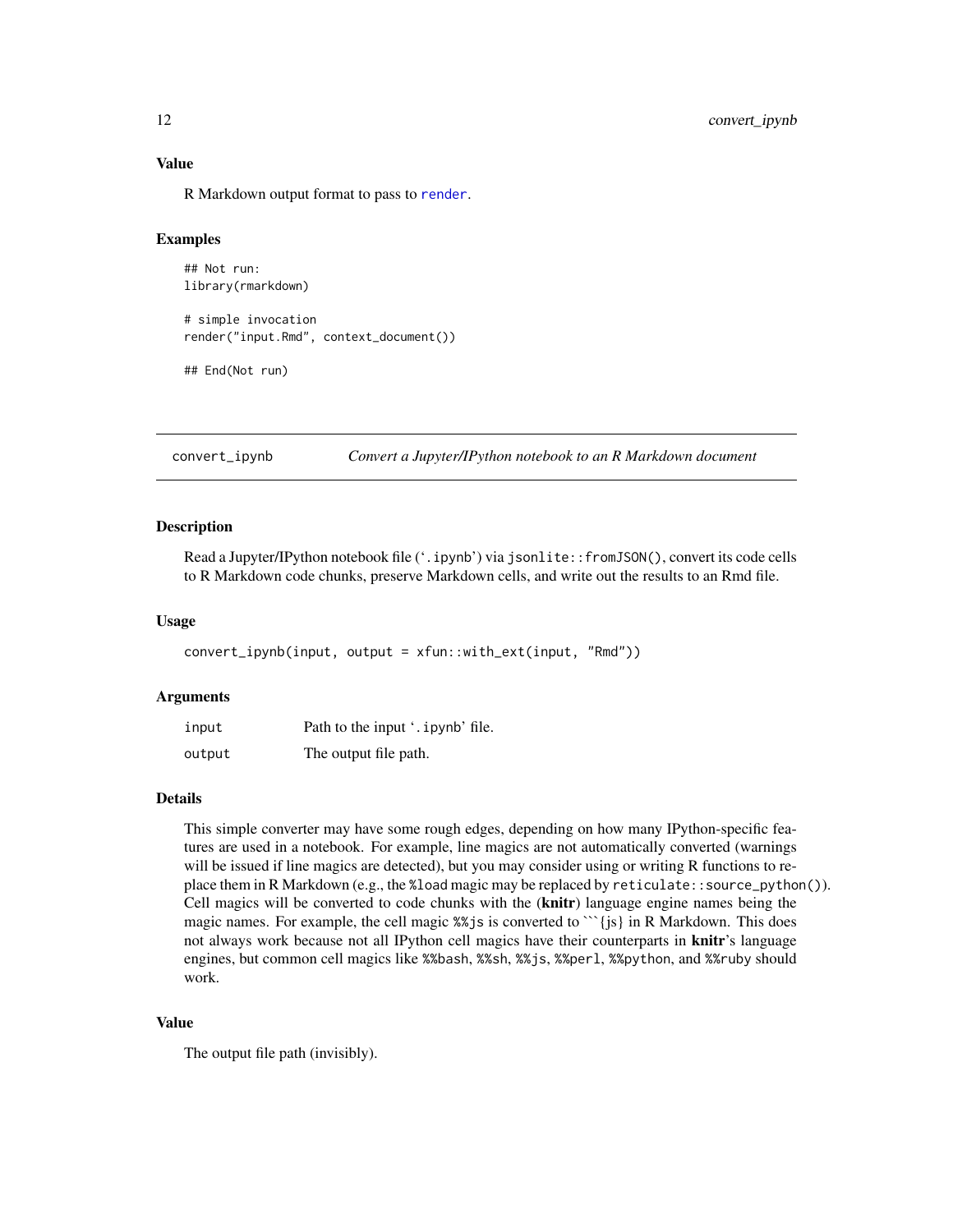### Value

R Markdown output format to pass to `render`.

### Examples

```
## Not run:
library(rmarkdown)

# simple invocation
render("input.Rmd", context_document())

## End(Not run)
```

---

## convert_ipynb — *Convert a Jupyter/IPython notebook to an R Markdown document*

### Description

Read a Jupyter/IPython notebook file ('`.ipynb`') via `jsonlite::fromJSON()`, convert its code cells to R Markdown code chunks, preserve Markdown cells, and write out the results to an Rmd file.

### Usage

```
convert_ipynb(input, output = xfun::with_ext(input, "Rmd"))
```

### Arguments

| | |
|---|---|
| `input` | Path to the input '`.ipynb`' file. |
| `output` | The output file path. |

### Details

This simple converter may have some rough edges, depending on how many IPython-specific features are used in a notebook. For example, line magics are not automatically converted (warnings will be issued if line magics are detected), but you may consider using or writing R functions to replace them in R Markdown (e.g., the `%load` magic may be replaced by `reticulate::source_python()`). Cell magics will be converted to code chunks with the (**knitr**) language engine names being the magic names. For example, the cell magic `%%js` is converted to ```{js} in R Markdown. This does not always work because not all IPython cell magics have their counterparts in **knitr**'s language engines, but common cell magics like `%%bash`, `%%sh`, `%%js`, `%%perl`, `%%python`, and `%%ruby` should work.

### Value

The output file path (invisibly).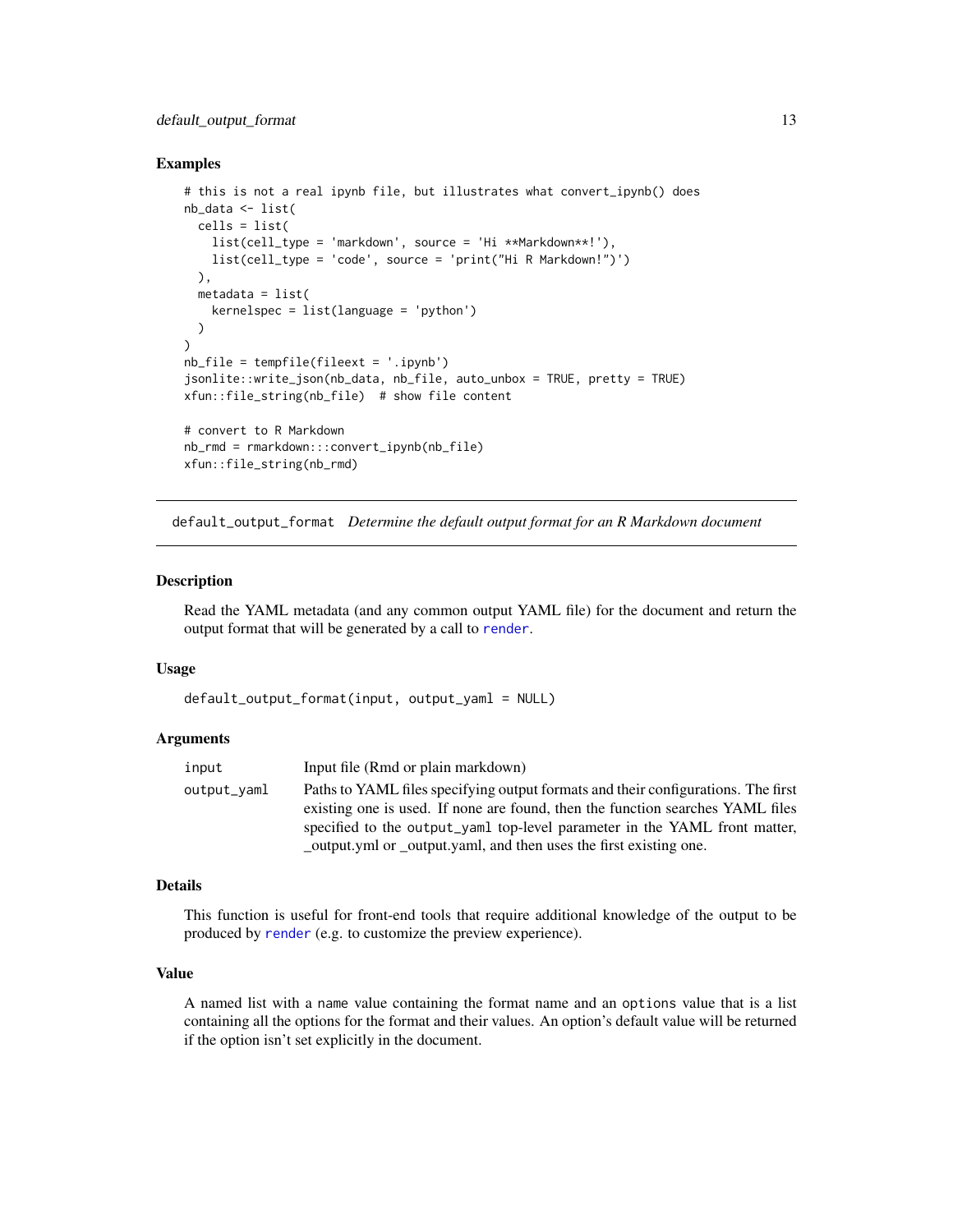### Examples

```
# this is not a real ipynb file, but illustrates what convert_ipynb() does
nb_data <- list(
  cells = list(
    list(cell_type = 'markdown', source = 'Hi **Markdown**!'),
    list(cell_type = 'code', source = 'print("Hi R Markdown!")')
  ),
  metadata = list(
    kernelspec = list(language = 'python')
  )
)
nb_file = tempfile(fileext = '.ipynb')
jsonlite::write_json(nb_data, nb_file, auto_unbox = TRUE, pretty = TRUE)
xfun::file_string(nb_file)  # show file content

# convert to R Markdown
nb_rmd = rmarkdown:::convert_ipynb(nb_file)
xfun::file_string(nb_rmd)
```

---

## default_output_format    *Determine the default output format for an R Markdown document*

---

### Description

Read the YAML metadata (and any common output YAML file) for the document and return the output format that will be generated by a call to `render`.

### Usage

```
default_output_format(input, output_yaml = NULL)
```

### Arguments

| | |
|---|---|
| `input` | Input file (Rmd or plain markdown) |
| `output_yaml` | Paths to YAML files specifying output formats and their configurations. The first existing one is used. If none are found, then the function searches YAML files specified to the `output_yaml` top-level parameter in the YAML front matter, _output.yml or _output.yaml, and then uses the first existing one. |

### Details

This function is useful for front-end tools that require additional knowledge of the output to be produced by `render` (e.g. to customize the preview experience).

### Value

A named list with a `name` value containing the format name and an `options` value that is a list containing all the options for the format and their values. An option's default value will be returned if the option isn't set explicitly in the document.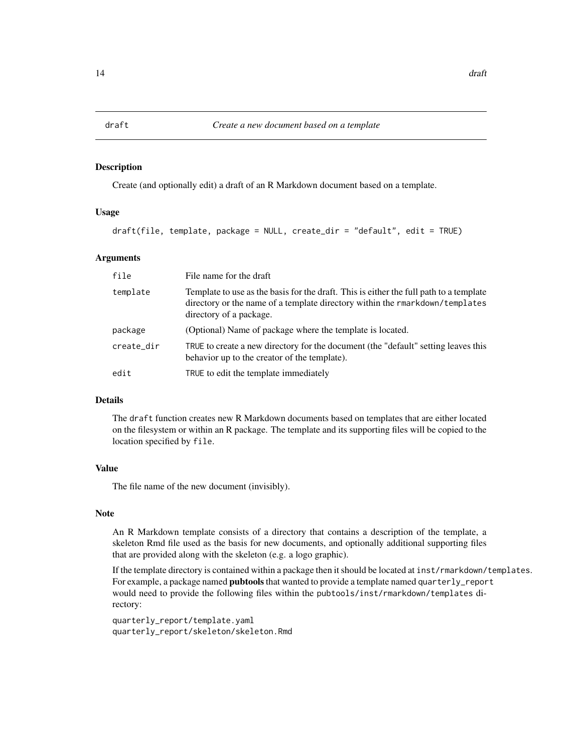## draft — *Create a new document based on a template*

### Description

Create (and optionally edit) a draft of an R Markdown document based on a template.

### Usage

```
draft(file, template, package = NULL, create_dir = "default", edit = TRUE)
```

### Arguments

| | |
|---|---|
| `file` | File name for the draft |
| `template` | Template to use as the basis for the draft. This is either the full path to a template directory or the name of a template directory within the `rmarkdown/templates` directory of a package. |
| `package` | (Optional) Name of package where the template is located. |
| `create_dir` | `TRUE` to create a new directory for the document (the "default" setting leaves this behavior up to the creator of the template). |
| `edit` | `TRUE` to edit the template immediately |

### Details

The `draft` function creates new R Markdown documents based on templates that are either located on the filesystem or within an R package. The template and its supporting files will be copied to the location specified by `file`.

### Value

The file name of the new document (invisibly).

### Note

An R Markdown template consists of a directory that contains a description of the template, a skeleton Rmd file used as the basis for new documents, and optionally additional supporting files that are provided along with the skeleton (e.g. a logo graphic).

If the template directory is contained within a package then it should be located at `inst/rmarkdown/templates`. For example, a package named **pubtools** that wanted to provide a template named `quarterly_report` would need to provide the following files within the `pubtools/inst/rmarkdown/templates` directory:

```
quarterly_report/template.yaml
quarterly_report/skeleton/skeleton.Rmd
```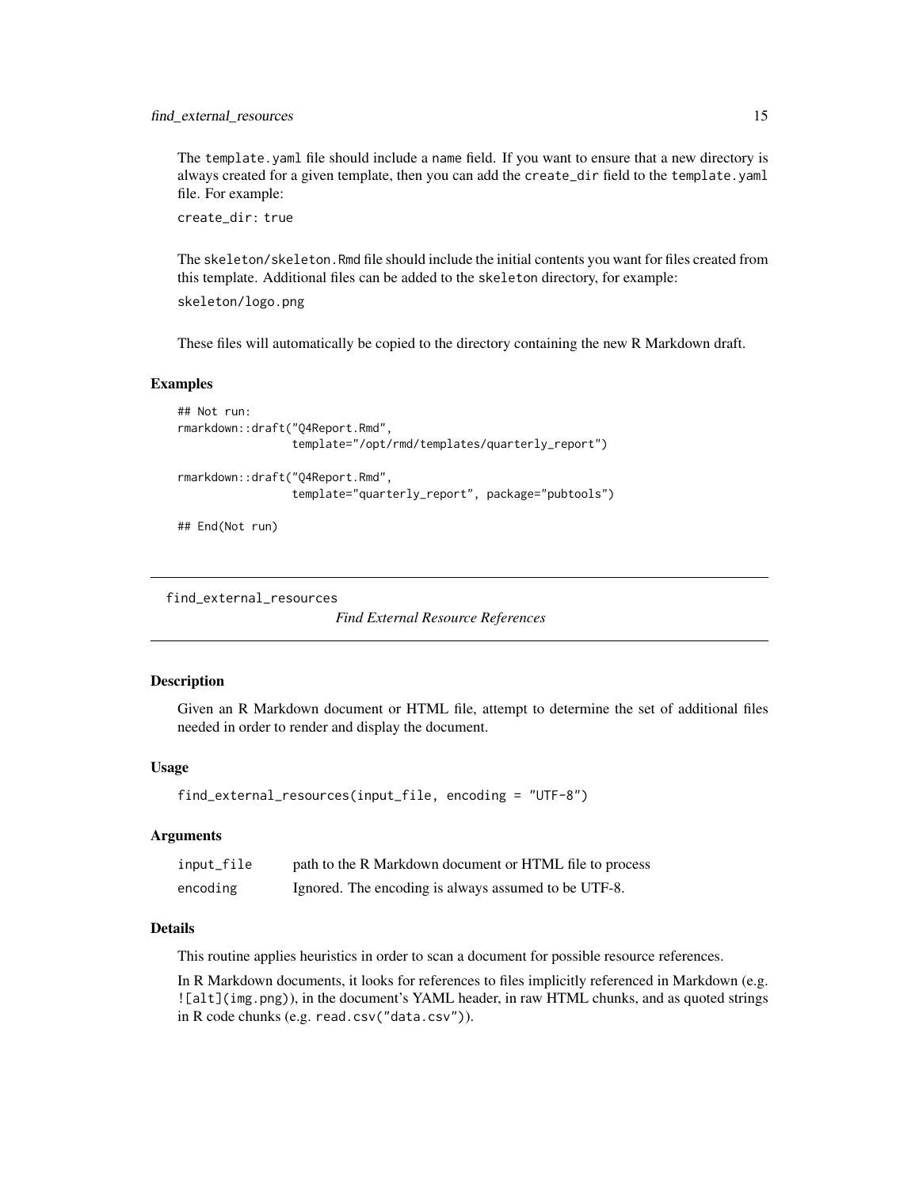The `template.yaml` file should include a `name` field. If you want to ensure that a new directory is always created for a given template, then you can add the `create_dir` field to the `template.yaml` file. For example:

`create_dir: true`

The `skeleton/skeleton.Rmd` file should include the initial contents you want for files created from this template. Additional files can be added to the `skeleton` directory, for example:

`skeleton/logo.png`

These files will automatically be copied to the directory containing the new R Markdown draft.

### Examples

```
## Not run:
rmarkdown::draft("Q4Report.Rmd",
                 template="/opt/rmd/templates/quarterly_report")

rmarkdown::draft("Q4Report.Rmd",
                 template="quarterly_report", package="pubtools")

## End(Not run)
```

---

## find_external_resources *Find External Resource References*

---

### Description

Given an R Markdown document or HTML file, attempt to determine the set of additional files needed in order to render and display the document.

### Usage

```
find_external_resources(input_file, encoding = "UTF-8")
```

### Arguments

| | |
|---|---|
| `input_file` | path to the R Markdown document or HTML file to process |
| `encoding` | Ignored. The encoding is always assumed to be UTF-8. |

### Details

This routine applies heuristics in order to scan a document for possible resource references.

In R Markdown documents, it looks for references to files implicitly referenced in Markdown (e.g. `![alt](img.png)`), in the document's YAML header, in raw HTML chunks, and as quoted strings in R code chunks (e.g. `read.csv("data.csv")`).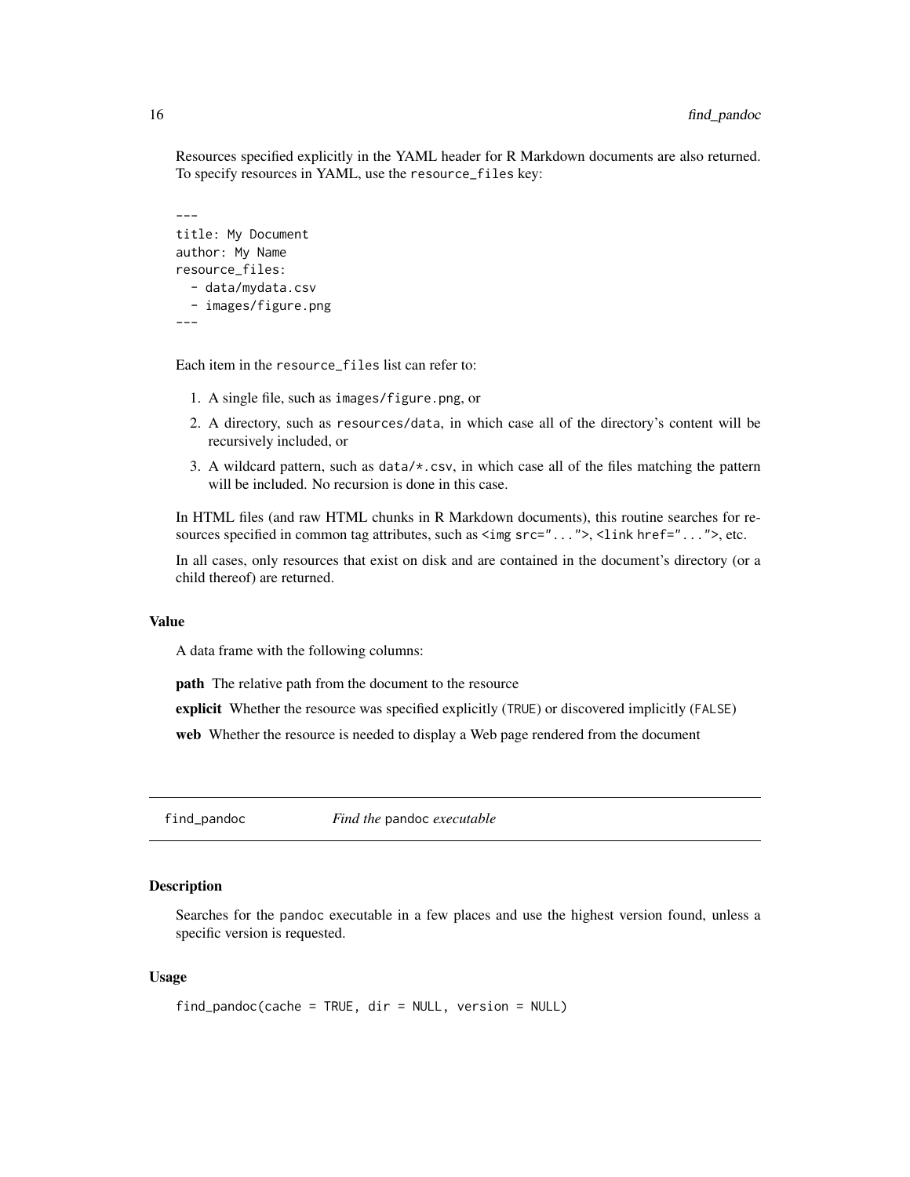Resources specified explicitly in the YAML header for R Markdown documents are also returned. To specify resources in YAML, use the `resource_files` key:

```
---
title: My Document
author: My Name
resource_files:
  - data/mydata.csv
  - images/figure.png
---
```

Each item in the `resource_files` list can refer to:

1. A single file, such as `images/figure.png`, or
2. A directory, such as `resources/data`, in which case all of the directory's content will be recursively included, or
3. A wildcard pattern, such as `data/*.csv`, in which case all of the files matching the pattern will be included. No recursion is done in this case.

In HTML files (and raw HTML chunks in R Markdown documents), this routine searches for resources specified in common tag attributes, such as `<img src="...">`, `<link href="...">`, etc.

In all cases, only resources that exist on disk and are contained in the document's directory (or a child thereof) are returned.

### Value

A data frame with the following columns:

**path** The relative path from the document to the resource

**explicit** Whether the resource was specified explicitly (`TRUE`) or discovered implicitly (`FALSE`)

**web** Whether the resource is needed to display a Web page rendered from the document

---

## find_pandoc — *Find the* `pandoc` *executable*

### Description

Searches for the pandoc executable in a few places and use the highest version found, unless a specific version is requested.

### Usage

```
find_pandoc(cache = TRUE, dir = NULL, version = NULL)
```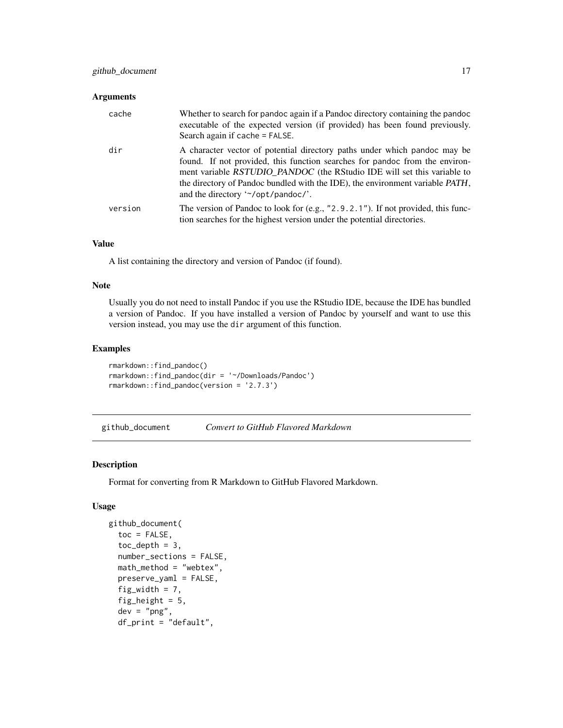### Arguments

| | |
|---|---|
| cache | Whether to search for pandoc again if a Pandoc directory containing the pandoc executable of the expected version (if provided) has been found previously. Search again if `cache = FALSE`. |
| dir | A character vector of potential directory paths under which pandoc may be found. If not provided, this function searches for pandoc from the environment variable *RSTUDIO_PANDOC* (the RStudio IDE will set this variable to the directory of Pandoc bundled with the IDE), the environment variable *PATH*, and the directory '`~/opt/pandoc/`'. |
| version | The version of Pandoc to look for (e.g., `"2.9.2.1"`). If not provided, this function searches for the highest version under the potential directories. |

### Value

A list containing the directory and version of Pandoc (if found).

### Note

Usually you do not need to install Pandoc if you use the RStudio IDE, because the IDE has bundled a version of Pandoc. If you have installed a version of Pandoc by yourself and want to use this version instead, you may use the `dir` argument of this function.

### Examples

```
rmarkdown::find_pandoc()
rmarkdown::find_pandoc(dir = '~/Downloads/Pandoc')
rmarkdown::find_pandoc(version = '2.7.3')
```

---

## github_document *Convert to GitHub Flavored Markdown*

### Description

Format for converting from R Markdown to GitHub Flavored Markdown.

### Usage

```
github_document(
  toc = FALSE,
  toc_depth = 3,
  number_sections = FALSE,
  math_method = "webtex",
  preserve_yaml = FALSE,
  fig_width = 7,
  fig_height = 5,
  dev = "png",
  df_print = "default",
```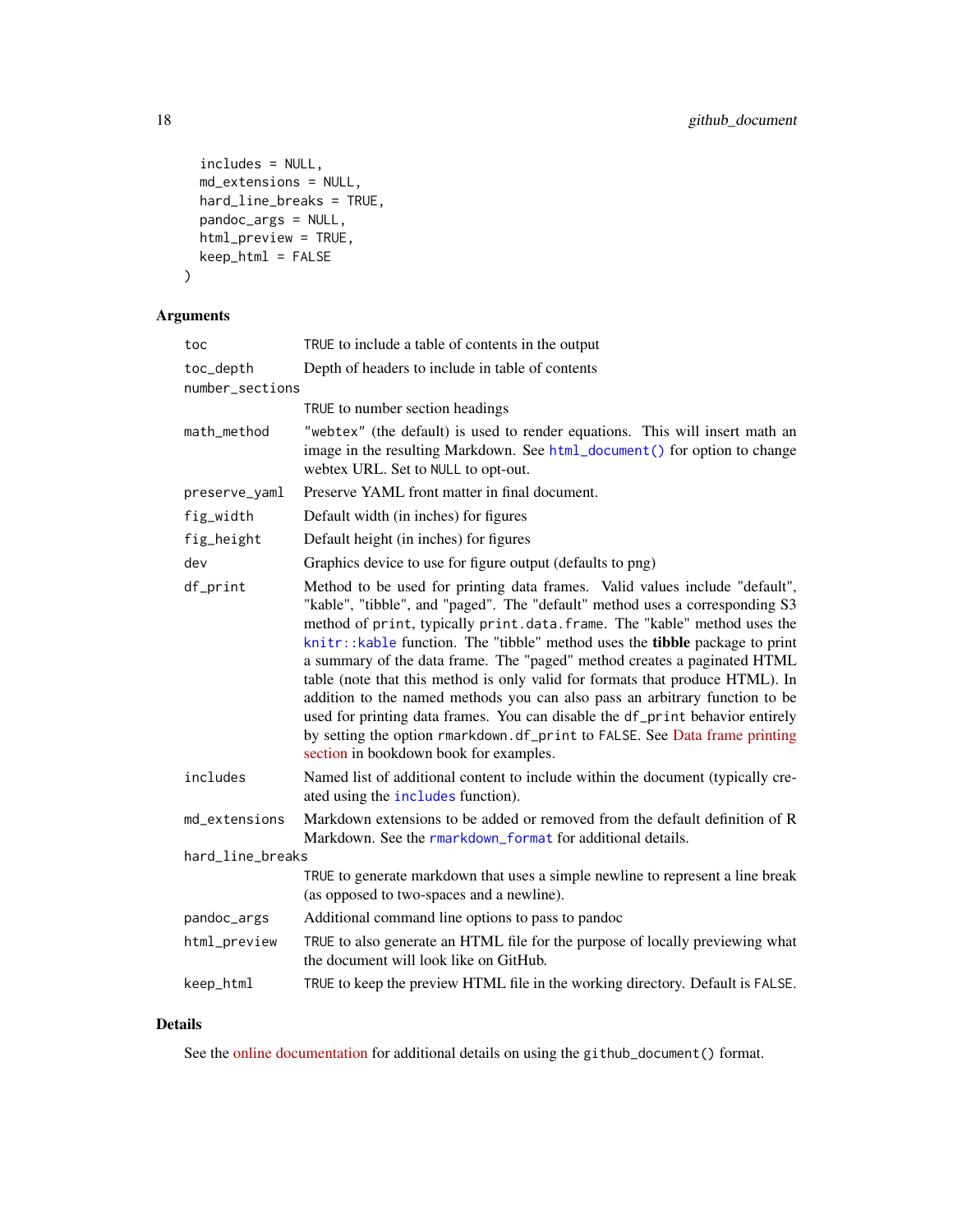```
  includes = NULL,
  md_extensions = NULL,
  hard_line_breaks = TRUE,
  pandoc_args = NULL,
  html_preview = TRUE,
  keep_html = FALSE
)
```

## Arguments

| | |
|---|---|
| toc | TRUE to include a table of contents in the output |
| toc_depth | Depth of headers to include in table of contents |
| number_sections | TRUE to number section headings |
| math_method | "webtex" (the default) is used to render equations. This will insert math an image in the resulting Markdown. See html_document() for option to change webtex URL. Set to NULL to opt-out. |
| preserve_yaml | Preserve YAML front matter in final document. |
| fig_width | Default width (in inches) for figures |
| fig_height | Default height (in inches) for figures |
| dev | Graphics device to use for figure output (defaults to png) |
| df_print | Method to be used for printing data frames. Valid values include "default", "kable", "tibble", and "paged". The "default" method uses a corresponding S3 method of print, typically print.data.frame. The "kable" method uses the knitr::kable function. The "tibble" method uses the **tibble** package to print a summary of the data frame. The "paged" method creates a paginated HTML table (note that this method is only valid for formats that produce HTML). In addition to the named methods you can also pass an arbitrary function to be used for printing data frames. You can disable the df_print behavior entirely by setting the option rmarkdown.df_print to FALSE. See Data frame printing section in bookdown book for examples. |
| includes | Named list of additional content to include within the document (typically created using the includes function). |
| md_extensions | Markdown extensions to be added or removed from the default definition of R Markdown. See the rmarkdown_format for additional details. |
| hard_line_breaks | TRUE to generate markdown that uses a simple newline to represent a line break (as opposed to two-spaces and a newline). |
| pandoc_args | Additional command line options to pass to pandoc |
| html_preview | TRUE to also generate an HTML file for the purpose of locally previewing what the document will look like on GitHub. |
| keep_html | TRUE to keep the preview HTML file in the working directory. Default is FALSE. |

## Details

See the online documentation for additional details on using the github_document() format.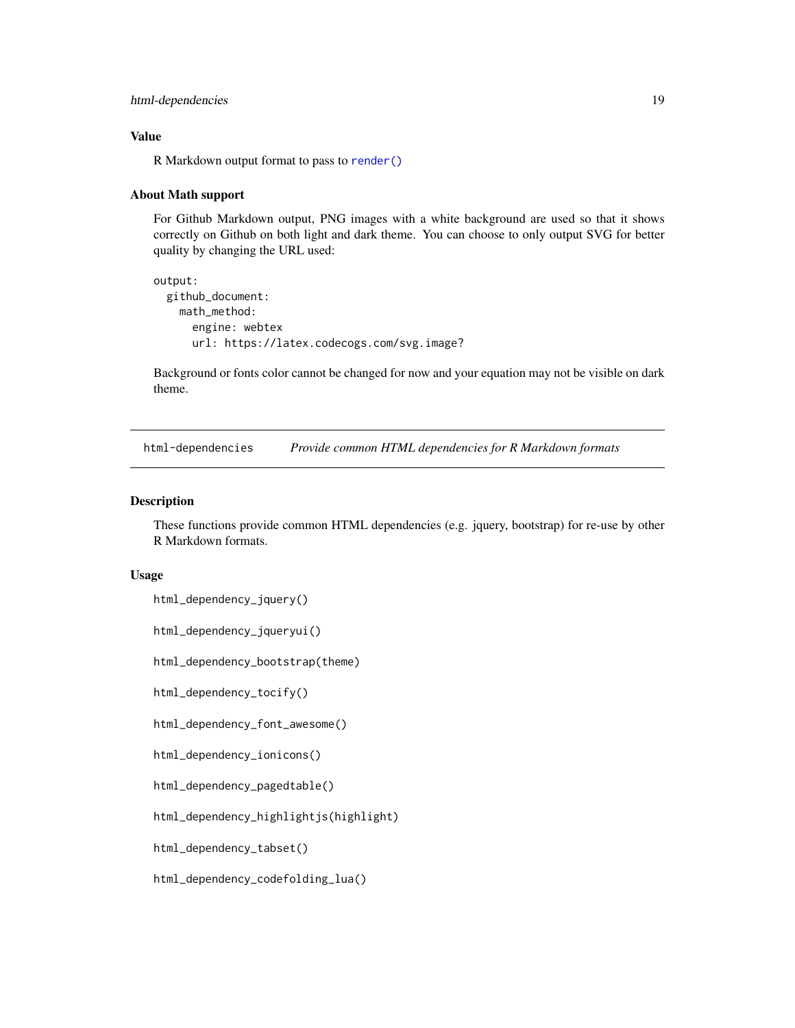### Value

R Markdown output format to pass to `render()`

### About Math support

For Github Markdown output, PNG images with a white background are used so that it shows correctly on Github on both light and dark theme. You can choose to only output SVG for better quality by changing the URL used:

```
output:
  github_document:
    math_method:
      engine: webtex
      url: https://latex.codecogs.com/svg.image?
```

Background or fonts color cannot be changed for now and your equation may not be visible on dark theme.

---

## html-dependencies — *Provide common HTML dependencies for R Markdown formats*

### Description

These functions provide common HTML dependencies (e.g. jquery, bootstrap) for re-use by other R Markdown formats.

### Usage

```
html_dependency_jquery()

html_dependency_jqueryui()

html_dependency_bootstrap(theme)

html_dependency_tocify()

html_dependency_font_awesome()

html_dependency_ionicons()

html_dependency_pagedtable()

html_dependency_highlightjs(highlight)

html_dependency_tabset()

html_dependency_codefolding_lua()
```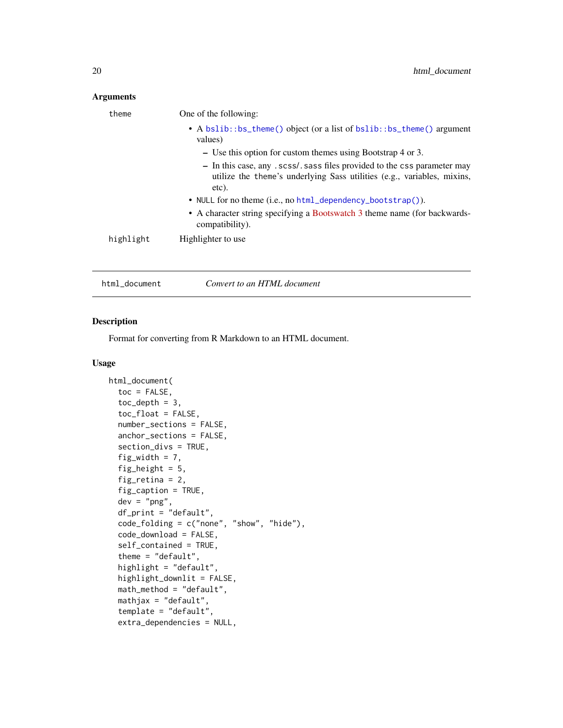### Arguments

| | |
|---|---|
| `theme` | One of the following:<br>• A `bslib::bs_theme()` object (or a list of `bslib::bs_theme()` argument values)<br>  – Use this option for custom themes using Bootstrap 4 or 3.<br>  – In this case, any `.scss`/`.sass` files provided to the `css` parameter may utilize the `theme`'s underlying Sass utilities (e.g., variables, mixins, etc).<br>• `NULL` for no theme (i.e., no `html_dependency_bootstrap()`).<br>• A character string specifying a Bootswatch 3 theme name (for backwards-compatibility). |
| `highlight` | Highlighter to use |

## html_document — *Convert to an HTML document*

### Description

Format for converting from R Markdown to an HTML document.

### Usage

```
html_document(
  toc = FALSE,
  toc_depth = 3,
  toc_float = FALSE,
  number_sections = FALSE,
  anchor_sections = FALSE,
  section_divs = TRUE,
  fig_width = 7,
  fig_height = 5,
  fig_retina = 2,
  fig_caption = TRUE,
  dev = "png",
  df_print = "default",
  code_folding = c("none", "show", "hide"),
  code_download = FALSE,
  self_contained = TRUE,
  theme = "default",
  highlight = "default",
  highlight_downlit = FALSE,
  math_method = "default",
  mathjax = "default",
  template = "default",
  extra_dependencies = NULL,
```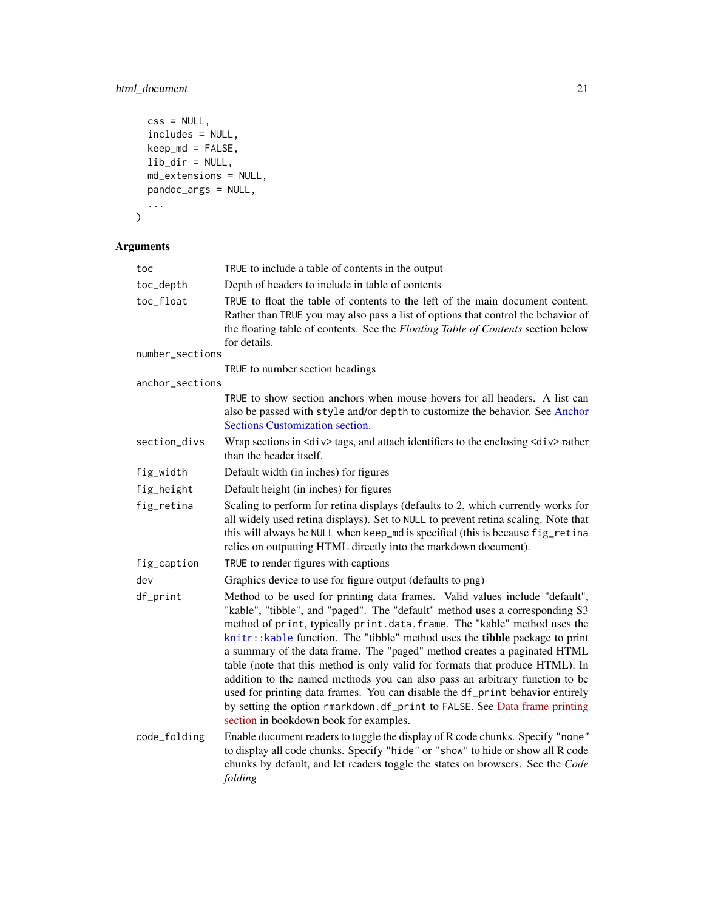```
  css = NULL,
  includes = NULL,
  keep_md = FALSE,
  lib_dir = NULL,
  md_extensions = NULL,
  pandoc_args = NULL,
  ...
)
```

## Arguments

| Argument | Description |
|---|---|
| `toc` | `TRUE` to include a table of contents in the output |
| `toc_depth` | Depth of headers to include in table of contents |
| `toc_float` | `TRUE` to float the table of contents to the left of the main document content. Rather than `TRUE` you may also pass a list of options that control the behavior of the floating table of contents. See the *Floating Table of Contents* section below for details. |
| `number_sections` | `TRUE` to number section headings |
| `anchor_sections` | `TRUE` to show section anchors when mouse hovers for all headers. A list can also be passed with `style` and/or `depth` to customize the behavior. See Anchor Sections Customization section. |
| `section_divs` | Wrap sections in `<div>` tags, and attach identifiers to the enclosing `<div>` rather than the header itself. |
| `fig_width` | Default width (in inches) for figures |
| `fig_height` | Default height (in inches) for figures |
| `fig_retina` | Scaling to perform for retina displays (defaults to 2, which currently works for all widely used retina displays). Set to `NULL` to prevent retina scaling. Note that this will always be `NULL` when `keep_md` is specified (this is because `fig_retina` relies on outputting HTML directly into the markdown document). |
| `fig_caption` | `TRUE` to render figures with captions |
| `dev` | Graphics device to use for figure output (defaults to png) |
| `df_print` | Method to be used for printing data frames. Valid values include "default", "kable", "tibble", and "paged". The "default" method uses a corresponding S3 method of `print`, typically `print.data.frame`. The "kable" method uses the `knitr::kable` function. The "tibble" method uses the **tibble** package to print a summary of the data frame. The "paged" method creates a paginated HTML table (note that this method is only valid for formats that produce HTML). In addition to the named methods you can also pass an arbitrary function to be used for printing data frames. You can disable the `df_print` behavior entirely by setting the option `rmarkdown.df_print` to `FALSE`. See Data frame printing section in bookdown book for examples. |
| `code_folding` | Enable document readers to toggle the display of R code chunks. Specify `"none"` to display all code chunks. Specify `"hide"` or `"show"` to hide or show all R code chunks by default, and let readers toggle the states on browsers. See the *Code folding* |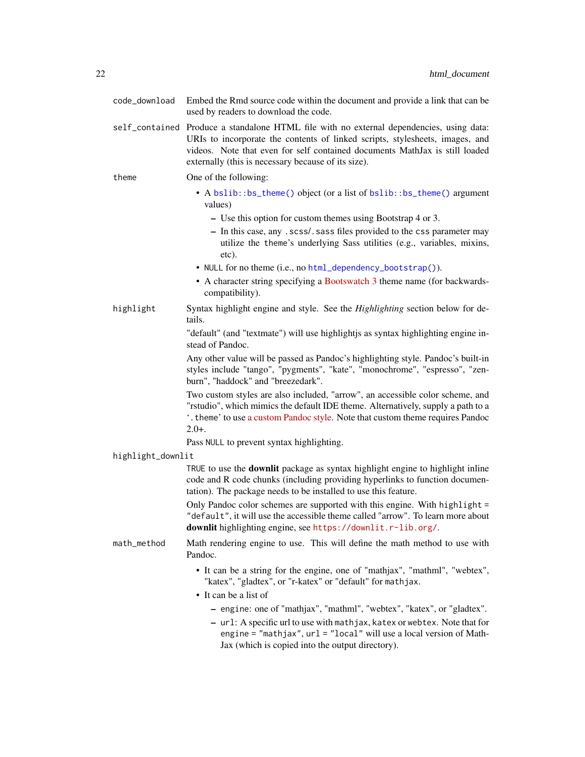`code_download`
: Embed the Rmd source code within the document and provide a link that can be used by readers to download the code.

`self_contained`
: Produce a standalone HTML file with no external dependencies, using data: URIs to incorporate the contents of linked scripts, stylesheets, images, and videos. Note that even for self contained documents MathJax is still loaded externally (this is necessary because of its size).

`theme`
: One of the following:

- A `bslib::bs_theme()` object (or a list of `bslib::bs_theme()` argument values)
  - Use this option for custom themes using Bootstrap 4 or 3.
  - In this case, any `.scss`/`.sass` files provided to the `css` parameter may utilize the `theme`'s underlying Sass utilities (e.g., variables, mixins, etc).
- `NULL` for no theme (i.e., no `html_dependency_bootstrap()`).
- A character string specifying a Bootswatch 3 theme name (for backwards-compatibility).

`highlight`
: Syntax highlight engine and style. See the *Highlighting* section below for details.

"default" (and "textmate") will use highlightjs as syntax highlighting engine instead of Pandoc.

Any other value will be passed as Pandoc's highlighting style. Pandoc's built-in styles include "tango", "pygments", "kate", "monochrome", "espresso", "zenburn", "haddock" and "breezedark".

Two custom styles are also included, "arrow", an accessible color scheme, and "rstudio", which mimics the default IDE theme. Alternatively, supply a path to a '`.theme`' to use a custom Pandoc style. Note that custom theme requires Pandoc 2.0+.

Pass `NULL` to prevent syntax highlighting.

`highlight_downlit`
: `TRUE` to use the **downlit** package as syntax highlight engine to highlight inline code and R code chunks (including providing hyperlinks to function documentation). The package needs to be installed to use this feature.

Only Pandoc color schemes are supported with this engine. With `highlight = "default"`, it will use the accessible theme called "arrow". To learn more about **downlit** highlighting engine, see `https://downlit.r-lib.org/`.

`math_method`
: Math rendering engine to use. This will define the math method to use with Pandoc.

- It can be a string for the engine, one of "mathjax", "mathml", "webtex", "katex", "gladtex", or "r-katex" or "default" for `mathjax`.
- It can be a list of
  - `engine`: one of "mathjax", "mathml", "webtex", "katex", or "gladtex".
  - `url`: A specific url to use with `mathjax`, `katex` or `webtex`. Note that for `engine = "mathjax"`, `url = "local"` will use a local version of MathJax (which is copied into the output directory).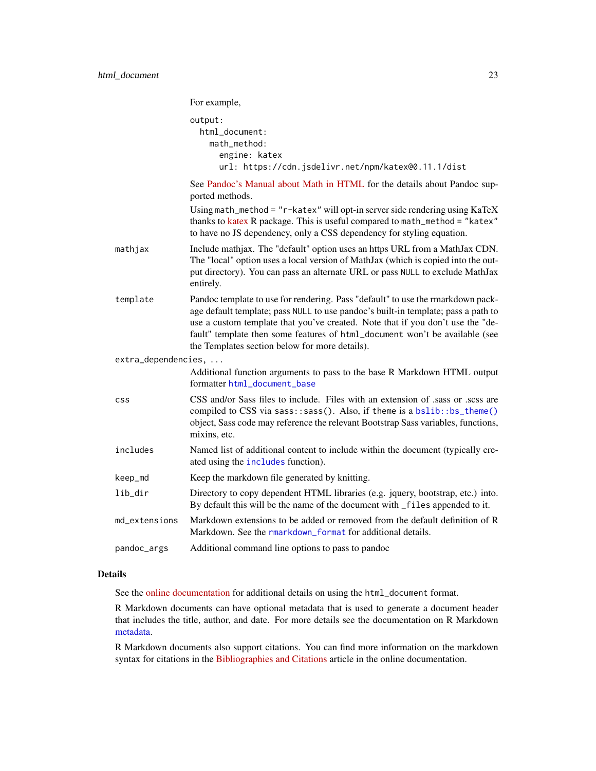For example,

```
output:
  html_document:
    math_method:
      engine: katex
      url: https://cdn.jsdelivr.net/npm/katex@0.11.1/dist
```

See Pandoc's Manual about Math in HTML for the details about Pandoc supported methods.

Using `math_method = "r-katex"` will opt-in server side rendering using KaTeX thanks to katex R package. This is useful compared to `math_method = "katex"` to have no JS dependency, only a CSS dependency for styling equation.

`mathjax` Include mathjax. The "default" option uses an https URL from a MathJax CDN. The "local" option uses a local version of MathJax (which is copied into the output directory). You can pass an alternate URL or pass `NULL` to exclude MathJax entirely.

`template` Pandoc template to use for rendering. Pass "default" to use the rmarkdown package default template; pass `NULL` to use pandoc's built-in template; pass a path to use a custom template that you've created. Note that if you don't use the "default" template then some features of `html_document` won't be available (see the Templates section below for more details).

`extra_dependencies, ...` Additional function arguments to pass to the base R Markdown HTML output formatter `html_document_base`

`css` CSS and/or Sass files to include. Files with an extension of .sass or .scss are compiled to CSS via `sass::sass()`. Also, if `theme` is a `bslib::bs_theme()` object, Sass code may reference the relevant Bootstrap Sass variables, functions, mixins, etc.

`includes` Named list of additional content to include within the document (typically created using the `includes` function).

`keep_md` Keep the markdown file generated by knitting.

`lib_dir` Directory to copy dependent HTML libraries (e.g. jquery, bootstrap, etc.) into. By default this will be the name of the document with `_files` appended to it.

`md_extensions` Markdown extensions to be added or removed from the default definition of R Markdown. See the `rmarkdown_format` for additional details.

`pandoc_args` Additional command line options to pass to pandoc

## Details

See the online documentation for additional details on using the `html_document` format.

R Markdown documents can have optional metadata that is used to generate a document header that includes the title, author, and date. For more details see the documentation on R Markdown metadata.

R Markdown documents also support citations. You can find more information on the markdown syntax for citations in the Bibliographies and Citations article in the online documentation.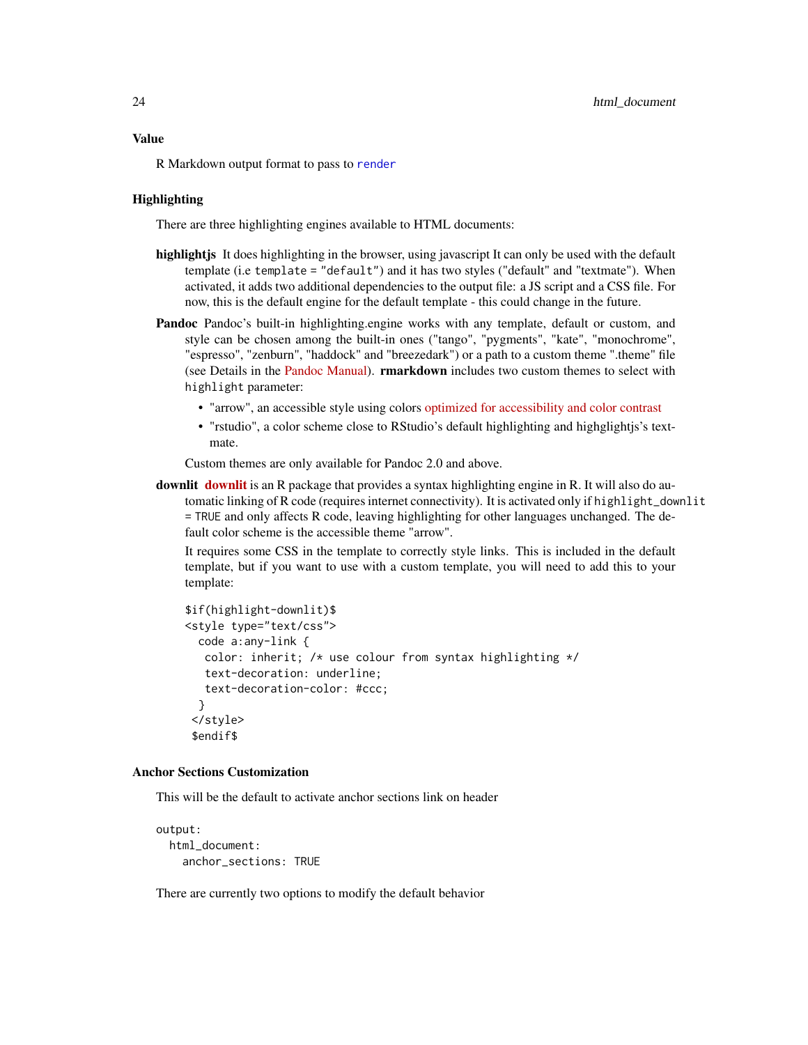## Value

R Markdown output format to pass to `render`

## Highlighting

There are three highlighting engines available to HTML documents:

**highlightjs** It does highlighting in the browser, using javascript It can only be used with the default template (i.e `template = "default"`) and it has two styles ("default" and "textmate"). When activated, it adds two additional dependencies to the output file: a JS script and a CSS file. For now, this is the default engine for the default template - this could change in the future.

**Pandoc** Pandoc's built-in highlighting.engine works with any template, default or custom, and style can be chosen among the built-in ones ("tango", "pygments", "kate", "monochrome", "espresso", "zenburn", "haddock" and "breezedark") or a path to a custom theme ".theme" file (see Details in the Pandoc Manual). **rmarkdown** includes two custom themes to select with `highlight` parameter:

- "arrow", an accessible style using colors optimized for accessibility and color contrast
- "rstudio", a color scheme close to RStudio's default highlighting and highglightjs's textmate.

Custom themes are only available for Pandoc 2.0 and above.

**downlit** **downlit** is an R package that provides a syntax highlighting engine in R. It will also do automatic linking of R code (requires internet connectivity). It is activated only if `highlight_downlit = TRUE` and only affects R code, leaving highlighting for other languages unchanged. The default color scheme is the accessible theme "arrow".

It requires some CSS in the template to correctly style links. This is included in the default template, but if you want to use with a custom template, you will need to add this to your template:

```
$if(highlight-downlit)$
<style type="text/css">
  code a:any-link {
   color: inherit; /* use colour from syntax highlighting */
   text-decoration: underline;
   text-decoration-color: #ccc;
  }
 </style>
 $endif$
```

## Anchor Sections Customization

This will be the default to activate anchor sections link on header

```
output:
  html_document:
    anchor_sections: TRUE
```

There are currently two options to modify the default behavior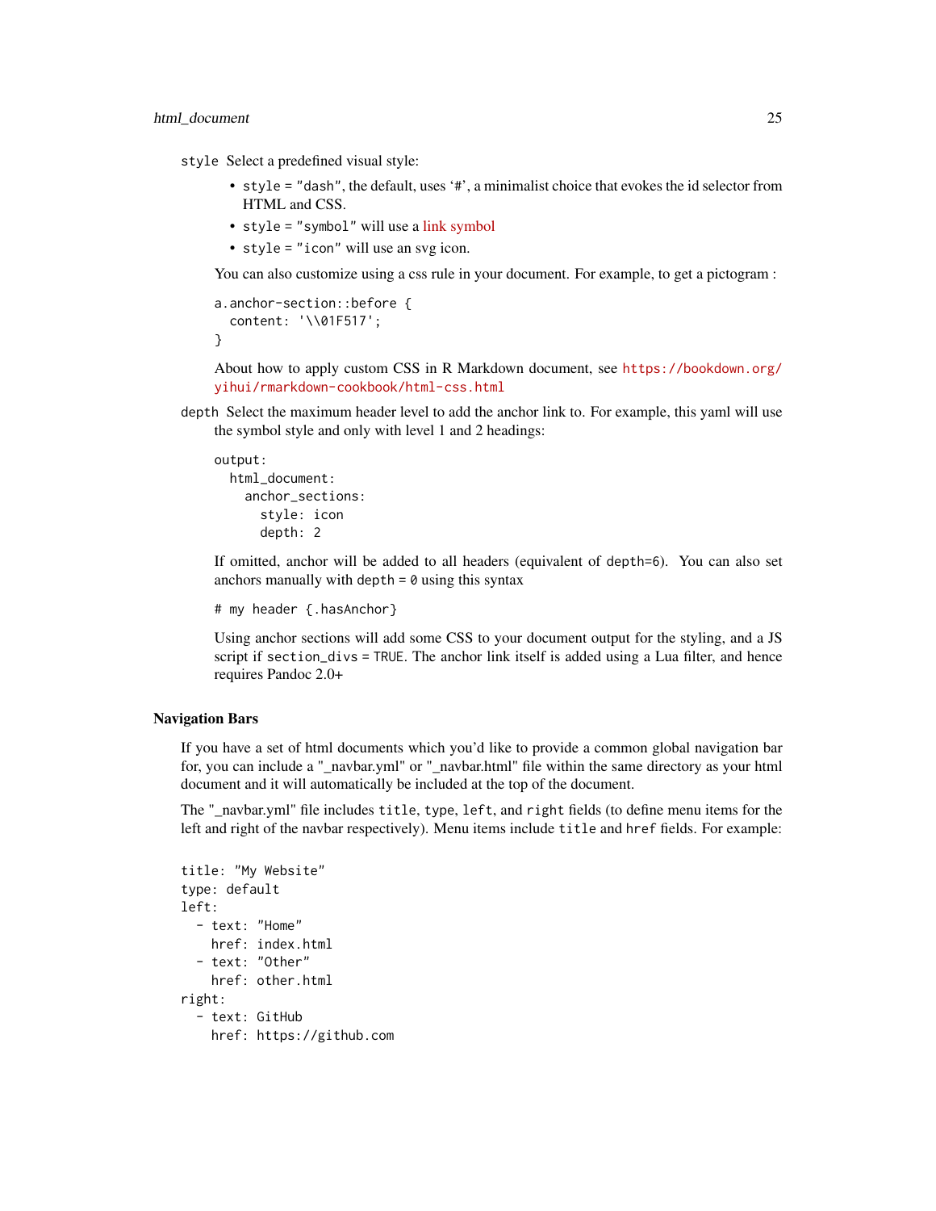`style` Select a predefined visual style:

- `style = "dash"`, the default, uses '#', a minimalist choice that evokes the id selector from HTML and CSS.
- `style = "symbol"` will use a link symbol
- `style = "icon"` will use an svg icon.

You can also customize using a css rule in your document. For example, to get a pictogram :

```
a.anchor-section::before {
  content: '\\01F517';
}
```

About how to apply custom CSS in R Markdown document, see https://bookdown.org/yihui/rmarkdown-cookbook/html-css.html

`depth` Select the maximum header level to add the anchor link to. For example, this yaml will use the symbol style and only with level 1 and 2 headings:

```
output:
  html_document:
    anchor_sections:
      style: icon
      depth: 2
```

If omitted, anchor will be added to all headers (equivalent of `depth=6`). You can also set anchors manually with `depth = 0` using this syntax

```
# my header {.hasAnchor}
```

Using anchor sections will add some CSS to your document output for the styling, and a JS script if `section_divs = TRUE`. The anchor link itself is added using a Lua filter, and hence requires Pandoc 2.0+

### Navigation Bars

If you have a set of html documents which you'd like to provide a common global navigation bar for, you can include a "_navbar.yml" or "_navbar.html" file within the same directory as your html document and it will automatically be included at the top of the document.

The "_navbar.yml" file includes `title`, `type`, `left`, and `right` fields (to define menu items for the left and right of the navbar respectively). Menu items include `title` and `href` fields. For example:

```
title: "My Website"
type: default
left:
  - text: "Home"
    href: index.html
  - text: "Other"
    href: other.html
right:
  - text: GitHub
    href: https://github.com
```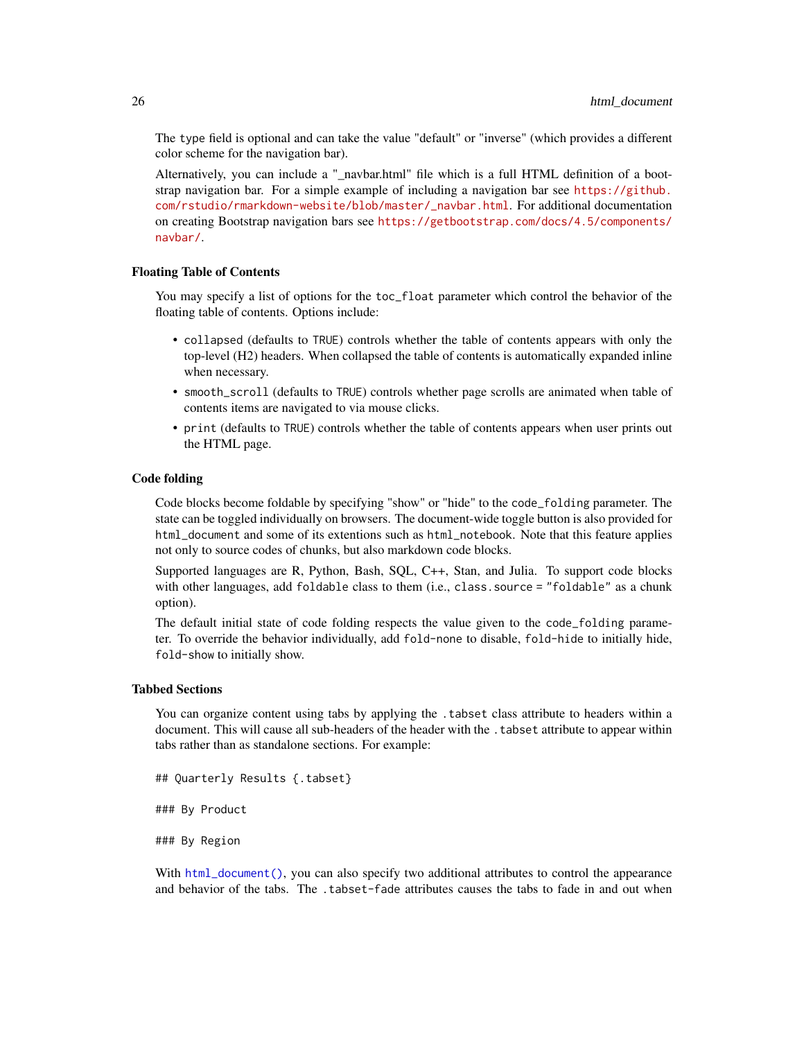The `type` field is optional and can take the value "default" or "inverse" (which provides a different color scheme for the navigation bar).

Alternatively, you can include a "_navbar.html" file which is a full HTML definition of a bootstrap navigation bar. For a simple example of including a navigation bar see https://github.com/rstudio/rmarkdown-website/blob/master/_navbar.html. For additional documentation on creating Bootstrap navigation bars see https://getbootstrap.com/docs/4.5/components/navbar/.

### Floating Table of Contents

You may specify a list of options for the `toc_float` parameter which control the behavior of the floating table of contents. Options include:

- `collapsed` (defaults to `TRUE`) controls whether the table of contents appears with only the top-level (H2) headers. When collapsed the table of contents is automatically expanded inline when necessary.
- `smooth_scroll` (defaults to `TRUE`) controls whether page scrolls are animated when table of contents items are navigated to via mouse clicks.
- `print` (defaults to `TRUE`) controls whether the table of contents appears when user prints out the HTML page.

### Code folding

Code blocks become foldable by specifying "show" or "hide" to the `code_folding` parameter. The state can be toggled individually on browsers. The document-wide toggle button is also provided for `html_document` and some of its extentions such as `html_notebook`. Note that this feature applies not only to source codes of chunks, but also markdown code blocks.

Supported languages are R, Python, Bash, SQL, C++, Stan, and Julia. To support code blocks with other languages, add `foldable` class to them (i.e., `class.source = "foldable"` as a chunk option).

The default initial state of code folding respects the value given to the `code_folding` parameter. To override the behavior individually, add `fold-none` to disable, `fold-hide` to initially hide, `fold-show` to initially show.

### Tabbed Sections

You can organize content using tabs by applying the `.tabset` class attribute to headers within a document. This will cause all sub-headers of the header with the `.tabset` attribute to appear within tabs rather than as standalone sections. For example:

```
## Quarterly Results {.tabset}

### By Product

### By Region
```

With `html_document()`, you can also specify two additional attributes to control the appearance and behavior of the tabs. The `.tabset-fade` attributes causes the tabs to fade in and out when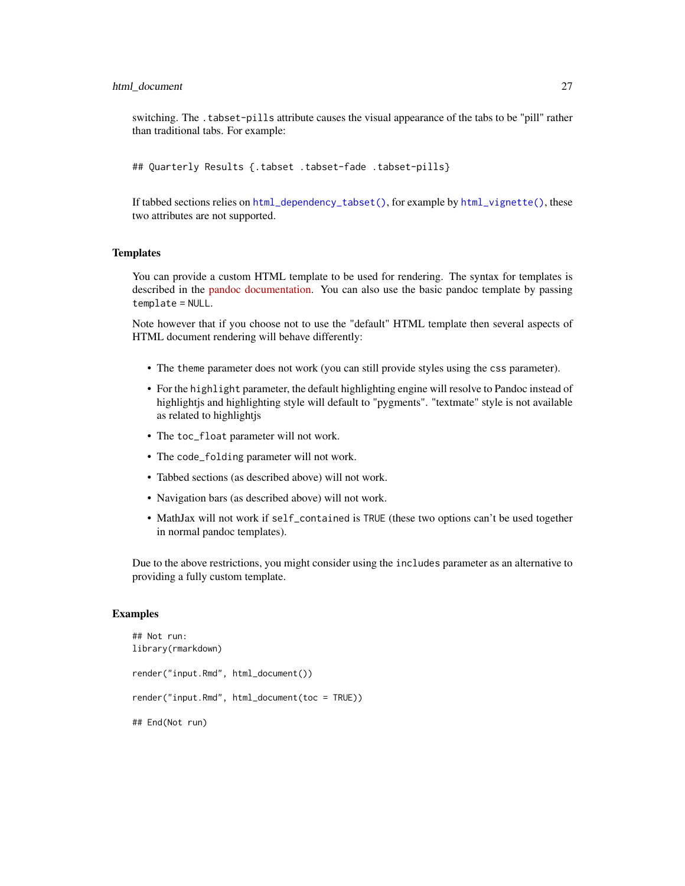switching. The `.tabset-pills` attribute causes the visual appearance of the tabs to be "pill" rather than traditional tabs. For example:

```
## Quarterly Results {.tabset .tabset-fade .tabset-pills}
```

If tabbed sections relies on `html_dependency_tabset()`, for example by `html_vignette()`, these two attributes are not supported.

## Templates

You can provide a custom HTML template to be used for rendering. The syntax for templates is described in the pandoc documentation. You can also use the basic pandoc template by passing `template = NULL`.

Note however that if you choose not to use the "default" HTML template then several aspects of HTML document rendering will behave differently:

- The `theme` parameter does not work (you can still provide styles using the `css` parameter).
- For the `highlight` parameter, the default highlighting engine will resolve to Pandoc instead of highlightjs and highlighting style will default to "pygments". "textmate" style is not available as related to highlightjs
- The `toc_float` parameter will not work.
- The `code_folding` parameter will not work.
- Tabbed sections (as described above) will not work.
- Navigation bars (as described above) will not work.
- MathJax will not work if `self_contained` is `TRUE` (these two options can't be used together in normal pandoc templates).

Due to the above restrictions, you might consider using the `includes` parameter as an alternative to providing a fully custom template.

## Examples

```
## Not run:
library(rmarkdown)

render("input.Rmd", html_document())

render("input.Rmd", html_document(toc = TRUE))

## End(Not run)
```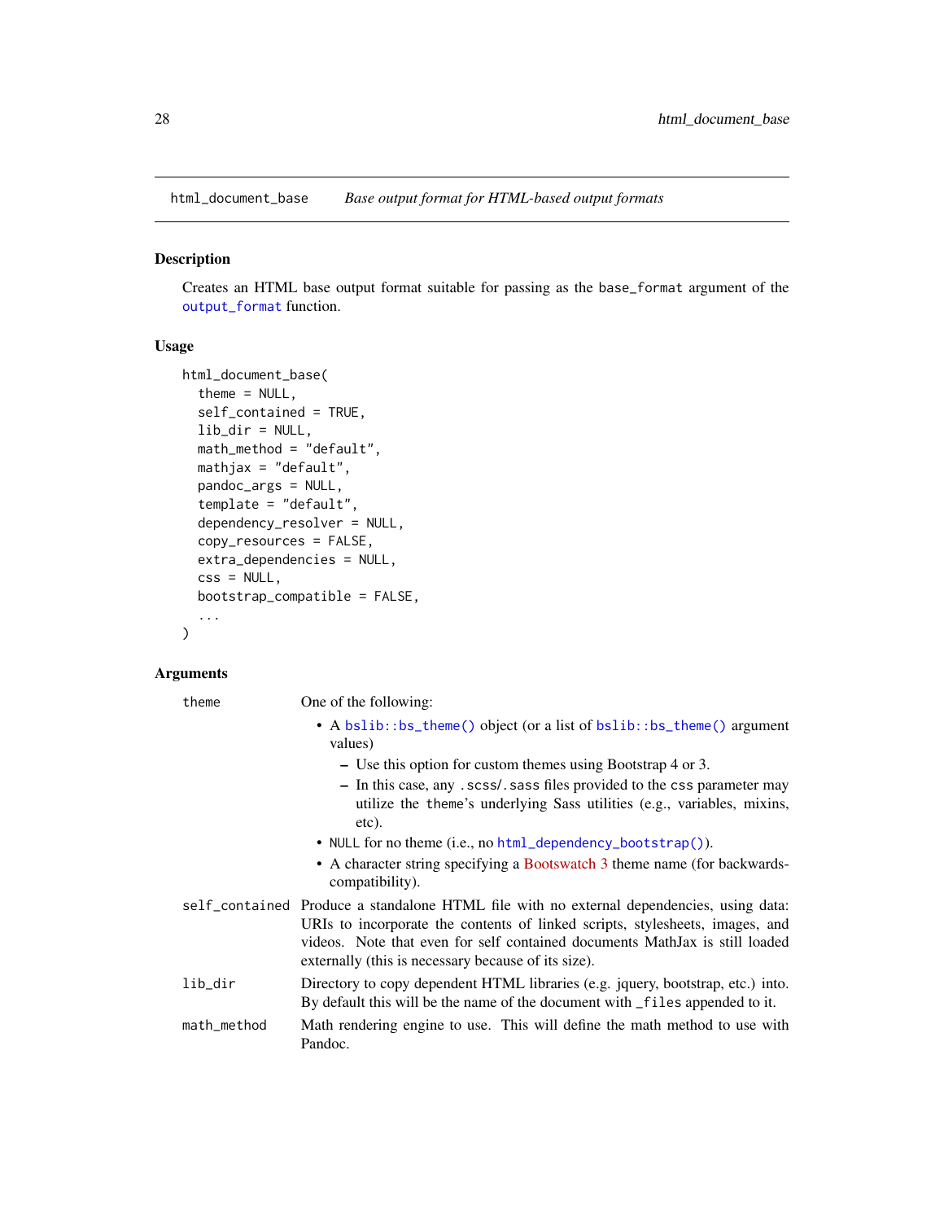## html_document_base — *Base output format for HTML-based output formats*

### Description

Creates an HTML base output format suitable for passing as the `base_format` argument of the `output_format` function.

### Usage

```
html_document_base(
  theme = NULL,
  self_contained = TRUE,
  lib_dir = NULL,
  math_method = "default",
  mathjax = "default",
  pandoc_args = NULL,
  template = "default",
  dependency_resolver = NULL,
  copy_resources = FALSE,
  extra_dependencies = NULL,
  css = NULL,
  bootstrap_compatible = FALSE,
  ...
)
```

### Arguments

| | |
|---|---|
| `theme` | One of the following:<br>• A `bslib::bs_theme()` object (or a list of `bslib::bs_theme()` argument values)<br>  – Use this option for custom themes using Bootstrap 4 or 3.<br>  – In this case, any `.scss`/`.sass` files provided to the `css` parameter may utilize the `theme`'s underlying Sass utilities (e.g., variables, mixins, etc).<br>• `NULL` for no theme (i.e., no `html_dependency_bootstrap()`).<br>• A character string specifying a Bootswatch 3 theme name (for backwards-compatibility). |
| `self_contained` | Produce a standalone HTML file with no external dependencies, using data: URIs to incorporate the contents of linked scripts, stylesheets, images, and videos. Note that even for self contained documents MathJax is still loaded externally (this is necessary because of its size). |
| `lib_dir` | Directory to copy dependent HTML libraries (e.g. jquery, bootstrap, etc.) into. By default this will be the name of the document with `_files` appended to it. |
| `math_method` | Math rendering engine to use. This will define the math method to use with Pandoc. |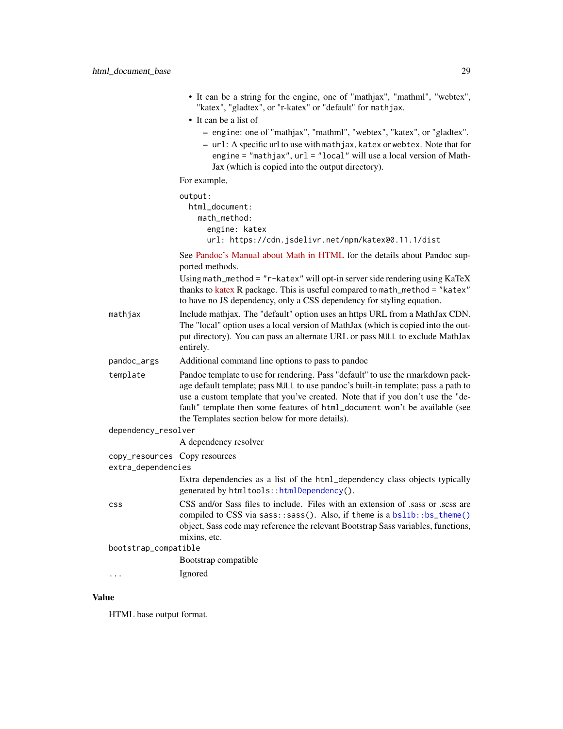- It can be a string for the engine, one of "mathjax", "mathml", "webtex", "katex", "gladtex", or "r-katex" or "default" for `mathjax`.
- It can be a list of
  - `engine`: one of "mathjax", "mathml", "webtex", "katex", or "gladtex".
  - `url`: A specific url to use with `mathjax`, `katex` or `webtex`. Note that for `engine = "mathjax"`, `url = "local"` will use a local version of MathJax (which is copied into the output directory).

For example,

```
output:
  html_document:
    math_method:
      engine: katex
      url: https://cdn.jsdelivr.net/npm/katex@0.11.1/dist
```

See Pandoc's Manual about Math in HTML for the details about Pandoc supported methods.

Using `math_method = "r-katex"` will opt-in server side rendering using KaTeX thanks to katex R package. This is useful compared to `math_method = "katex"` to have no JS dependency, only a CSS dependency for styling equation.

`mathjax` — Include mathjax. The "default" option uses an https URL from a MathJax CDN. The "local" option uses a local version of MathJax (which is copied into the output directory). You can pass an alternate URL or pass `NULL` to exclude MathJax entirely.

`pandoc_args` — Additional command line options to pass to pandoc

`template` — Pandoc template to use for rendering. Pass "default" to use the rmarkdown package default template; pass `NULL` to use pandoc's built-in template; pass a path to use a custom template that you've created. Note that if you don't use the "default" template then some features of `html_document` won't be available (see the Templates section below for more details).

`dependency_resolver` — A dependency resolver

`copy_resources` — Copy resources

`extra_dependencies` — Extra dependencies as a list of the `html_dependency` class objects typically generated by `htmltools::htmlDependency()`.

`css` — CSS and/or Sass files to include. Files with an extension of .sass or .scss are compiled to CSS via `sass::sass()`. Also, if `theme` is a `bslib::bs_theme()` object, Sass code may reference the relevant Bootstrap Sass variables, functions, mixins, etc.

`bootstrap_compatible` — Bootstrap compatible

`...` — Ignored

## Value

HTML base output format.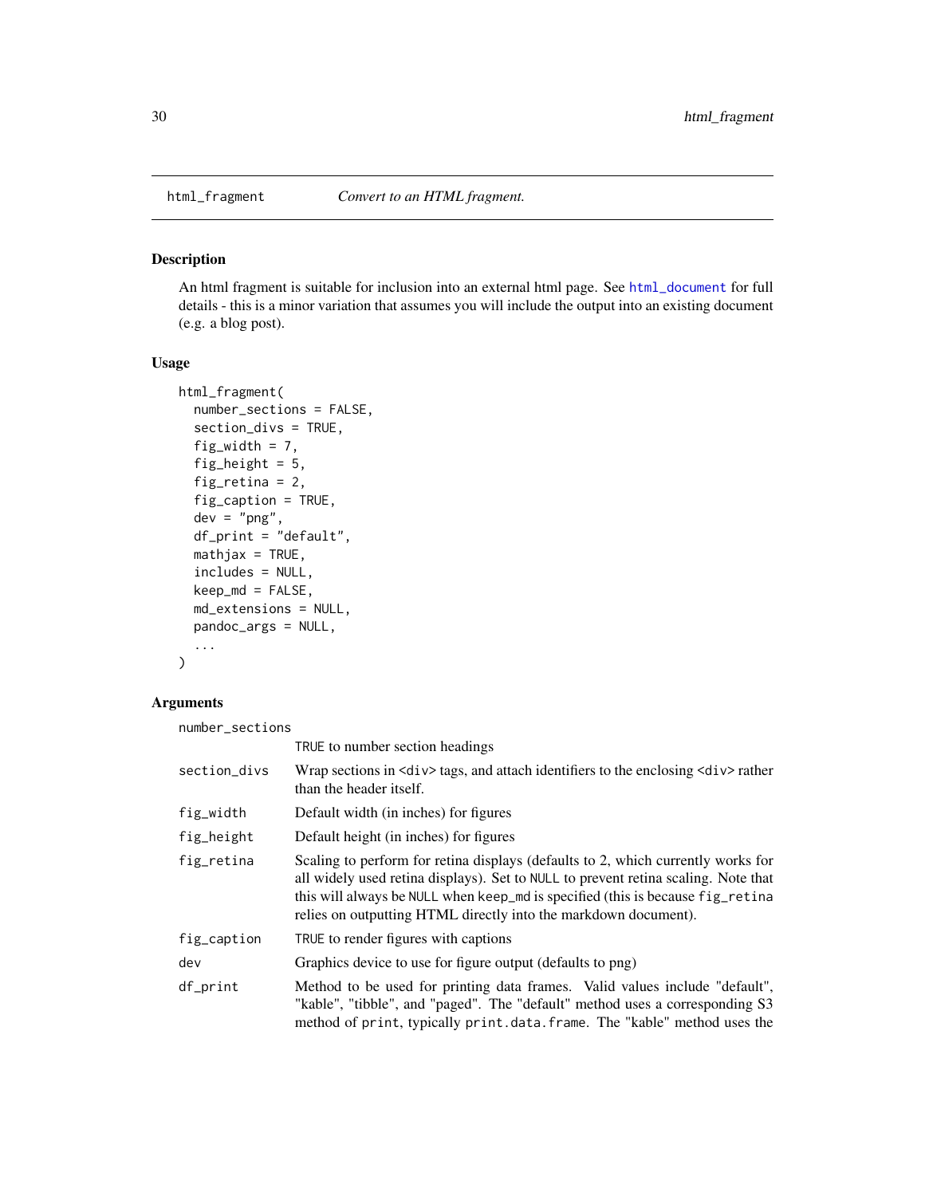## html_fragment — *Convert to an HTML fragment.*

### Description

An html fragment is suitable for inclusion into an external html page. See `html_document` for full details - this is a minor variation that assumes you will include the output into an existing document (e.g. a blog post).

### Usage

```
html_fragment(
  number_sections = FALSE,
  section_divs = TRUE,
  fig_width = 7,
  fig_height = 5,
  fig_retina = 2,
  fig_caption = TRUE,
  dev = "png",
  df_print = "default",
  mathjax = TRUE,
  includes = NULL,
  keep_md = FALSE,
  md_extensions = NULL,
  pandoc_args = NULL,
  ...
)
```

### Arguments

| Argument | Description |
|---|---|
| `number_sections` | `TRUE` to number section headings |
| `section_divs` | Wrap sections in <div> tags, and attach identifiers to the enclosing <div> rather than the header itself. |
| `fig_width` | Default width (in inches) for figures |
| `fig_height` | Default height (in inches) for figures |
| `fig_retina` | Scaling to perform for retina displays (defaults to 2, which currently works for all widely used retina displays). Set to `NULL` to prevent retina scaling. Note that this will always be `NULL` when `keep_md` is specified (this is because `fig_retina` relies on outputting HTML directly into the markdown document). |
| `fig_caption` | `TRUE` to render figures with captions |
| `dev` | Graphics device to use for figure output (defaults to png) |
| `df_print` | Method to be used for printing data frames. Valid values include "default", "kable", "tibble", and "paged". The "default" method uses a corresponding S3 method of `print`, typically `print.data.frame`. The "kable" method uses the |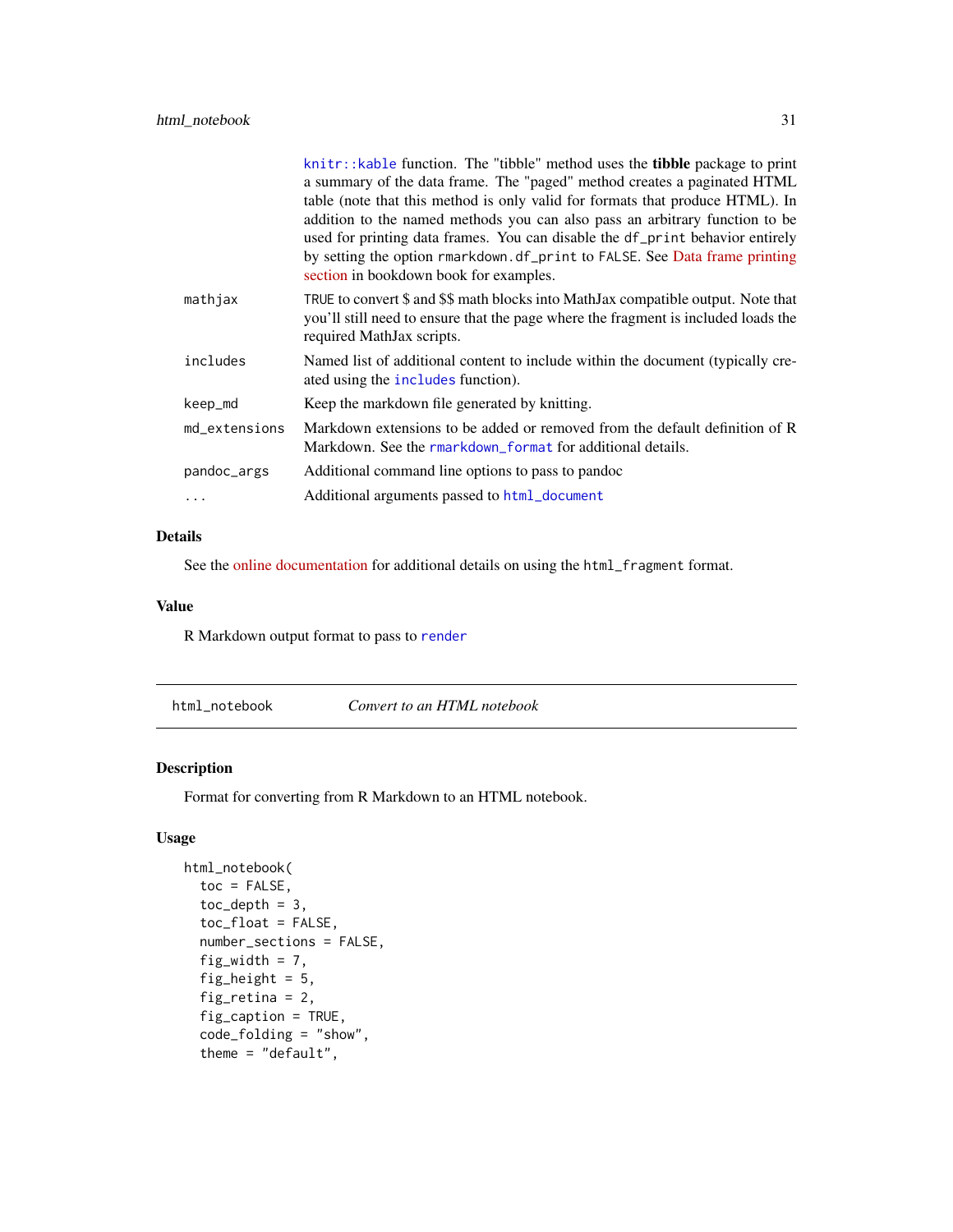knitr::kable function. The "tibble" method uses the **tibble** package to print a summary of the data frame. The "paged" method creates a paginated HTML table (note that this method is only valid for formats that produce HTML). In addition to the named methods you can also pass an arbitrary function to be used for printing data frames. You can disable the df_print behavior entirely by setting the option rmarkdown.df_print to FALSE. See Data frame printing section in bookdown book for examples.

| | |
|---|---|
| mathjax | TRUE to convert $ and $$ math blocks into MathJax compatible output. Note that you'll still need to ensure that the page where the fragment is included loads the required MathJax scripts. |
| includes | Named list of additional content to include within the document (typically created using the includes function). |
| keep_md | Keep the markdown file generated by knitting. |
| md_extensions | Markdown extensions to be added or removed from the default definition of R Markdown. See the rmarkdown_format for additional details. |
| pandoc_args | Additional command line options to pass to pandoc |
| ... | Additional arguments passed to html_document |

## Details

See the online documentation for additional details on using the html_fragment format.

## Value

R Markdown output format to pass to render

---

# html_notebook — *Convert to an HTML notebook*

## Description

Format for converting from R Markdown to an HTML notebook.

## Usage

```
html_notebook(
  toc = FALSE,
  toc_depth = 3,
  toc_float = FALSE,
  number_sections = FALSE,
  fig_width = 7,
  fig_height = 5,
  fig_retina = 2,
  fig_caption = TRUE,
  code_folding = "show",
  theme = "default",
```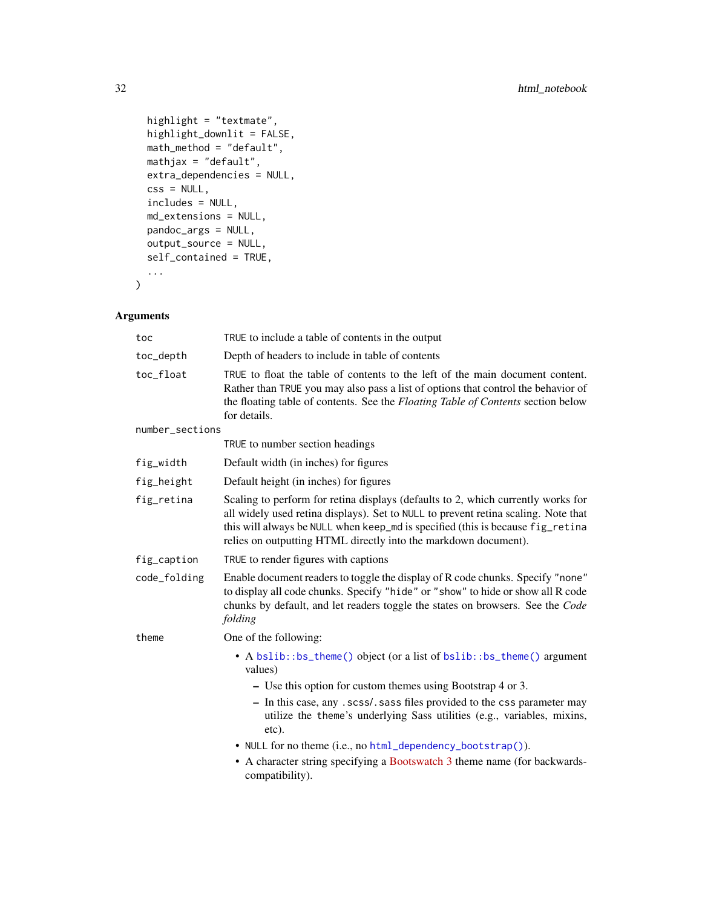```
  highlight = "textmate",
  highlight_downlit = FALSE,
  math_method = "default",
  mathjax = "default",
  extra_dependencies = NULL,
  css = NULL,
  includes = NULL,
  md_extensions = NULL,
  pandoc_args = NULL,
  output_source = NULL,
  self_contained = TRUE,
  ...
)
```

## Arguments

| | |
|---|---|
| `toc` | `TRUE` to include a table of contents in the output |
| `toc_depth` | Depth of headers to include in table of contents |
| `toc_float` | `TRUE` to float the table of contents to the left of the main document content. Rather than `TRUE` you may also pass a list of options that control the behavior of the floating table of contents. See the *Floating Table of Contents* section below for details. |
| `number_sections` | `TRUE` to number section headings |
| `fig_width` | Default width (in inches) for figures |
| `fig_height` | Default height (in inches) for figures |
| `fig_retina` | Scaling to perform for retina displays (defaults to 2, which currently works for all widely used retina displays). Set to `NULL` to prevent retina scaling. Note that this will always be `NULL` when `keep_md` is specified (this is because `fig_retina` relies on outputting HTML directly into the markdown document). |
| `fig_caption` | `TRUE` to render figures with captions |
| `code_folding` | Enable document readers to toggle the display of R code chunks. Specify `"none"` to display all code chunks. Specify `"hide"` or `"show"` to hide or show all R code chunks by default, and let readers toggle the states on browsers. See the *Code folding* |
| `theme` | One of the following:<br>• A `bslib::bs_theme()` object (or a list of `bslib::bs_theme()` argument values)<br>  – Use this option for custom themes using Bootstrap 4 or 3.<br>  – In this case, any `.scss`/`.sass` files provided to the `css` parameter may utilize the `theme`'s underlying Sass utilities (e.g., variables, mixins, etc).<br>• `NULL` for no theme (i.e., no `html_dependency_bootstrap()`).<br>• A character string specifying a Bootswatch 3 theme name (for backwards-compatibility). |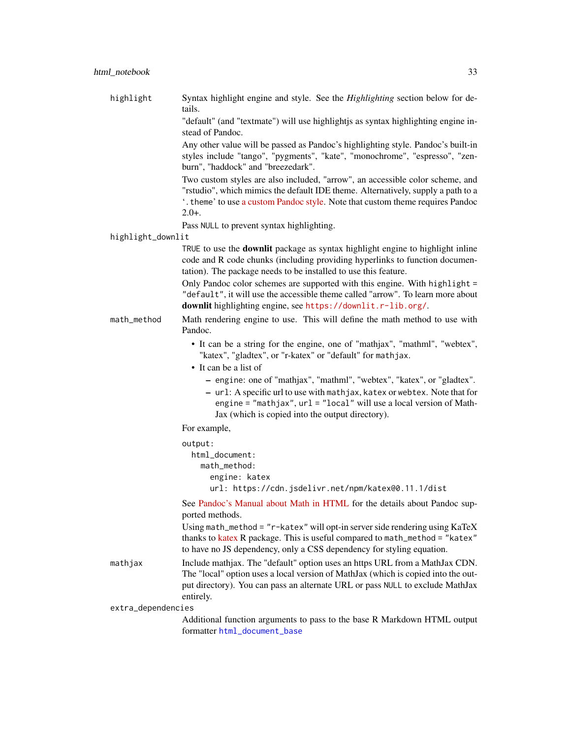`highlight`
: Syntax highlight engine and style. See the *Highlighting* section below for details.

  "default" (and "textmate") will use highlightjs as syntax highlighting engine instead of Pandoc.

  Any other value will be passed as Pandoc's highlighting style. Pandoc's built-in styles include "tango", "pygments", "kate", "monochrome", "espresso", "zenburn", "haddock" and "breezedark".

  Two custom styles are also included, "arrow", an accessible color scheme, and "rstudio", which mimics the default IDE theme. Alternatively, supply a path to a '.theme' to use a custom Pandoc style. Note that custom theme requires Pandoc 2.0+.

  Pass `NULL` to prevent syntax highlighting.

`highlight_downlit`
: `TRUE` to use the **downlit** package as syntax highlight engine to highlight inline code and R code chunks (including providing hyperlinks to function documentation). The package needs to be installed to use this feature.

  Only Pandoc color schemes are supported with this engine. With `highlight = "default"`, it will use the accessible theme called "arrow". To learn more about **downlit** highlighting engine, see `https://downlit.r-lib.org/`.

`math_method`
: Math rendering engine to use. This will define the math method to use with Pandoc.

  - It can be a string for the engine, one of "mathjax", "mathml", "webtex", "katex", "gladtex", or "r-katex" or "default" for `mathjax`.
  - It can be a list of
    - `engine`: one of "mathjax", "mathml", "webtex", "katex", or "gladtex".
    - `url`: A specific url to use with `mathjax`, `katex` or `webtex`. Note that for `engine = "mathjax"`, `url = "local"` will use a local version of MathJax (which is copied into the output directory).

  For example,

```
output:
  html_document:
    math_method:
      engine: katex
      url: https://cdn.jsdelivr.net/npm/katex@0.11.1/dist
```

  See Pandoc's Manual about Math in HTML for the details about Pandoc supported methods.

  Using `math_method = "r-katex"` will opt-in server side rendering using KaTeX thanks to katex R package. This is useful compared to `math_method = "katex"` to have no JS dependency, only a CSS dependency for styling equation.

`mathjax`
: Include mathjax. The "default" option uses an https URL from a MathJax CDN. The "local" option uses a local version of MathJax (which is copied into the output directory). You can pass an alternate URL or pass `NULL` to exclude MathJax entirely.

`extra_dependencies`
: Additional function arguments to pass to the base R Markdown HTML output formatter `html_document_base`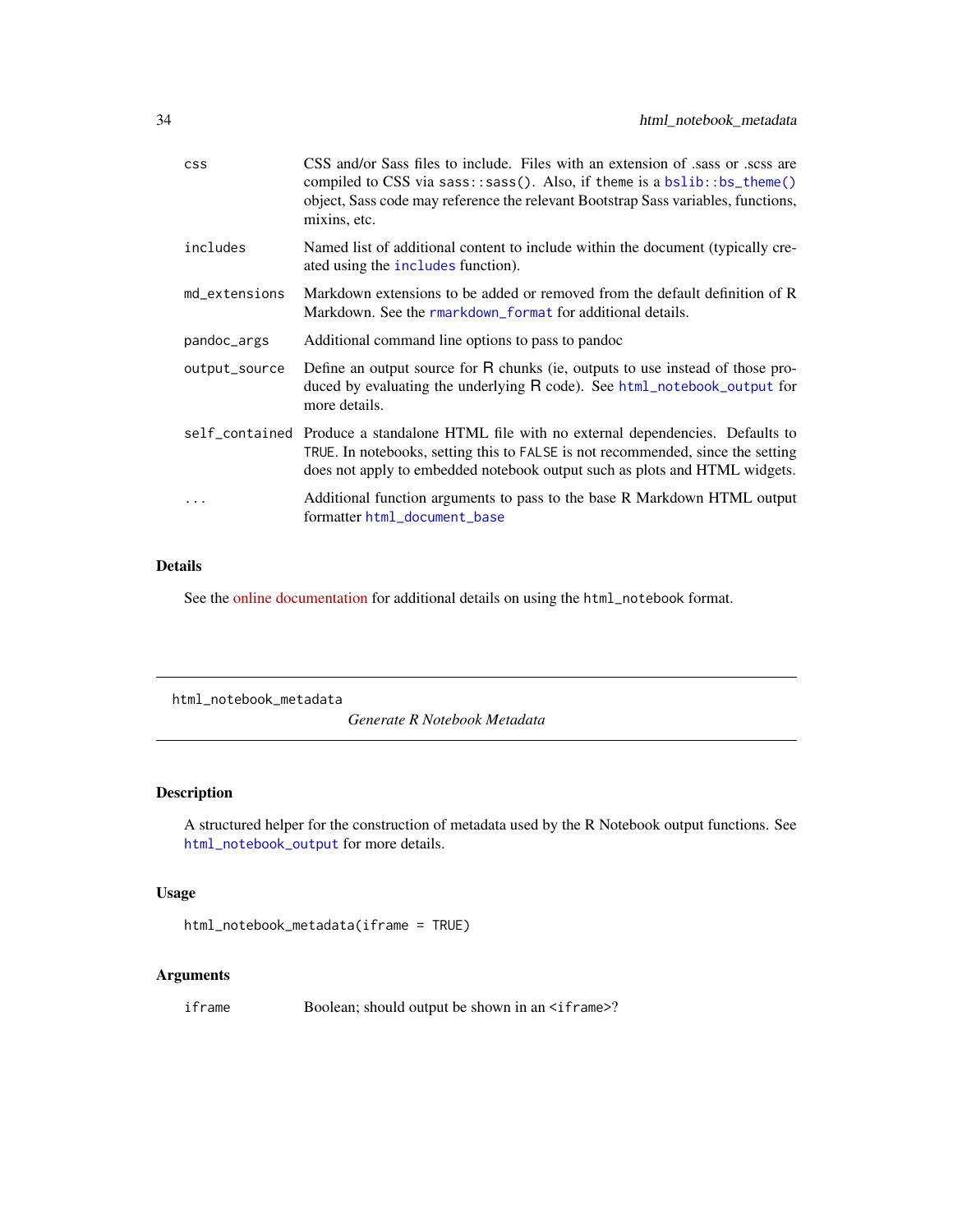| | |
|---|---|
| `css` | CSS and/or Sass files to include. Files with an extension of .sass or .scss are compiled to CSS via `sass::sass()`. Also, if `theme` is a `bslib::bs_theme()` object, Sass code may reference the relevant Bootstrap Sass variables, functions, mixins, etc. |
| `includes` | Named list of additional content to include within the document (typically created using the `includes` function). |
| `md_extensions` | Markdown extensions to be added or removed from the default definition of R Markdown. See the `rmarkdown_format` for additional details. |
| `pandoc_args` | Additional command line options to pass to pandoc |
| `output_source` | Define an output source for R chunks (ie, outputs to use instead of those produced by evaluating the underlying R code). See `html_notebook_output` for more details. |
| `self_contained` | Produce a standalone HTML file with no external dependencies. Defaults to `TRUE`. In notebooks, setting this to `FALSE` is not recommended, since the setting does not apply to embedded notebook output such as plots and HTML widgets. |
| `...` | Additional function arguments to pass to the base R Markdown HTML output formatter `html_document_base` |

## Details

See the online documentation for additional details on using the `html_notebook` format.

---

`html_notebook_metadata` *Generate R Notebook Metadata*

---

## Description

A structured helper for the construction of metadata used by the R Notebook output functions. See `html_notebook_output` for more details.

## Usage

```
html_notebook_metadata(iframe = TRUE)
```

## Arguments

| | |
|---|---|
| `iframe` | Boolean; should output be shown in an `<iframe>`? |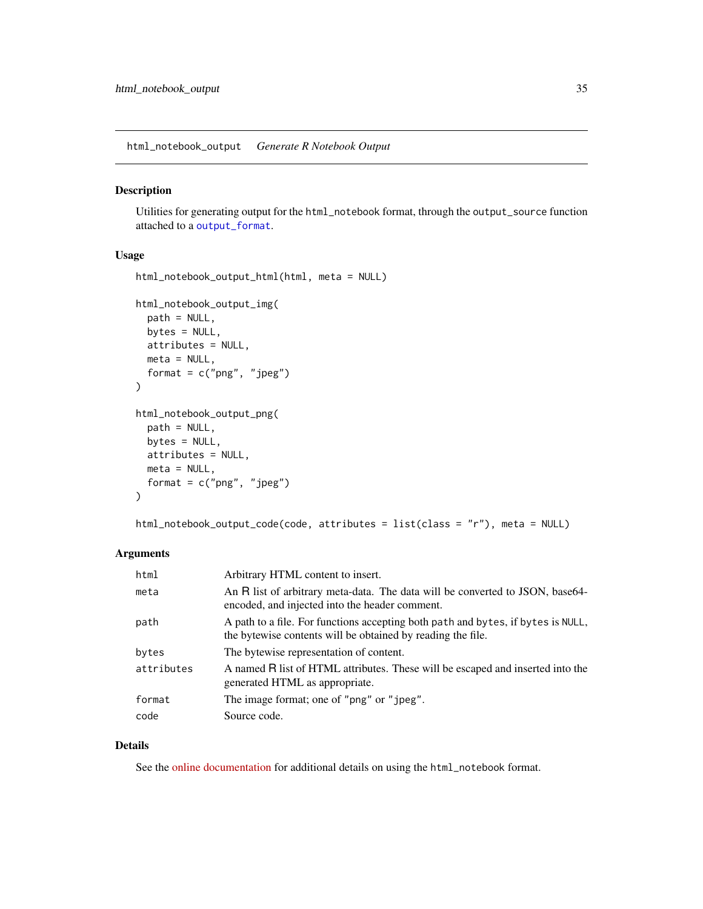## html_notebook_output — *Generate R Notebook Output*

### Description

Utilities for generating output for the `html_notebook` format, through the `output_source` function attached to a `output_format`.

### Usage

```
html_notebook_output_html(html, meta = NULL)

html_notebook_output_img(
  path = NULL,
  bytes = NULL,
  attributes = NULL,
  meta = NULL,
  format = c("png", "jpeg")
)

html_notebook_output_png(
  path = NULL,
  bytes = NULL,
  attributes = NULL,
  meta = NULL,
  format = c("png", "jpeg")
)

html_notebook_output_code(code, attributes = list(class = "r"), meta = NULL)
```

### Arguments

| | |
|---|---|
| `html` | Arbitrary HTML content to insert. |
| `meta` | An R list of arbitrary meta-data. The data will be converted to JSON, base64-encoded, and injected into the header comment. |
| `path` | A path to a file. For functions accepting both `path` and `bytes`, if `bytes` is `NULL`, the bytewise contents will be obtained by reading the file. |
| `bytes` | The bytewise representation of content. |
| `attributes` | A named R list of HTML attributes. These will be escaped and inserted into the generated HTML as appropriate. |
| `format` | The image format; one of `"png"` or `"jpeg"`. |
| `code` | Source code. |

### Details

See the online documentation for additional details on using the `html_notebook` format.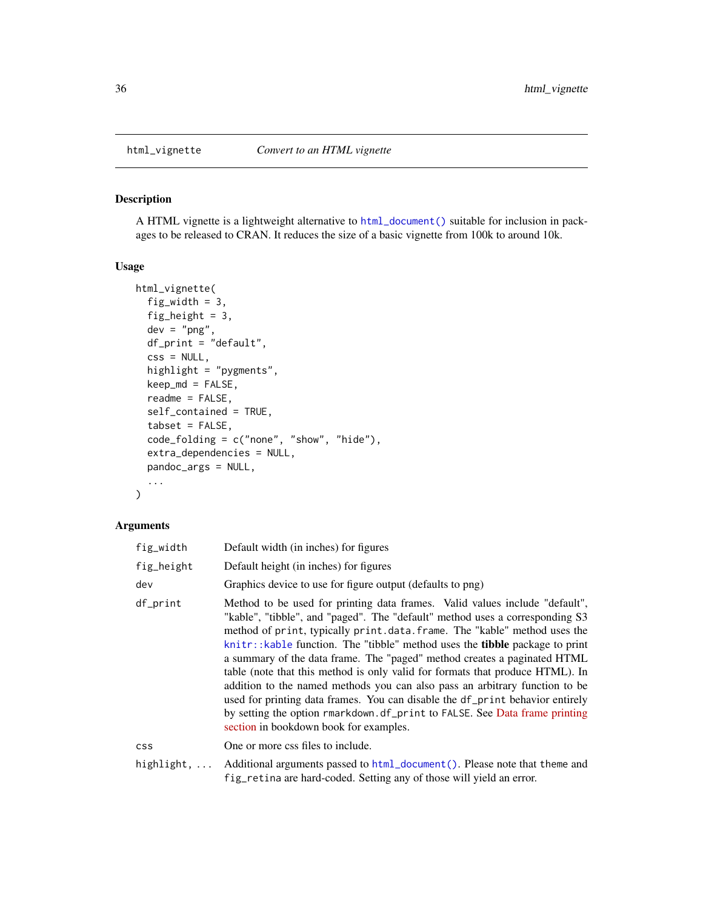## html_vignette — *Convert to an HTML vignette*

### Description

A HTML vignette is a lightweight alternative to `html_document()` suitable for inclusion in packages to be released to CRAN. It reduces the size of a basic vignette from 100k to around 10k.

### Usage

```
html_vignette(
  fig_width = 3,
  fig_height = 3,
  dev = "png",
  df_print = "default",
  css = NULL,
  highlight = "pygments",
  keep_md = FALSE,
  readme = FALSE,
  self_contained = TRUE,
  tabset = FALSE,
  code_folding = c("none", "show", "hide"),
  extra_dependencies = NULL,
  pandoc_args = NULL,
  ...
)
```

### Arguments

| | |
|---|---|
| `fig_width` | Default width (in inches) for figures |
| `fig_height` | Default height (in inches) for figures |
| `dev` | Graphics device to use for figure output (defaults to png) |
| `df_print` | Method to be used for printing data frames. Valid values include "default", "kable", "tibble", and "paged". The "default" method uses a corresponding S3 method of `print`, typically `print.data.frame`. The "kable" method uses the `knitr::kable` function. The "tibble" method uses the **tibble** package to print a summary of the data frame. The "paged" method creates a paginated HTML table (note that this method is only valid for formats that produce HTML). In addition to the named methods you can also pass an arbitrary function to be used for printing data frames. You can disable the `df_print` behavior entirely by setting the option `rmarkdown.df_print` to `FALSE`. See Data frame printing section in bookdown book for examples. |
| `css` | One or more css files to include. |
| `highlight, ...` | Additional arguments passed to `html_document()`. Please note that `theme` and `fig_retina` are hard-coded. Setting any of those will yield an error. |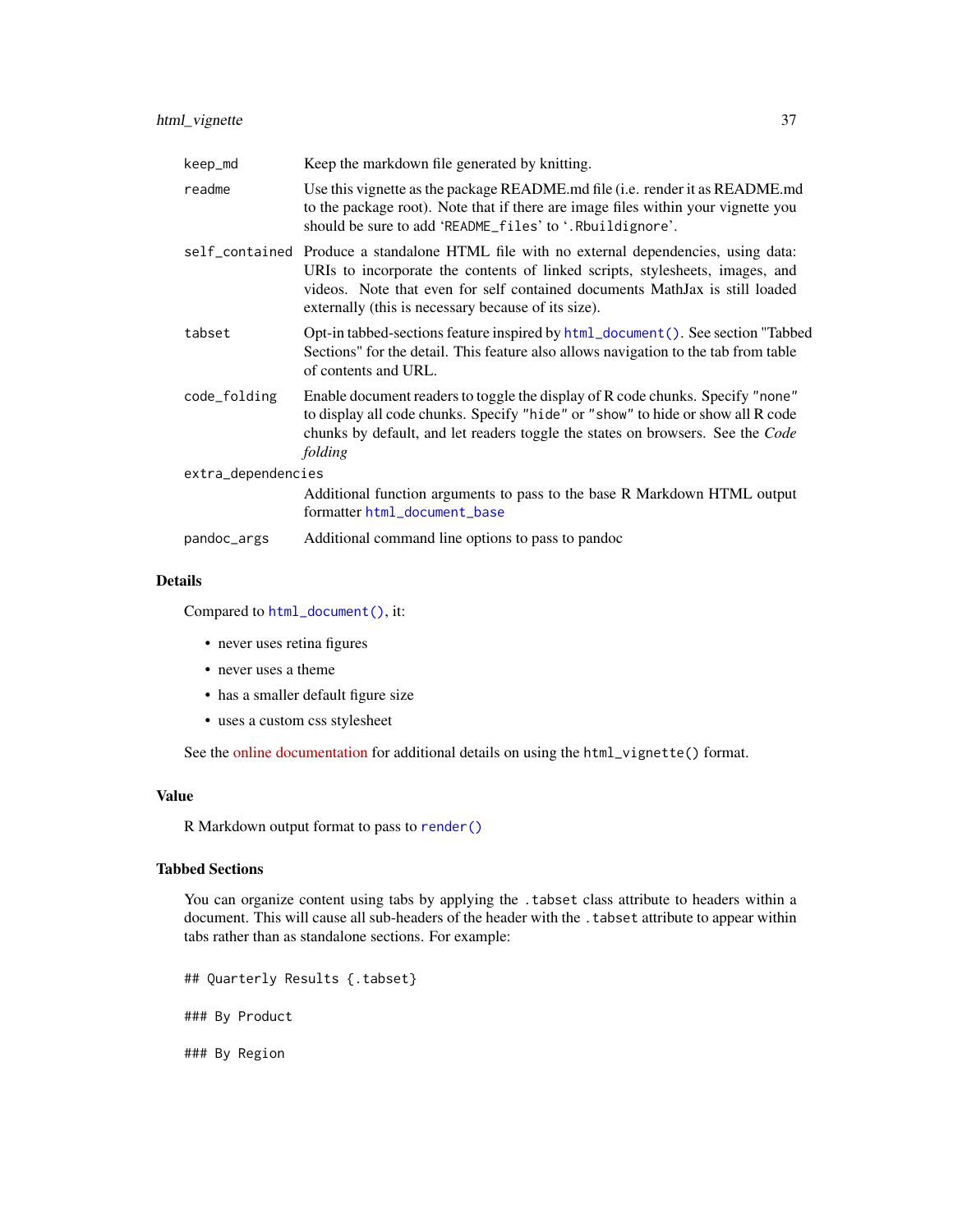| | |
|---|---|
| `keep_md` | Keep the markdown file generated by knitting. |
| `readme` | Use this vignette as the package README.md file (i.e. render it as README.md to the package root). Note that if there are image files within your vignette you should be sure to add 'README_files' to '.Rbuildignore'. |
| `self_contained` | Produce a standalone HTML file with no external dependencies, using data: URIs to incorporate the contents of linked scripts, stylesheets, images, and videos. Note that even for self contained documents MathJax is still loaded externally (this is necessary because of its size). |
| `tabset` | Opt-in tabbed-sections feature inspired by `html_document()`. See section "Tabbed Sections" for the detail. This feature also allows navigation to the tab from table of contents and URL. |
| `code_folding` | Enable document readers to toggle the display of R code chunks. Specify `"none"` to display all code chunks. Specify `"hide"` or `"show"` to hide or show all R code chunks by default, and let readers toggle the states on browsers. See the *Code folding* |
| `extra_dependencies` | Additional function arguments to pass to the base R Markdown HTML output formatter `html_document_base` |
| `pandoc_args` | Additional command line options to pass to pandoc |

## Details

Compared to `html_document()`, it:

- never uses retina figures
- never uses a theme
- has a smaller default figure size
- uses a custom css stylesheet

See the online documentation for additional details on using the `html_vignette()` format.

## Value

R Markdown output format to pass to `render()`

## Tabbed Sections

You can organize content using tabs by applying the `.tabset` class attribute to headers within a document. This will cause all sub-headers of the header with the `.tabset` attribute to appear within tabs rather than as standalone sections. For example:

```
## Quarterly Results {.tabset}

### By Product

### By Region
```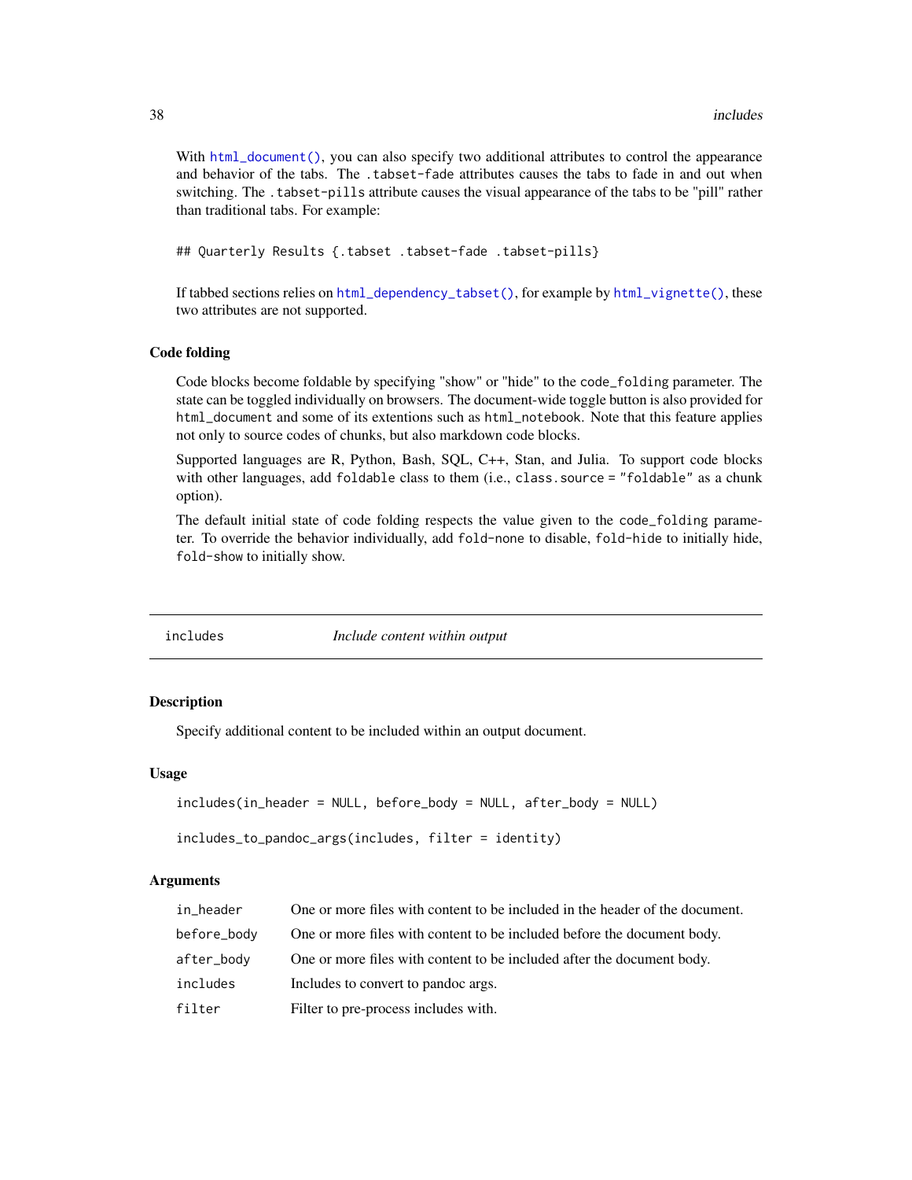With `html_document()`, you can also specify two additional attributes to control the appearance and behavior of the tabs. The `.tabset-fade` attributes causes the tabs to fade in and out when switching. The `.tabset-pills` attribute causes the visual appearance of the tabs to be "pill" rather than traditional tabs. For example:

```
## Quarterly Results {.tabset .tabset-fade .tabset-pills}
```

If tabbed sections relies on `html_dependency_tabset()`, for example by `html_vignette()`, these two attributes are not supported.

### Code folding

Code blocks become foldable by specifying "show" or "hide" to the `code_folding` parameter. The state can be toggled individually on browsers. The document-wide toggle button is also provided for `html_document` and some of its extentions such as `html_notebook`. Note that this feature applies not only to source codes of chunks, but also markdown code blocks.

Supported languages are R, Python, Bash, SQL, C++, Stan, and Julia. To support code blocks with other languages, add `foldable` class to them (i.e., `class.source = "foldable"` as a chunk option).

The default initial state of code folding respects the value given to the `code_folding` parameter. To override the behavior individually, add `fold-none` to disable, `fold-hide` to initially hide, `fold-show` to initially show.

---

## includes — *Include content within output*

### Description

Specify additional content to be included within an output document.

### Usage

```
includes(in_header = NULL, before_body = NULL, after_body = NULL)

includes_to_pandoc_args(includes, filter = identity)
```

### Arguments

| | |
|---|---|
| `in_header` | One or more files with content to be included in the header of the document. |
| `before_body` | One or more files with content to be included before the document body. |
| `after_body` | One or more files with content to be included after the document body. |
| `includes` | Includes to convert to pandoc args. |
| `filter` | Filter to pre-process includes with. |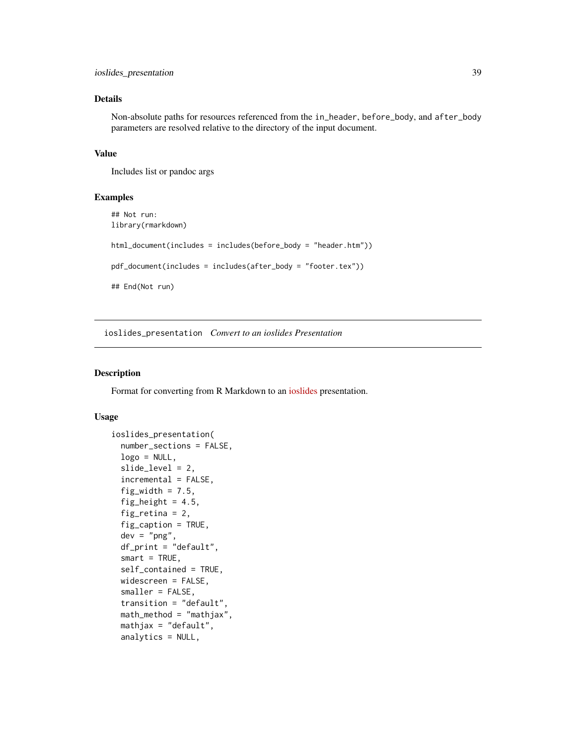### Details

Non-absolute paths for resources referenced from the `in_header`, `before_body`, and `after_body` parameters are resolved relative to the directory of the input document.

### Value

Includes list or pandoc args

### Examples

```
## Not run:
library(rmarkdown)

html_document(includes = includes(before_body = "header.htm"))

pdf_document(includes = includes(after_body = "footer.tex"))

## End(Not run)
```

---

## ioslides_presentation    *Convert to an ioslides Presentation*

---

### Description

Format for converting from R Markdown to an ioslides presentation.

### Usage

```
ioslides_presentation(
  number_sections = FALSE,
  logo = NULL,
  slide_level = 2,
  incremental = FALSE,
  fig_width = 7.5,
  fig_height = 4.5,
  fig_retina = 2,
  fig_caption = TRUE,
  dev = "png",
  df_print = "default",
  smart = TRUE,
  self_contained = TRUE,
  widescreen = FALSE,
  smaller = FALSE,
  transition = "default",
  math_method = "mathjax",
  mathjax = "default",
  analytics = NULL,
```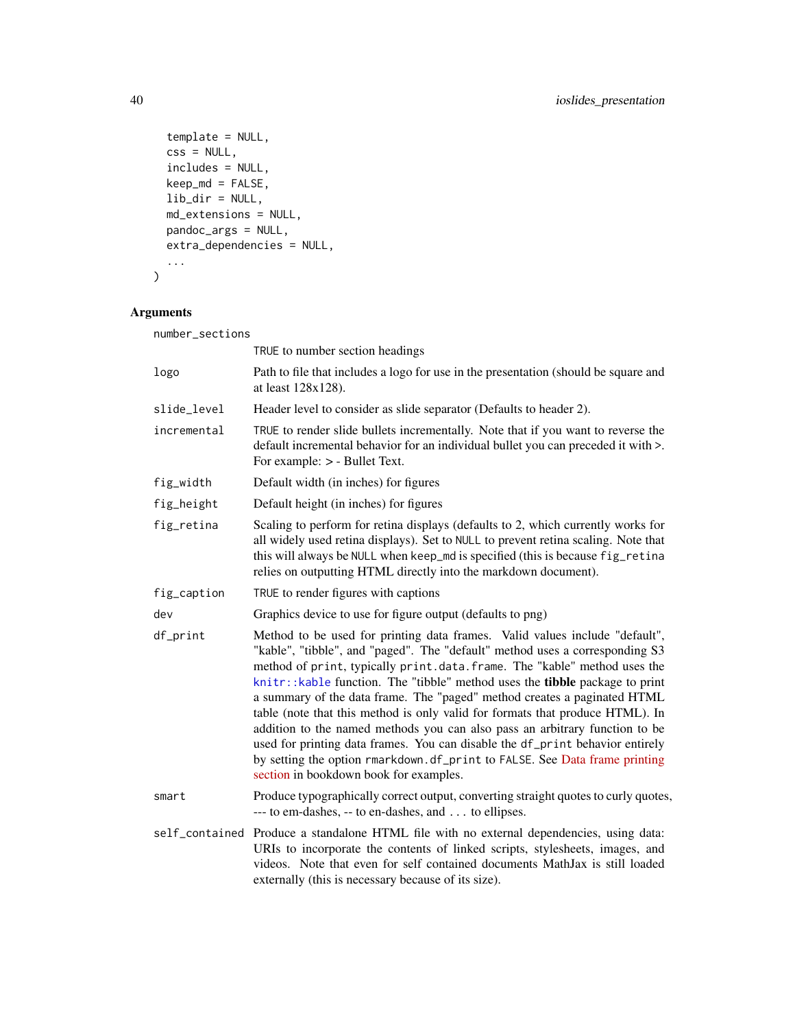```
  template = NULL,
  css = NULL,
  includes = NULL,
  keep_md = FALSE,
  lib_dir = NULL,
  md_extensions = NULL,
  pandoc_args = NULL,
  extra_dependencies = NULL,
  ...
)
```

## Arguments

| | |
|---|---|
| `number_sections` | `TRUE` to number section headings |
| `logo` | Path to file that includes a logo for use in the presentation (should be square and at least 128x128). |
| `slide_level` | Header level to consider as slide separator (Defaults to header 2). |
| `incremental` | `TRUE` to render slide bullets incrementally. Note that if you want to reverse the default incremental behavior for an individual bullet you can preceded it with >. For example: > - Bullet Text. |
| `fig_width` | Default width (in inches) for figures |
| `fig_height` | Default height (in inches) for figures |
| `fig_retina` | Scaling to perform for retina displays (defaults to 2, which currently works for all widely used retina displays). Set to `NULL` to prevent retina scaling. Note that this will always be `NULL` when `keep_md` is specified (this is because `fig_retina` relies on outputting HTML directly into the markdown document). |
| `fig_caption` | `TRUE` to render figures with captions |
| `dev` | Graphics device to use for figure output (defaults to png) |
| `df_print` | Method to be used for printing data frames. Valid values include "default", "kable", "tibble", and "paged". The "default" method uses a corresponding S3 method of `print`, typically `print.data.frame`. The "kable" method uses the `knitr::kable` function. The "tibble" method uses the **tibble** package to print a summary of the data frame. The "paged" method creates a paginated HTML table (note that this method is only valid for formats that produce HTML). In addition to the named methods you can also pass an arbitrary function to be used for printing data frames. You can disable the `df_print` behavior entirely by setting the option `rmarkdown.df_print` to `FALSE`. See Data frame printing section in bookdown book for examples. |
| `smart` | Produce typographically correct output, converting straight quotes to curly quotes, --- to em-dashes, -- to en-dashes, and ... to ellipses. |
| `self_contained` | Produce a standalone HTML file with no external dependencies, using data: URIs to incorporate the contents of linked scripts, stylesheets, images, and videos. Note that even for self contained documents MathJax is still loaded externally (this is necessary because of its size). |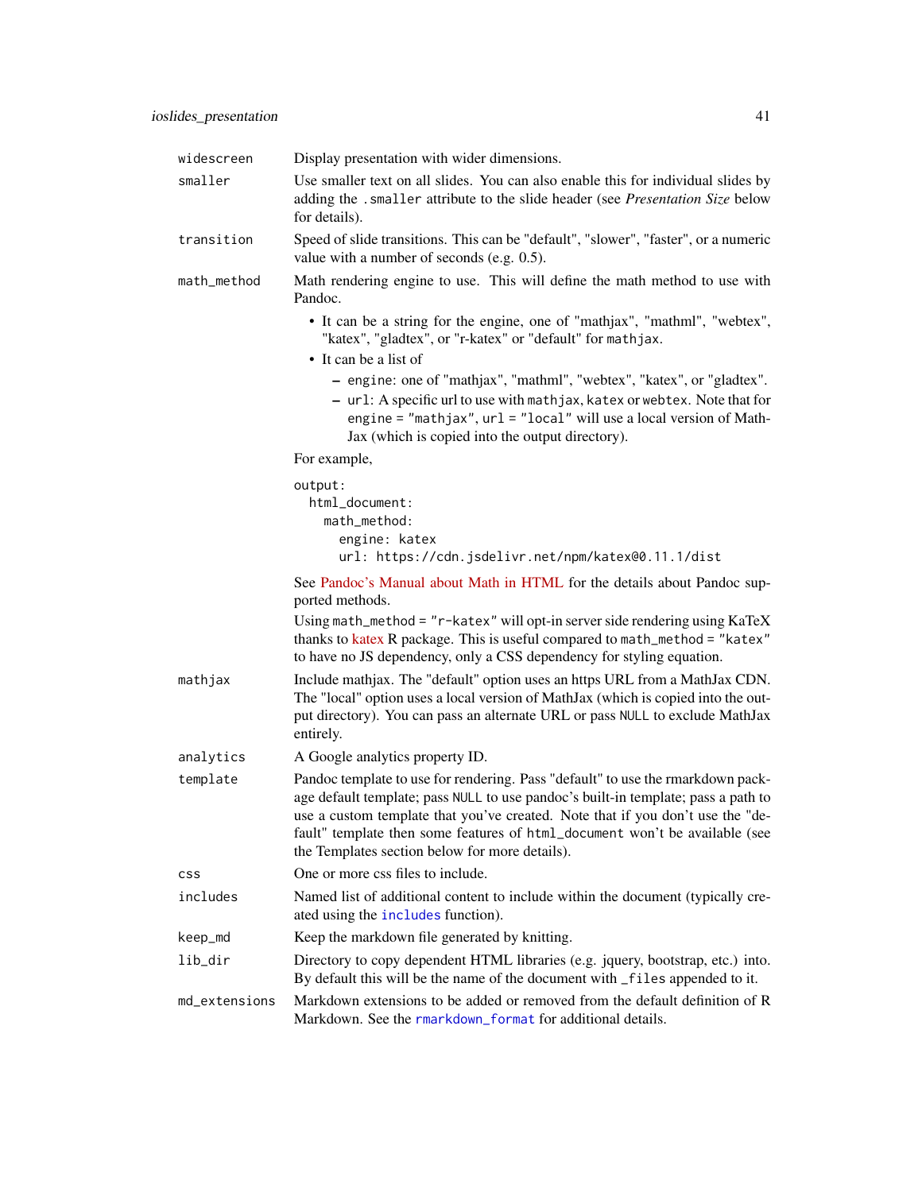| | |
|---|---|
| `widescreen` | Display presentation with wider dimensions. |
| `smaller` | Use smaller text on all slides. You can also enable this for individual slides by adding the `.smaller` attribute to the slide header (see *Presentation Size* below for details). |
| `transition` | Speed of slide transitions. This can be "default", "slower", "faster", or a numeric value with a number of seconds (e.g. 0.5). |
| `math_method` | Math rendering engine to use. This will define the math method to use with Pandoc. |

`math_method` (continued):

- It can be a string for the engine, one of "mathjax", "mathml", "webtex", "katex", "gladtex", or "r-katex" or "default" for `mathjax`.
- It can be a list of
  - `engine`: one of "mathjax", "mathml", "webtex", "katex", or "gladtex".
  - `url`: A specific url to use with `mathjax`, `katex` or `webtex`. Note that for `engine = "mathjax"`, `url = "local"` will use a local version of MathJax (which is copied into the output directory).

For example,

```
output:
  html_document:
    math_method:
      engine: katex
      url: https://cdn.jsdelivr.net/npm/katex@0.11.1/dist
```

See Pandoc's Manual about Math in HTML for the details about Pandoc supported methods.

Using `math_method = "r-katex"` will opt-in server side rendering using KaTeX thanks to katex R package. This is useful compared to `math_method = "katex"` to have no JS dependency, only a CSS dependency for styling equation.

| | |
|---|---|
| `mathjax` | Include mathjax. The "default" option uses an https URL from a MathJax CDN. The "local" option uses a local version of MathJax (which is copied into the output directory). You can pass an alternate URL or pass `NULL` to exclude MathJax entirely. |
| `analytics` | A Google analytics property ID. |
| `template` | Pandoc template to use for rendering. Pass "default" to use the rmarkdown package default template; pass `NULL` to use pandoc's built-in template; pass a path to use a custom template that you've created. Note that if you don't use the "default" template then some features of `html_document` won't be available (see the Templates section below for more details). |
| `css` | One or more css files to include. |
| `includes` | Named list of additional content to include within the document (typically created using the `includes` function). |
| `keep_md` | Keep the markdown file generated by knitting. |
| `lib_dir` | Directory to copy dependent HTML libraries (e.g. jquery, bootstrap, etc.) into. By default this will be the name of the document with `_files` appended to it. |
| `md_extensions` | Markdown extensions to be added or removed from the default definition of R Markdown. See the `rmarkdown_format` for additional details. |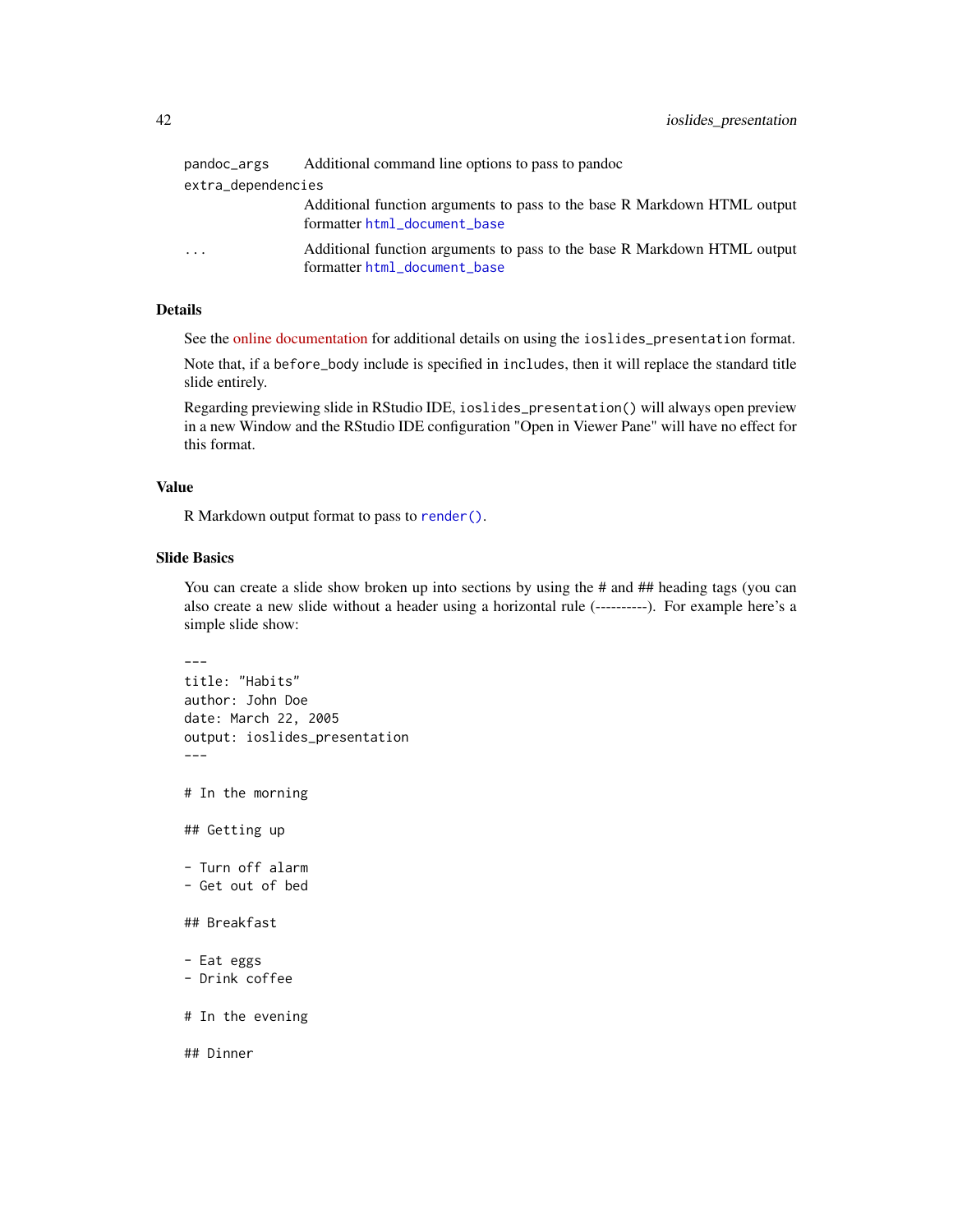| | |
|---|---|
| `pandoc_args` | Additional command line options to pass to pandoc |
| `extra_dependencies` | Additional function arguments to pass to the base R Markdown HTML output formatter `html_document_base` |
| `...` | Additional function arguments to pass to the base R Markdown HTML output formatter `html_document_base` |

### Details

See the online documentation for additional details on using the `ioslides_presentation` format.

Note that, if a `before_body` include is specified in `includes`, then it will replace the standard title slide entirely.

Regarding previewing slide in RStudio IDE, `ioslides_presentation()` will always open preview in a new Window and the RStudio IDE configuration "Open in Viewer Pane" will have no effect for this format.

### Value

R Markdown output format to pass to `render()`.

### Slide Basics

You can create a slide show broken up into sections by using the # and ## heading tags (you can also create a new slide without a header using a horizontal rule (----------). For example here's a simple slide show:

```
---
title: "Habits"
author: John Doe
date: March 22, 2005
output: ioslides_presentation
---

# In the morning

## Getting up

- Turn off alarm
- Get out of bed

## Breakfast

- Eat eggs
- Drink coffee

# In the evening

## Dinner
```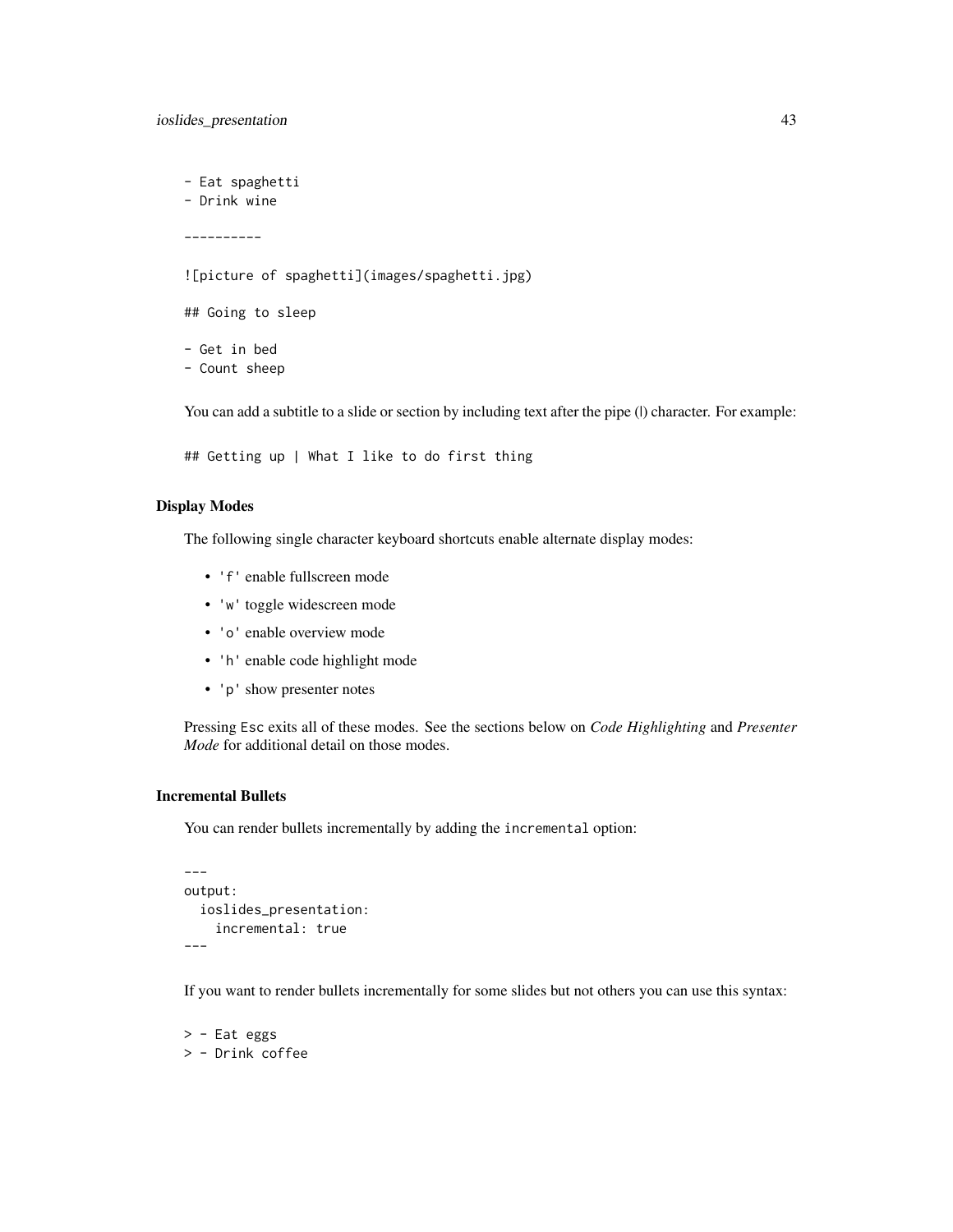```
- Eat spaghetti
- Drink wine

----------

![picture of spaghetti](images/spaghetti.jpg)

## Going to sleep

- Get in bed
- Count sheep
```

You can add a subtitle to a slide or section by including text after the pipe (|) character. For example:

```
## Getting up | What I like to do first thing
```

### Display Modes

The following single character keyboard shortcuts enable alternate display modes:

- `'f'` enable fullscreen mode
- `'w'` toggle widescreen mode
- `'o'` enable overview mode
- `'h'` enable code highlight mode
- `'p'` show presenter notes

Pressing `Esc` exits all of these modes. See the sections below on *Code Highlighting* and *Presenter Mode* for additional detail on those modes.

### Incremental Bullets

You can render bullets incrementally by adding the `incremental` option:

```
---
output:
  ioslides_presentation:
    incremental: true
---
```

If you want to render bullets incrementally for some slides but not others you can use this syntax:

```
> - Eat eggs
> - Drink coffee
```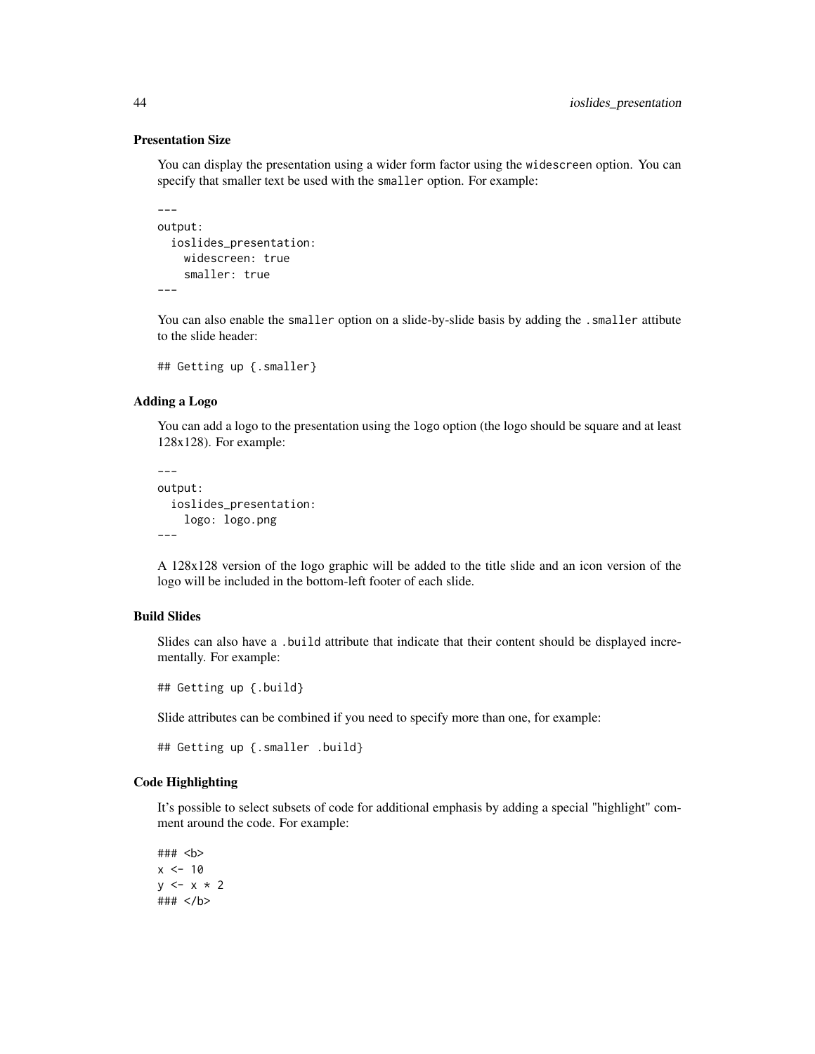### Presentation Size

You can display the presentation using a wider form factor using the widescreen option. You can specify that smaller text be used with the smaller option. For example:

```
---
output:
  ioslides_presentation:
    widescreen: true
    smaller: true
---
```

You can also enable the smaller option on a slide-by-slide basis by adding the .smaller attibute to the slide header:

```
## Getting up {.smaller}
```

### Adding a Logo

You can add a logo to the presentation using the logo option (the logo should be square and at least 128x128). For example:

```
---
output:
  ioslides_presentation:
    logo: logo.png
---
```

A 128x128 version of the logo graphic will be added to the title slide and an icon version of the logo will be included in the bottom-left footer of each slide.

### Build Slides

Slides can also have a .build attribute that indicate that their content should be displayed incrementally. For example:

```
## Getting up {.build}
```

Slide attributes can be combined if you need to specify more than one, for example:

```
## Getting up {.smaller .build}
```

### Code Highlighting

It's possible to select subsets of code for additional emphasis by adding a special "highlight" comment around the code. For example:

```
### <b>
x <- 10
y <- x * 2
### </b>
```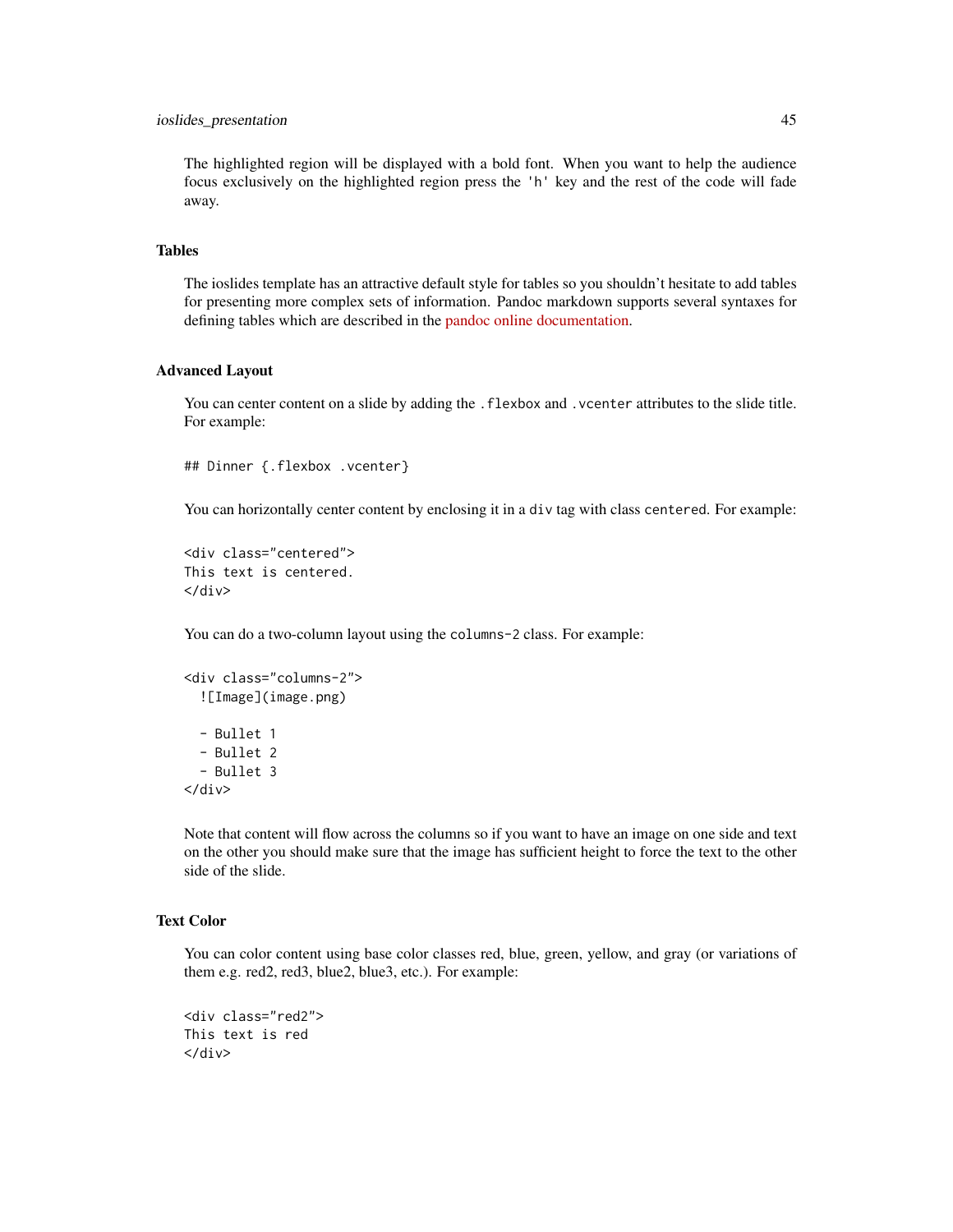The highlighted region will be displayed with a bold font. When you want to help the audience focus exclusively on the highlighted region press the 'h' key and the rest of the code will fade away.

### Tables

The ioslides template has an attractive default style for tables so you shouldn't hesitate to add tables for presenting more complex sets of information. Pandoc markdown supports several syntaxes for defining tables which are described in the pandoc online documentation.

### Advanced Layout

You can center content on a slide by adding the `.flexbox` and `.vcenter` attributes to the slide title. For example:

```
## Dinner {.flexbox .vcenter}
```

You can horizontally center content by enclosing it in a `div` tag with class `centered`. For example:

```
<div class="centered">
This text is centered.
</div>
```

You can do a two-column layout using the `columns-2` class. For example:

```
<div class="columns-2">
  ![Image](image.png)

  - Bullet 1
  - Bullet 2
  - Bullet 3
</div>
```

Note that content will flow across the columns so if you want to have an image on one side and text on the other you should make sure that the image has sufficient height to force the text to the other side of the slide.

### Text Color

You can color content using base color classes red, blue, green, yellow, and gray (or variations of them e.g. red2, red3, blue2, blue3, etc.). For example:

```
<div class="red2">
This text is red
</div>
```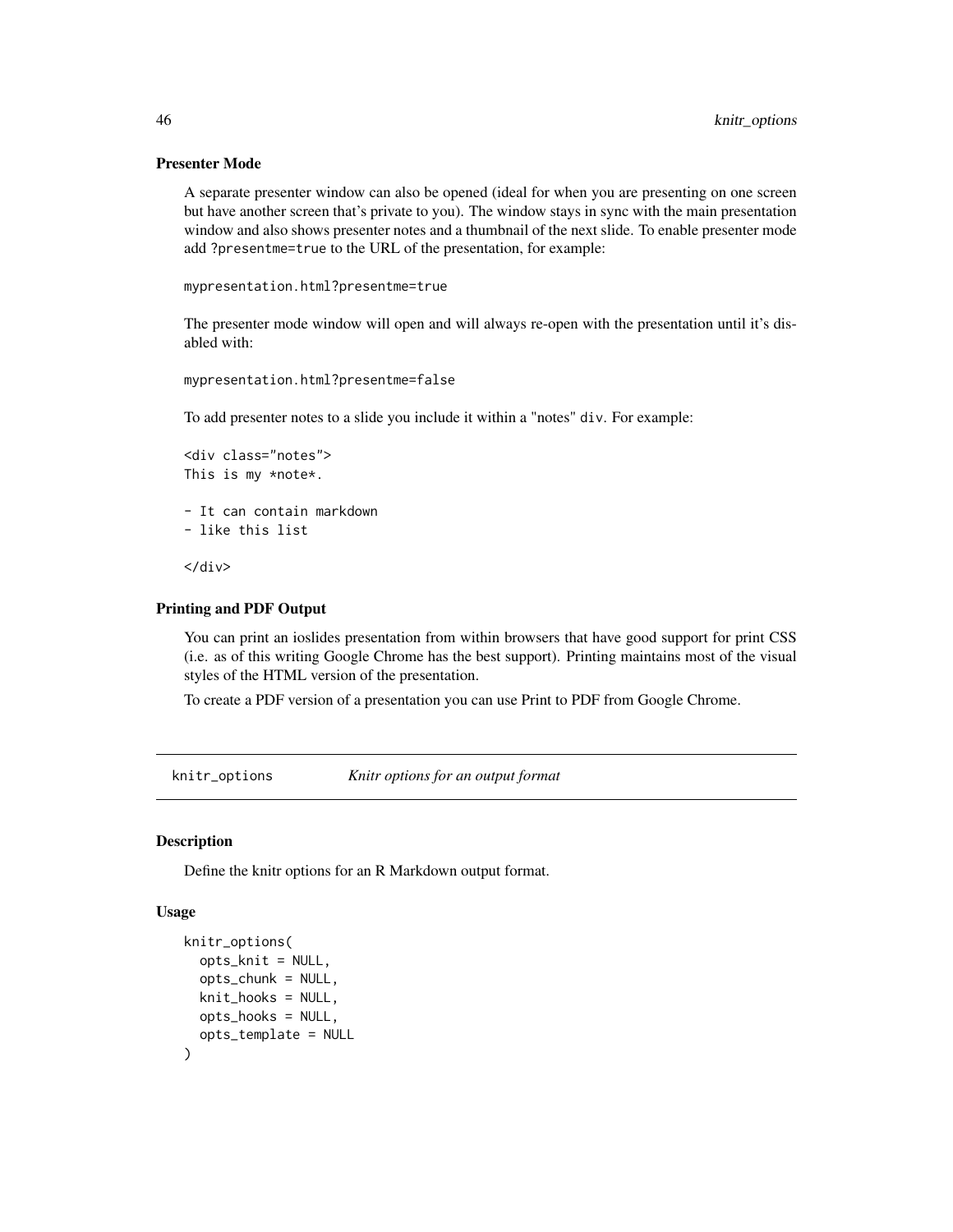### Presenter Mode

A separate presenter window can also be opened (ideal for when you are presenting on one screen but have another screen that's private to you). The window stays in sync with the main presentation window and also shows presenter notes and a thumbnail of the next slide. To enable presenter mode add `?presentme=true` to the URL of the presentation, for example:

```
mypresentation.html?presentme=true
```

The presenter mode window will open and will always re-open with the presentation until it's disabled with:

```
mypresentation.html?presentme=false
```

To add presenter notes to a slide you include it within a "notes" `div`. For example:

```
<div class="notes">
This is my *note*.

- It can contain markdown
- like this list

</div>
```

### Printing and PDF Output

You can print an ioslides presentation from within browsers that have good support for print CSS (i.e. as of this writing Google Chrome has the best support). Printing maintains most of the visual styles of the HTML version of the presentation.

To create a PDF version of a presentation you can use Print to PDF from Google Chrome.

---

## knitr_options — *Knitr options for an output format*

### Description

Define the knitr options for an R Markdown output format.

### Usage

```
knitr_options(
  opts_knit = NULL,
  opts_chunk = NULL,
  knit_hooks = NULL,
  opts_hooks = NULL,
  opts_template = NULL
)
```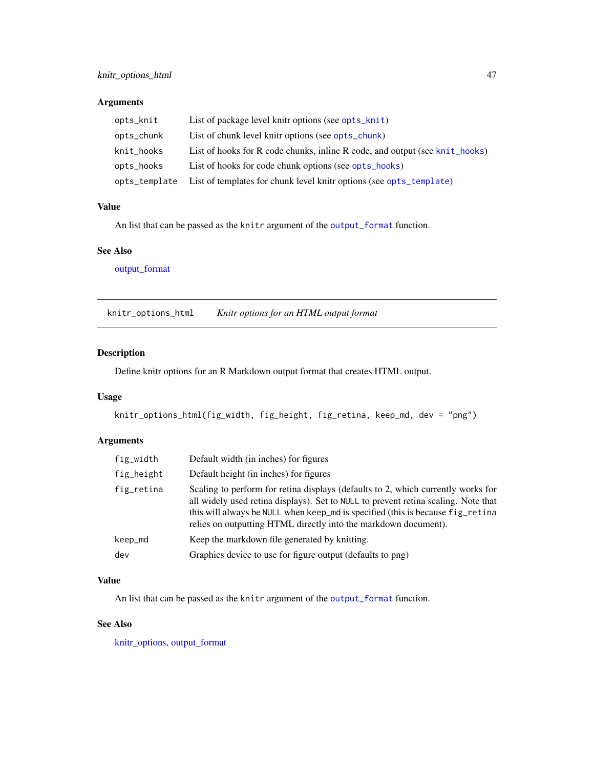### Arguments

| | |
|---|---|
| `opts_knit` | List of package level knitr options (see `opts_knit`) |
| `opts_chunk` | List of chunk level knitr options (see `opts_chunk`) |
| `knit_hooks` | List of hooks for R code chunks, inline R code, and output (see `knit_hooks`) |
| `opts_hooks` | List of hooks for code chunk options (see `opts_hooks`) |
| `opts_template` | List of templates for chunk level knitr options (see `opts_template`) |

### Value

An list that can be passed as the `knitr` argument of the `output_format` function.

### See Also

output_format

---

## `knitr_options_html` *Knitr options for an HTML output format*

---

### Description

Define knitr options for an R Markdown output format that creates HTML output.

### Usage

```
knitr_options_html(fig_width, fig_height, fig_retina, keep_md, dev = "png")
```

### Arguments

| | |
|---|---|
| `fig_width` | Default width (in inches) for figures |
| `fig_height` | Default height (in inches) for figures |
| `fig_retina` | Scaling to perform for retina displays (defaults to 2, which currently works for all widely used retina displays). Set to `NULL` to prevent retina scaling. Note that this will always be `NULL` when `keep_md` is specified (this is because `fig_retina` relies on outputting HTML directly into the markdown document). |
| `keep_md` | Keep the markdown file generated by knitting. |
| `dev` | Graphics device to use for figure output (defaults to png) |

### Value

An list that can be passed as the `knitr` argument of the `output_format` function.

### See Also

knitr_options, output_format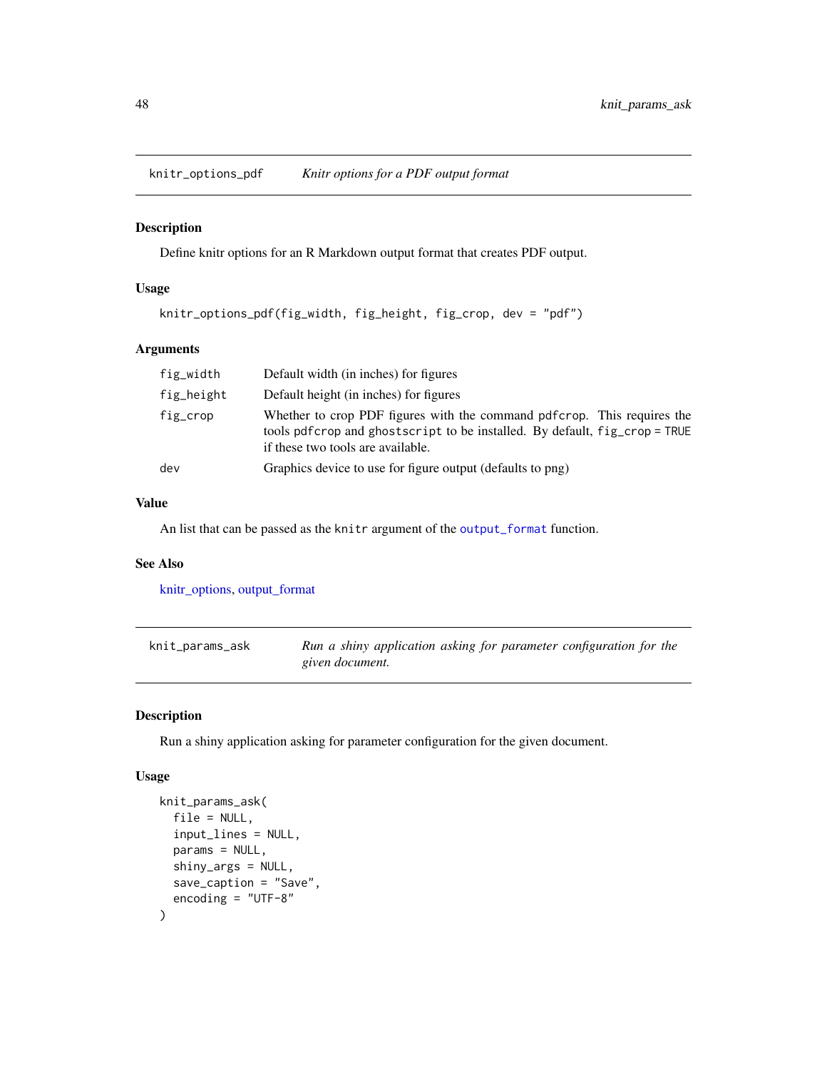## knitr_options_pdf — *Knitr options for a PDF output format*

### Description

Define knitr options for an R Markdown output format that creates PDF output.

### Usage

```
knitr_options_pdf(fig_width, fig_height, fig_crop, dev = "pdf")
```

### Arguments

| | |
|---|---|
| `fig_width` | Default width (in inches) for figures |
| `fig_height` | Default height (in inches) for figures |
| `fig_crop` | Whether to crop PDF figures with the command `pdfcrop`. This requires the tools `pdfcrop` and `ghostscript` to be installed. By default, `fig_crop = TRUE` if these two tools are available. |
| `dev` | Graphics device to use for figure output (defaults to png) |

### Value

An list that can be passed as the `knitr` argument of the `output_format` function.

### See Also

knitr_options, output_format

## knit_params_ask — *Run a shiny application asking for parameter configuration for the given document.*

### Description

Run a shiny application asking for parameter configuration for the given document.

### Usage

```
knit_params_ask(
  file = NULL,
  input_lines = NULL,
  params = NULL,
  shiny_args = NULL,
  save_caption = "Save",
  encoding = "UTF-8"
)
```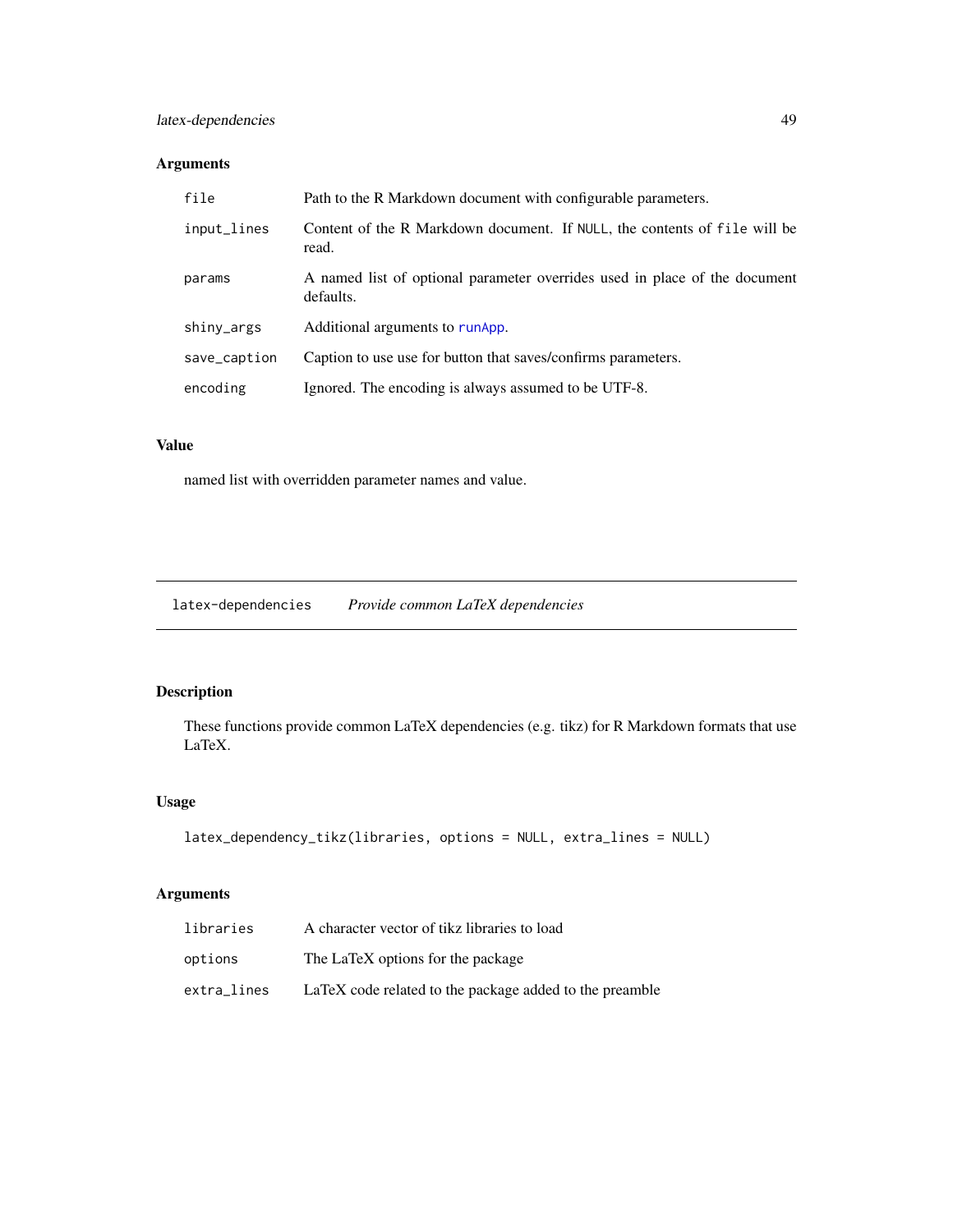### Arguments

| | |
|---|---|
| `file` | Path to the R Markdown document with configurable parameters. |
| `input_lines` | Content of the R Markdown document. If `NULL`, the contents of `file` will be read. |
| `params` | A named list of optional parameter overrides used in place of the document defaults. |
| `shiny_args` | Additional arguments to `runApp`. |
| `save_caption` | Caption to use use for button that saves/confirms parameters. |
| `encoding` | Ignored. The encoding is always assumed to be UTF-8. |

### Value

named list with overridden parameter names and value.

---

## `latex-dependencies` *Provide common LaTeX dependencies*

### Description

These functions provide common LaTeX dependencies (e.g. tikz) for R Markdown formats that use LaTeX.

### Usage

```
latex_dependency_tikz(libraries, options = NULL, extra_lines = NULL)
```

### Arguments

| | |
|---|---|
| `libraries` | A character vector of tikz libraries to load |
| `options` | The LaTeX options for the package |
| `extra_lines` | LaTeX code related to the package added to the preamble |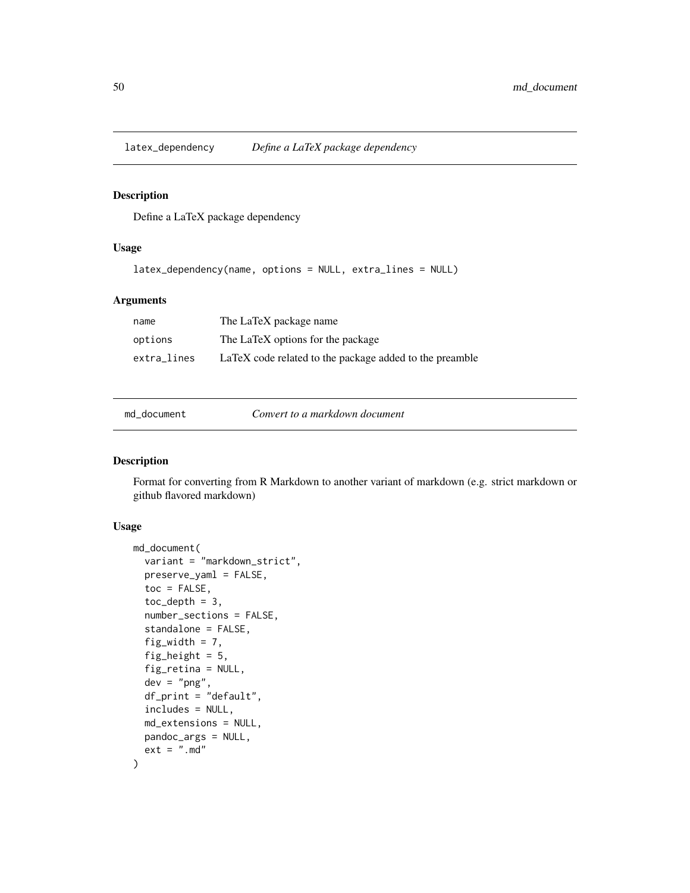## latex_dependency *Define a LaTeX package dependency*

### Description

Define a LaTeX package dependency

### Usage

```
latex_dependency(name, options = NULL, extra_lines = NULL)
```

### Arguments

| | |
|---|---|
| name | The LaTeX package name |
| options | The LaTeX options for the package |
| extra_lines | LaTeX code related to the package added to the preamble |

## md_document *Convert to a markdown document*

### Description

Format for converting from R Markdown to another variant of markdown (e.g. strict markdown or github flavored markdown)

### Usage

```
md_document(
  variant = "markdown_strict",
  preserve_yaml = FALSE,
  toc = FALSE,
  toc_depth = 3,
  number_sections = FALSE,
  standalone = FALSE,
  fig_width = 7,
  fig_height = 5,
  fig_retina = NULL,
  dev = "png",
  df_print = "default",
  includes = NULL,
  md_extensions = NULL,
  pandoc_args = NULL,
  ext = ".md"
)
```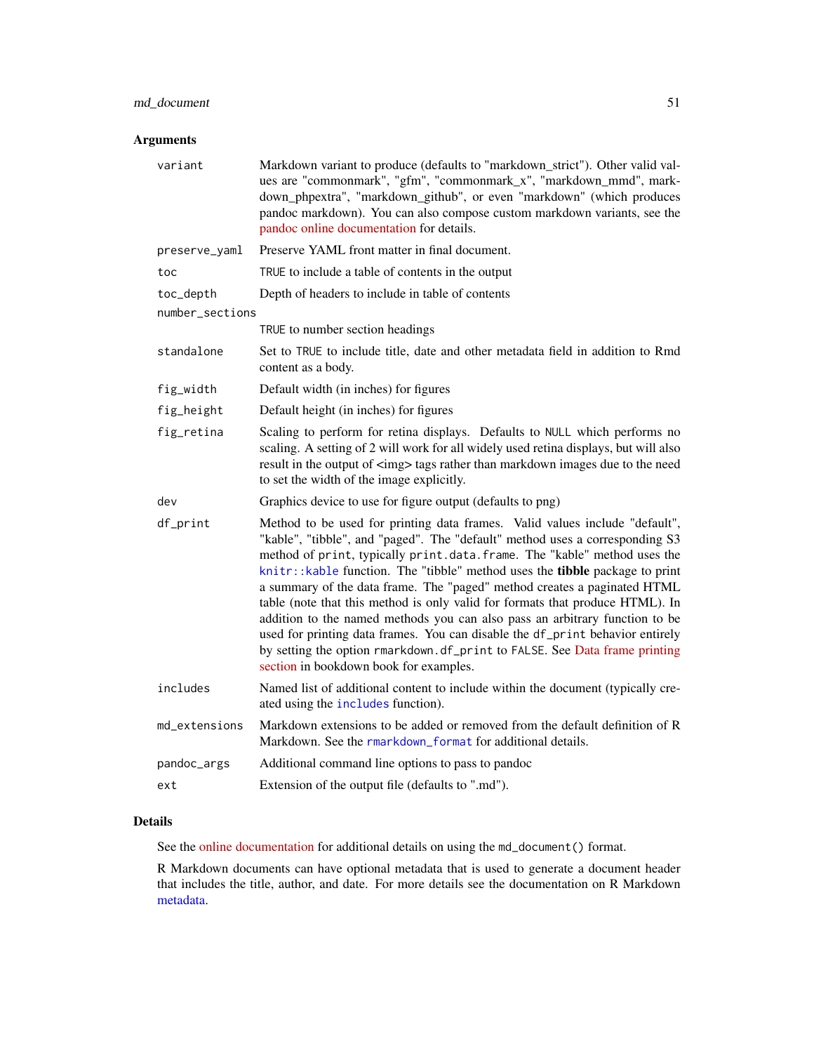### Arguments

| Argument | Description |
| --- | --- |
| `variant` | Markdown variant to produce (defaults to "markdown_strict"). Other valid values are "commonmark", "gfm", "commonmark_x", "markdown_mmd", "markdown_phpextra", "markdown_github", or even "markdown" (which produces pandoc markdown). You can also compose custom markdown variants, see the pandoc online documentation for details. |
| `preserve_yaml` | Preserve YAML front matter in final document. |
| `toc` | `TRUE` to include a table of contents in the output |
| `toc_depth` | Depth of headers to include in table of contents |
| `number_sections` | `TRUE` to number section headings |
| `standalone` | Set to `TRUE` to include title, date and other metadata field in addition to Rmd content as a body. |
| `fig_width` | Default width (in inches) for figures |
| `fig_height` | Default height (in inches) for figures |
| `fig_retina` | Scaling to perform for retina displays. Defaults to `NULL` which performs no scaling. A setting of 2 will work for all widely used retina displays, but will also result in the output of <img> tags rather than markdown images due to the need to set the width of the image explicitly. |
| `dev` | Graphics device to use for figure output (defaults to png) |
| `df_print` | Method to be used for printing data frames. Valid values include "default", "kable", "tibble", and "paged". The "default" method uses a corresponding S3 method of `print`, typically `print.data.frame`. The "kable" method uses the `knitr::kable` function. The "tibble" method uses the **tibble** package to print a summary of the data frame. The "paged" method creates a paginated HTML table (note that this method is only valid for formats that produce HTML). In addition to the named methods you can also pass an arbitrary function to be used for printing data frames. You can disable the `df_print` behavior entirely by setting the option `rmarkdown.df_print` to `FALSE`. See Data frame printing section in bookdown book for examples. |
| `includes` | Named list of additional content to include within the document (typically created using the `includes` function). |
| `md_extensions` | Markdown extensions to be added or removed from the default definition of R Markdown. See the `rmarkdown_format` for additional details. |
| `pandoc_args` | Additional command line options to pass to pandoc |
| `ext` | Extension of the output file (defaults to ".md"). |

### Details

See the online documentation for additional details on using the `md_document()` format.

R Markdown documents can have optional metadata that is used to generate a document header that includes the title, author, and date. For more details see the documentation on R Markdown metadata.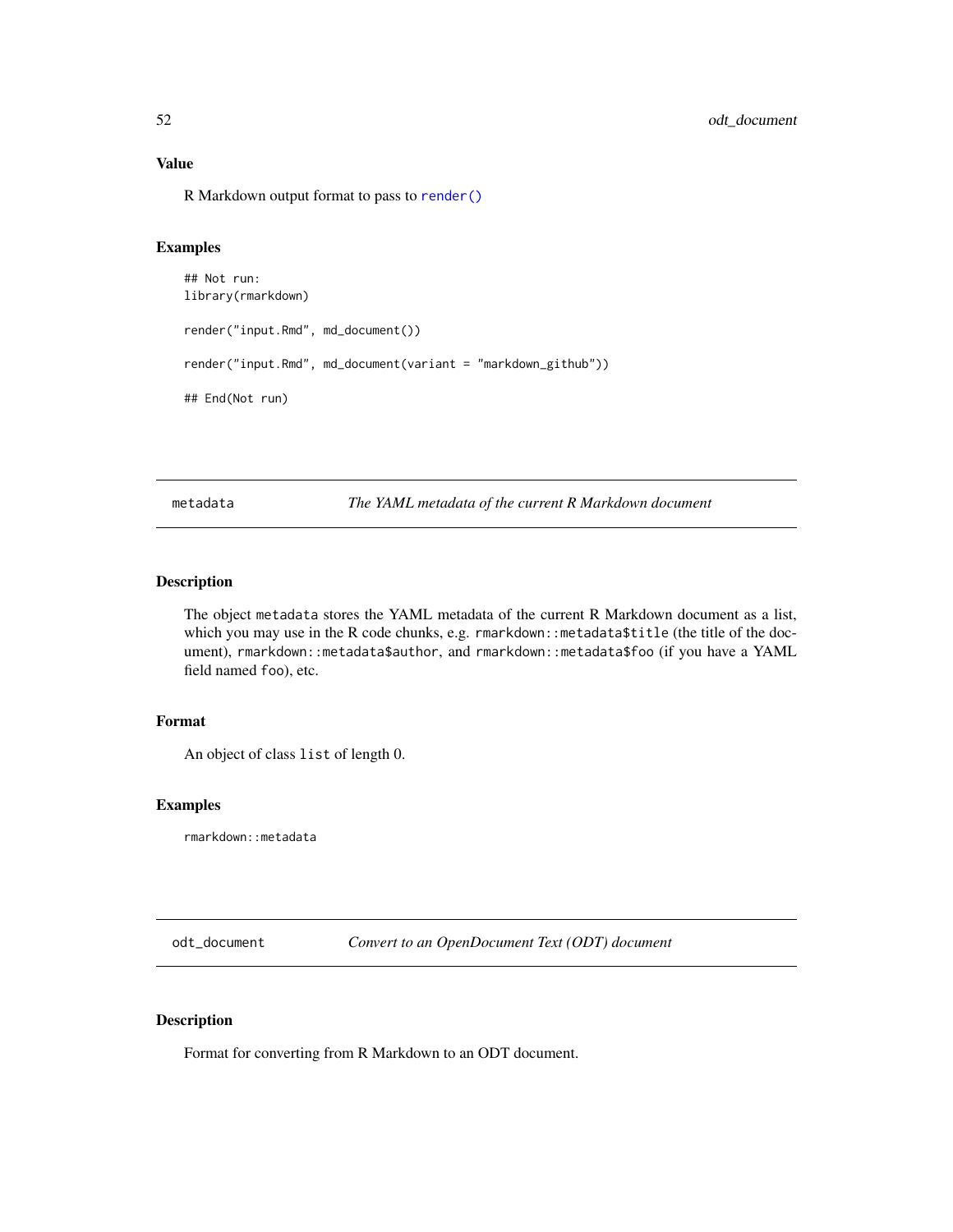### Value

R Markdown output format to pass to `render()`

### Examples

```
## Not run:
library(rmarkdown)

render("input.Rmd", md_document())

render("input.Rmd", md_document(variant = "markdown_github"))

## End(Not run)
```

---

## metadata — *The YAML metadata of the current R Markdown document*

---

### Description

The object `metadata` stores the YAML metadata of the current R Markdown document as a list, which you may use in the R code chunks, e.g. `rmarkdown::metadata$title` (the title of the document), `rmarkdown::metadata$author`, and `rmarkdown::metadata$foo` (if you have a YAML field named `foo`), etc.

### Format

An object of class `list` of length 0.

### Examples

```
rmarkdown::metadata
```

---

## odt_document — *Convert to an OpenDocument Text (ODT) document*

---

### Description

Format for converting from R Markdown to an ODT document.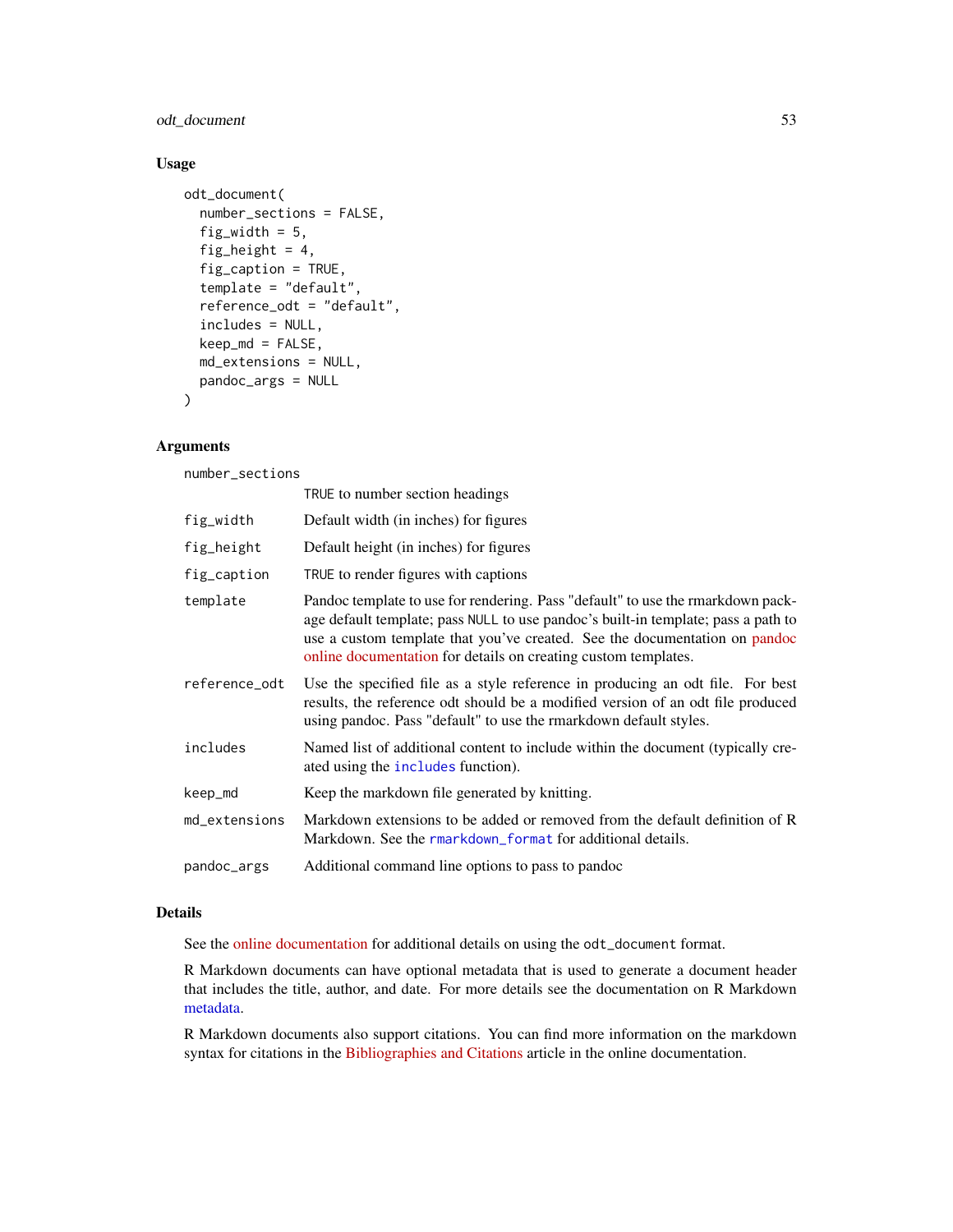### Usage

```
odt_document(
  number_sections = FALSE,
  fig_width = 5,
  fig_height = 4,
  fig_caption = TRUE,
  template = "default",
  reference_odt = "default",
  includes = NULL,
  keep_md = FALSE,
  md_extensions = NULL,
  pandoc_args = NULL
)
```

### Arguments

| Argument | Description |
|---|---|
| `number_sections` | `TRUE` to number section headings |
| `fig_width` | Default width (in inches) for figures |
| `fig_height` | Default height (in inches) for figures |
| `fig_caption` | `TRUE` to render figures with captions |
| `template` | Pandoc template to use for rendering. Pass "default" to use the rmarkdown package default template; pass `NULL` to use pandoc's built-in template; pass a path to use a custom template that you've created. See the documentation on pandoc online documentation for details on creating custom templates. |
| `reference_odt` | Use the specified file as a style reference in producing an odt file. For best results, the reference odt should be a modified version of an odt file produced using pandoc. Pass "default" to use the rmarkdown default styles. |
| `includes` | Named list of additional content to include within the document (typically created using the `includes` function). |
| `keep_md` | Keep the markdown file generated by knitting. |
| `md_extensions` | Markdown extensions to be added or removed from the default definition of R Markdown. See the `rmarkdown_format` for additional details. |
| `pandoc_args` | Additional command line options to pass to pandoc |

### Details

See the online documentation for additional details on using the `odt_document` format.

R Markdown documents can have optional metadata that is used to generate a document header that includes the title, author, and date. For more details see the documentation on R Markdown metadata.

R Markdown documents also support citations. You can find more information on the markdown syntax for citations in the Bibliographies and Citations article in the online documentation.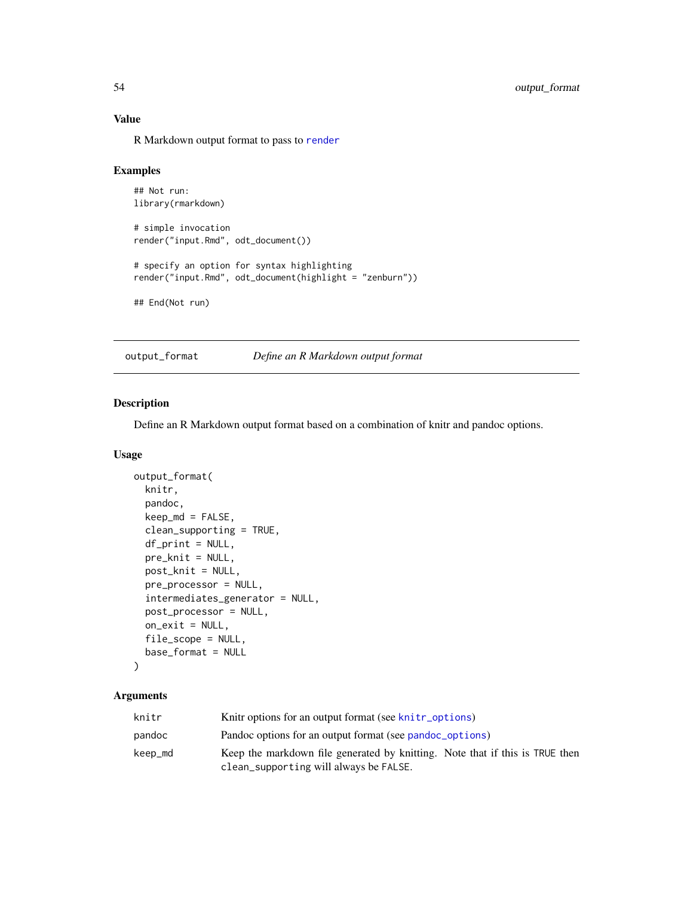### Value

R Markdown output format to pass to render

### Examples

```
## Not run:
library(rmarkdown)

# simple invocation
render("input.Rmd", odt_document())

# specify an option for syntax highlighting
render("input.Rmd", odt_document(highlight = "zenburn"))

## End(Not run)
```

---

## output_format *Define an R Markdown output format*

---

### Description

Define an R Markdown output format based on a combination of knitr and pandoc options.

### Usage

```
output_format(
  knitr,
  pandoc,
  keep_md = FALSE,
  clean_supporting = TRUE,
  df_print = NULL,
  pre_knit = NULL,
  post_knit = NULL,
  pre_processor = NULL,
  intermediates_generator = NULL,
  post_processor = NULL,
  on_exit = NULL,
  file_scope = NULL,
  base_format = NULL
)
```

### Arguments

| | |
|---|---|
| `knitr` | Knitr options for an output format (see `knitr_options`) |
| `pandoc` | Pandoc options for an output format (see `pandoc_options`) |
| `keep_md` | Keep the markdown file generated by knitting. Note that if this is `TRUE` then `clean_supporting` will always be `FALSE`. |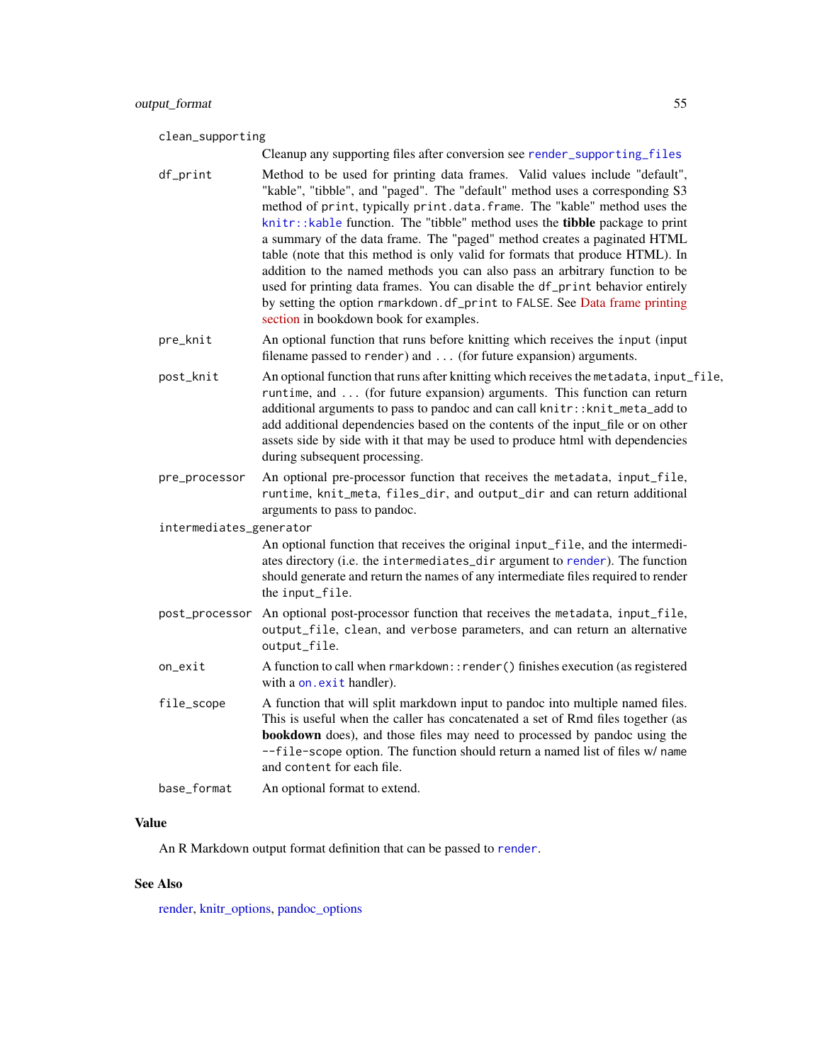`clean_supporting`
: Cleanup any supporting files after conversion see `render_supporting_files`

`df_print`
: Method to be used for printing data frames. Valid values include "default", "kable", "tibble", and "paged". The "default" method uses a corresponding S3 method of `print`, typically `print.data.frame`. The "kable" method uses the `knitr::kable` function. The "tibble" method uses the **tibble** package to print a summary of the data frame. The "paged" method creates a paginated HTML table (note that this method is only valid for formats that produce HTML). In addition to the named methods you can also pass an arbitrary function to be used for printing data frames. You can disable the `df_print` behavior entirely by setting the option `rmarkdown.df_print` to `FALSE`. See Data frame printing section in bookdown book for examples.

`pre_knit`
: An optional function that runs before knitting which receives the `input` (input filename passed to `render`) and `...` (for future expansion) arguments.

`post_knit`
: An optional function that runs after knitting which receives the `metadata`, `input_file`, `runtime`, and `...` (for future expansion) arguments. This function can return additional arguments to pass to pandoc and can call `knitr::knit_meta_add` to add additional dependencies based on the contents of the input_file or on other assets side by side with it that may be used to produce html with dependencies during subsequent processing.

`pre_processor`
: An optional pre-processor function that receives the `metadata`, `input_file`, `runtime`, `knit_meta`, `files_dir`, and `output_dir` and can return additional arguments to pass to pandoc.

`intermediates_generator`
: An optional function that receives the original `input_file`, and the intermediates directory (i.e. the `intermediates_dir` argument to `render`). The function should generate and return the names of any intermediate files required to render the `input_file`.

`post_processor`
: An optional post-processor function that receives the `metadata`, `input_file`, `output_file`, `clean`, and `verbose` parameters, and can return an alternative `output_file`.

`on_exit`
: A function to call when `rmarkdown::render()` finishes execution (as registered with a `on.exit` handler).

`file_scope`
: A function that will split markdown input to pandoc into multiple named files. This is useful when the caller has concatenated a set of Rmd files together (as **bookdown** does), and those files may need to processed by pandoc using the `--file-scope` option. The function should return a named list of files w/ `name` and `content` for each file.

`base_format`
: An optional format to extend.

## Value

An R Markdown output format definition that can be passed to `render`.

## See Also

render, knitr_options, pandoc_options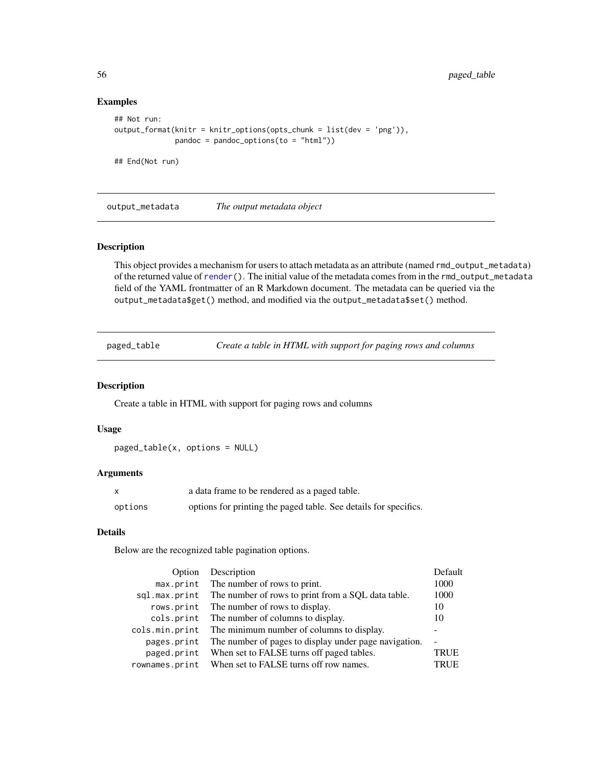### Examples

```
## Not run:
output_format(knitr = knitr_options(opts_chunk = list(dev = 'png')),
              pandoc = pandoc_options(to = "html"))

## End(Not run)
```

---

## output_metadata — *The output metadata object*

### Description

This object provides a mechanism for users to attach metadata as an attribute (named `rmd_output_metadata`) of the returned value of `render()`. The initial value of the metadata comes from in the `rmd_output_metadata` field of the YAML frontmatter of an R Markdown document. The metadata can be queried via the `output_metadata$get()` method, and modified via the `output_metadata$set()` method.

---

## paged_table — *Create a table in HTML with support for paging rows and columns*

### Description

Create a table in HTML with support for paging rows and columns

### Usage

```
paged_table(x, options = NULL)
```

### Arguments

| | |
|---|---|
| `x` | a data frame to be rendered as a paged table. |
| `options` | options for printing the paged table. See details for specifics. |

### Details

Below are the recognized table pagination options.

| Option | Description | Default |
|---|---|---|
| `max.print` | The number of rows to print. | 1000 |
| `sql.max.print` | The number of rows to print from a SQL data table. | 1000 |
| `rows.print` | The number of rows to display. | 10 |
| `cols.print` | The number of columns to display. | 10 |
| `cols.min.print` | The minimum number of columns to display. | - |
| `pages.print` | The number of pages to display under page navigation. | - |
| `paged.print` | When set to FALSE turns off paged tables. | TRUE |
| `rownames.print` | When set to FALSE turns off row names. | TRUE |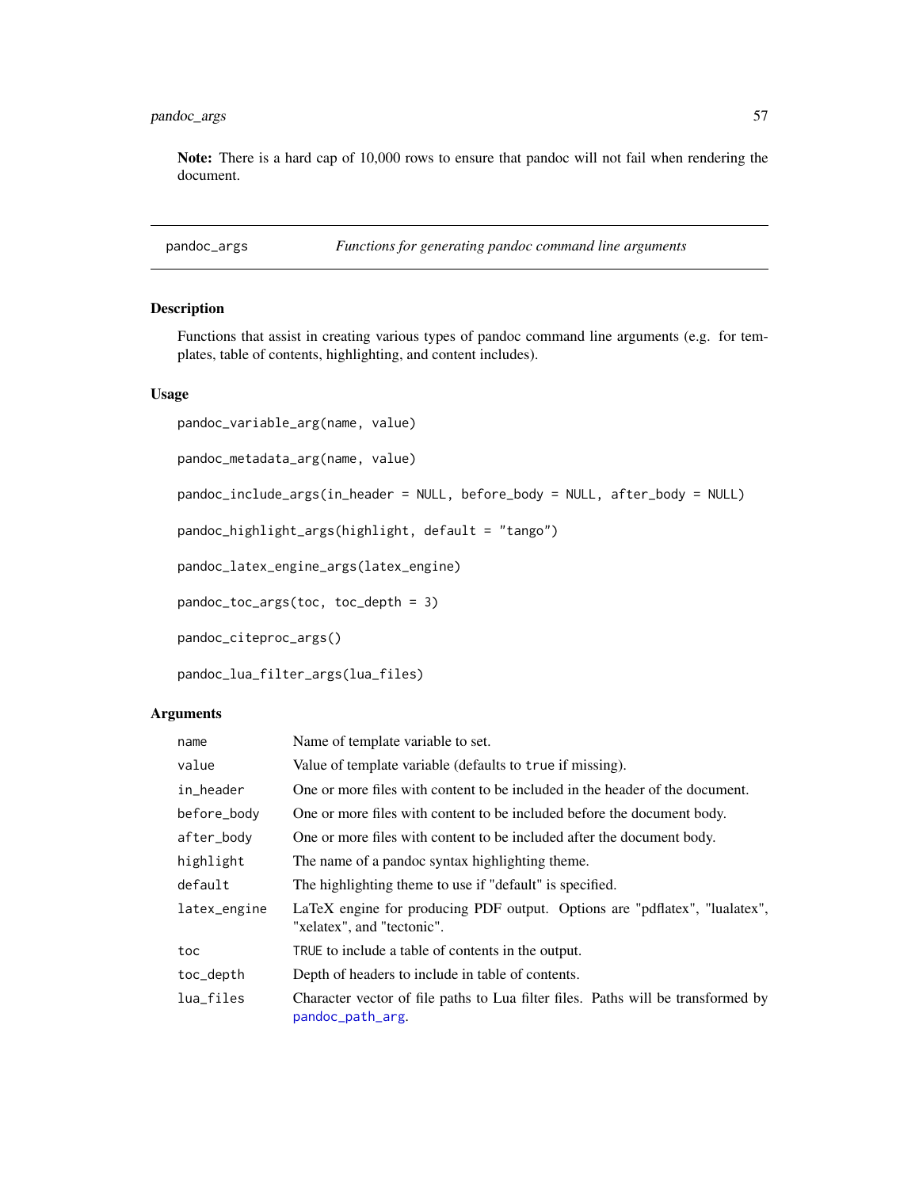**Note:** There is a hard cap of 10,000 rows to ensure that pandoc will not fail when rendering the document.

---

## pandoc_args — *Functions for generating pandoc command line arguments*

---

### Description

Functions that assist in creating various types of pandoc command line arguments (e.g. for templates, table of contents, highlighting, and content includes).

### Usage

```
pandoc_variable_arg(name, value)

pandoc_metadata_arg(name, value)

pandoc_include_args(in_header = NULL, before_body = NULL, after_body = NULL)

pandoc_highlight_args(highlight, default = "tango")

pandoc_latex_engine_args(latex_engine)

pandoc_toc_args(toc, toc_depth = 3)

pandoc_citeproc_args()

pandoc_lua_filter_args(lua_files)
```

### Arguments

| | |
|---|---|
| `name` | Name of template variable to set. |
| `value` | Value of template variable (defaults to `true` if missing). |
| `in_header` | One or more files with content to be included in the header of the document. |
| `before_body` | One or more files with content to be included before the document body. |
| `after_body` | One or more files with content to be included after the document body. |
| `highlight` | The name of a pandoc syntax highlighting theme. |
| `default` | The highlighting theme to use if "default" is specified. |
| `latex_engine` | LaTeX engine for producing PDF output. Options are "pdflatex", "lualatex", "xelatex", and "tectonic". |
| `toc` | `TRUE` to include a table of contents in the output. |
| `toc_depth` | Depth of headers to include in table of contents. |
| `lua_files` | Character vector of file paths to Lua filter files. Paths will be transformed by `pandoc_path_arg`. |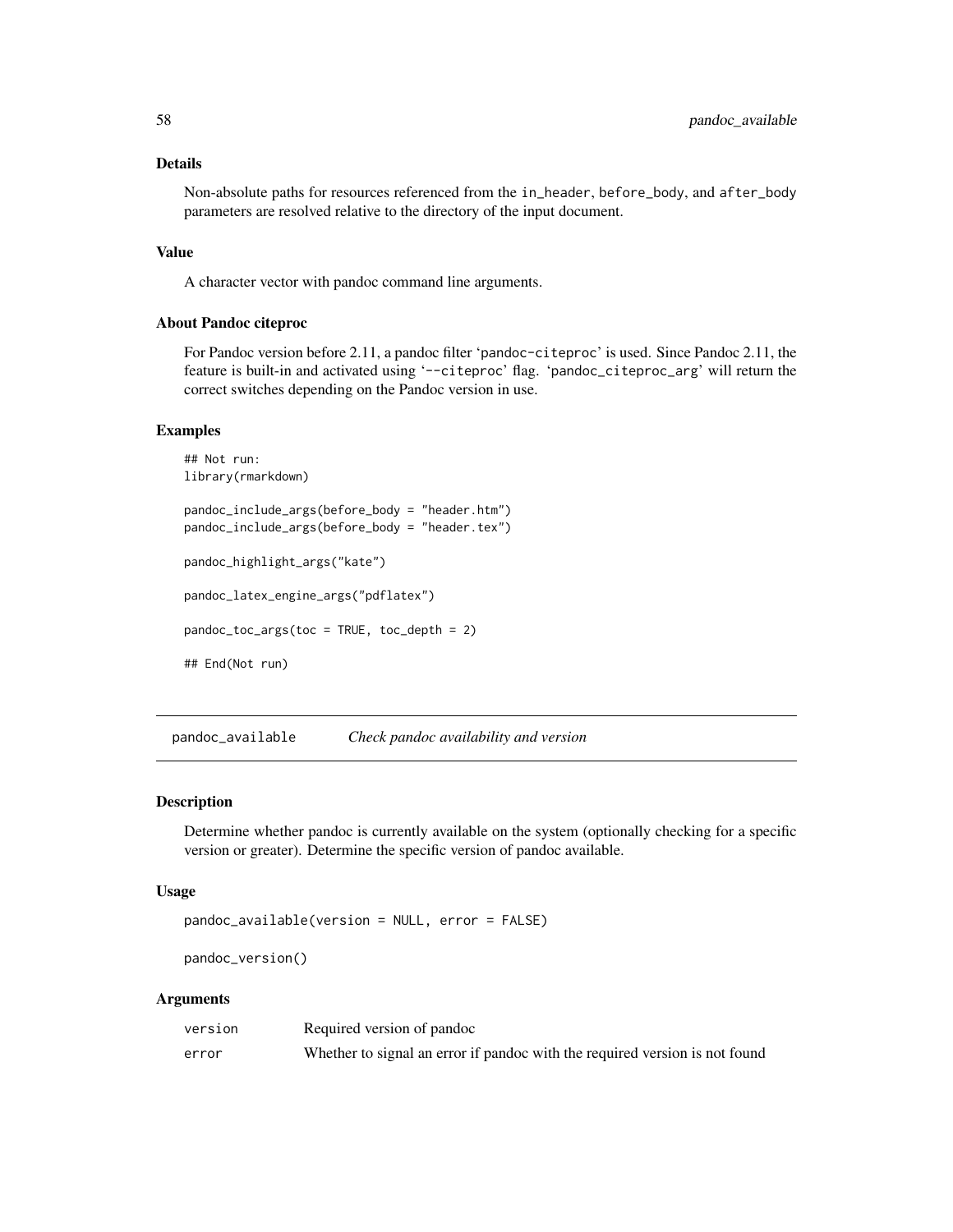### Details

Non-absolute paths for resources referenced from the `in_header`, `before_body`, and `after_body` parameters are resolved relative to the directory of the input document.

### Value

A character vector with pandoc command line arguments.

### About Pandoc citeproc

For Pandoc version before 2.11, a pandoc filter '`pandoc-citeproc`' is used. Since Pandoc 2.11, the feature is built-in and activated using '`--citeproc`' flag. '`pandoc_citeproc_arg`' will return the correct switches depending on the Pandoc version in use.

### Examples

```
## Not run:
library(rmarkdown)

pandoc_include_args(before_body = "header.htm")
pandoc_include_args(before_body = "header.tex")

pandoc_highlight_args("kate")

pandoc_latex_engine_args("pdflatex")

pandoc_toc_args(toc = TRUE, toc_depth = 2)

## End(Not run)
```

---

## pandoc_available &nbsp;&nbsp;&nbsp; *Check pandoc availability and version*

---

### Description

Determine whether pandoc is currently available on the system (optionally checking for a specific version or greater). Determine the specific version of pandoc available.

### Usage

```
pandoc_available(version = NULL, error = FALSE)

pandoc_version()
```

### Arguments

| | |
|---|---|
| `version` | Required version of pandoc |
| `error` | Whether to signal an error if pandoc with the required version is not found |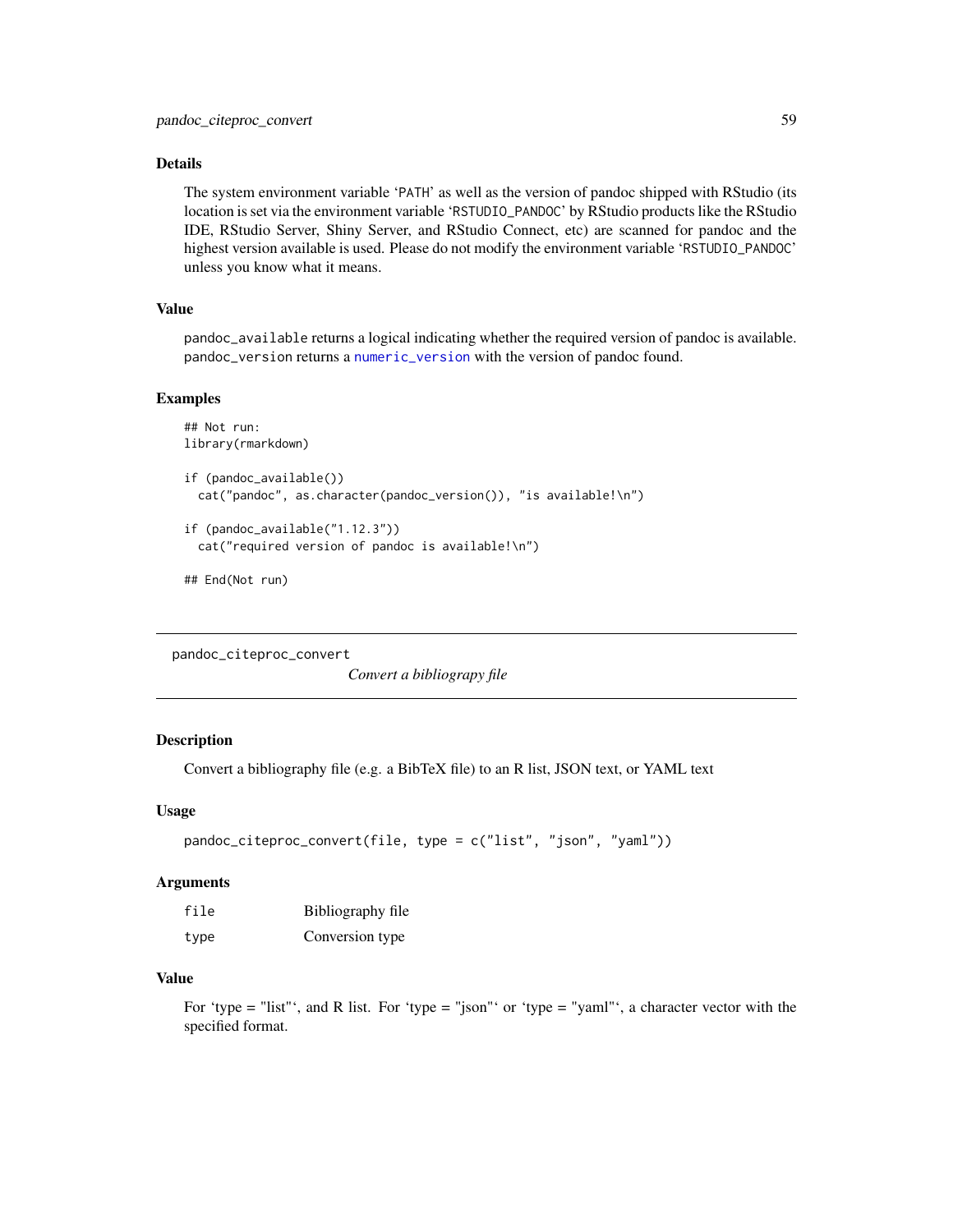### Details

The system environment variable 'PATH' as well as the version of pandoc shipped with RStudio (its location is set via the environment variable 'RSTUDIO_PANDOC' by RStudio products like the RStudio IDE, RStudio Server, Shiny Server, and RStudio Connect, etc) are scanned for pandoc and the highest version available is used. Please do not modify the environment variable 'RSTUDIO_PANDOC' unless you know what it means.

### Value

pandoc_available returns a logical indicating whether the required version of pandoc is available. pandoc_version returns a numeric_version with the version of pandoc found.

### Examples

```
## Not run:
library(rmarkdown)

if (pandoc_available())
  cat("pandoc", as.character(pandoc_version()), "is available!\n")

if (pandoc_available("1.12.3"))
  cat("required version of pandoc is available!\n")

## End(Not run)
```

---

## pandoc_citeproc_convert

*Convert a bibliograpy file*

---

### Description

Convert a bibliography file (e.g. a BibTeX file) to an R list, JSON text, or YAML text

### Usage

```
pandoc_citeproc_convert(file, type = c("list", "json", "yaml"))
```

### Arguments

| | |
|---|---|
| file | Bibliography file |
| type | Conversion type |

### Value

For 'type = "list"', and R list. For 'type = "json"' or 'type = "yaml"', a character vector with the specified format.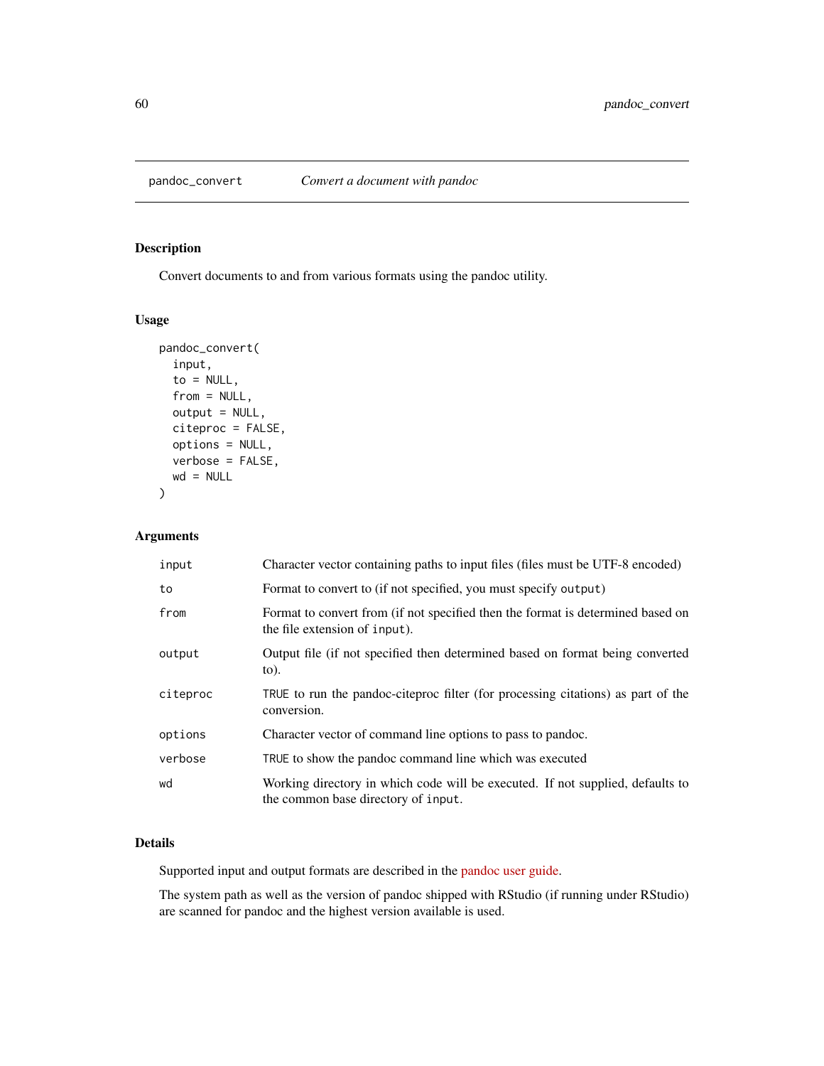# pandoc_convert

*Convert a document with pandoc*

## Description

Convert documents to and from various formats using the pandoc utility.

## Usage

```
pandoc_convert(
  input,
  to = NULL,
  from = NULL,
  output = NULL,
  citeproc = FALSE,
  options = NULL,
  verbose = FALSE,
  wd = NULL
)
```

## Arguments

| | |
|---|---|
| `input` | Character vector containing paths to input files (files must be UTF-8 encoded) |
| `to` | Format to convert to (if not specified, you must specify `output`) |
| `from` | Format to convert from (if not specified then the format is determined based on the file extension of `input`). |
| `output` | Output file (if not specified then determined based on format being converted to). |
| `citeproc` | `TRUE` to run the pandoc-citeproc filter (for processing citations) as part of the conversion. |
| `options` | Character vector of command line options to pass to pandoc. |
| `verbose` | `TRUE` to show the pandoc command line which was executed |
| `wd` | Working directory in which code will be executed. If not supplied, defaults to the common base directory of `input`. |

## Details

Supported input and output formats are described in the pandoc user guide.

The system path as well as the version of pandoc shipped with RStudio (if running under RStudio) are scanned for pandoc and the highest version available is used.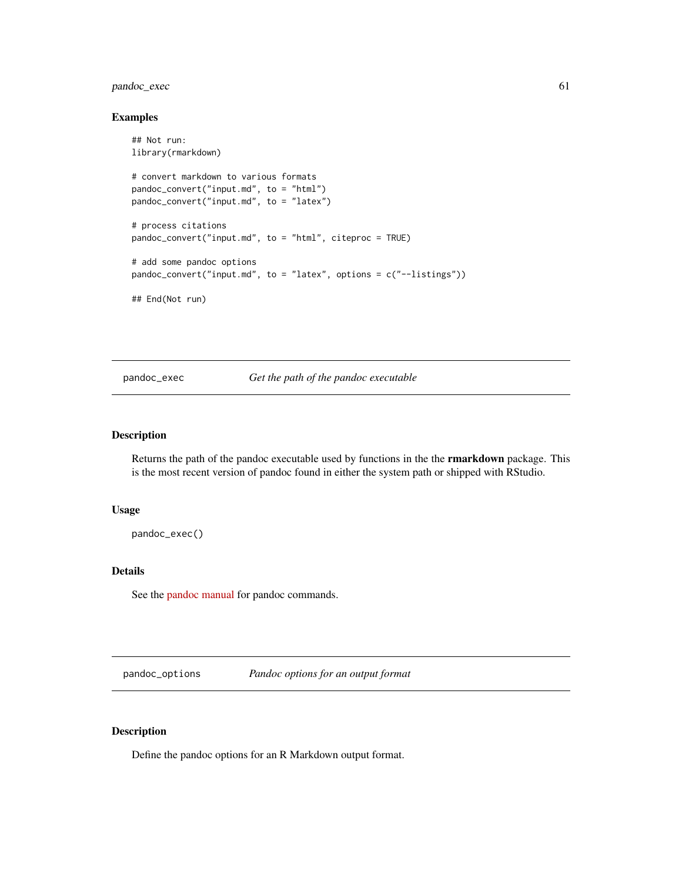### Examples

```
## Not run:
library(rmarkdown)

# convert markdown to various formats
pandoc_convert("input.md", to = "html")
pandoc_convert("input.md", to = "latex")

# process citations
pandoc_convert("input.md", to = "html", citeproc = TRUE)

# add some pandoc options
pandoc_convert("input.md", to = "latex", options = c("--listings"))

## End(Not run)
```

---

## pandoc_exec — *Get the path of the pandoc executable*

### Description

Returns the path of the pandoc executable used by functions in the the **rmarkdown** package. This is the most recent version of pandoc found in either the system path or shipped with RStudio.

### Usage

```
pandoc_exec()
```

### Details

See the pandoc manual for pandoc commands.

---

## pandoc_options — *Pandoc options for an output format*

### Description

Define the pandoc options for an R Markdown output format.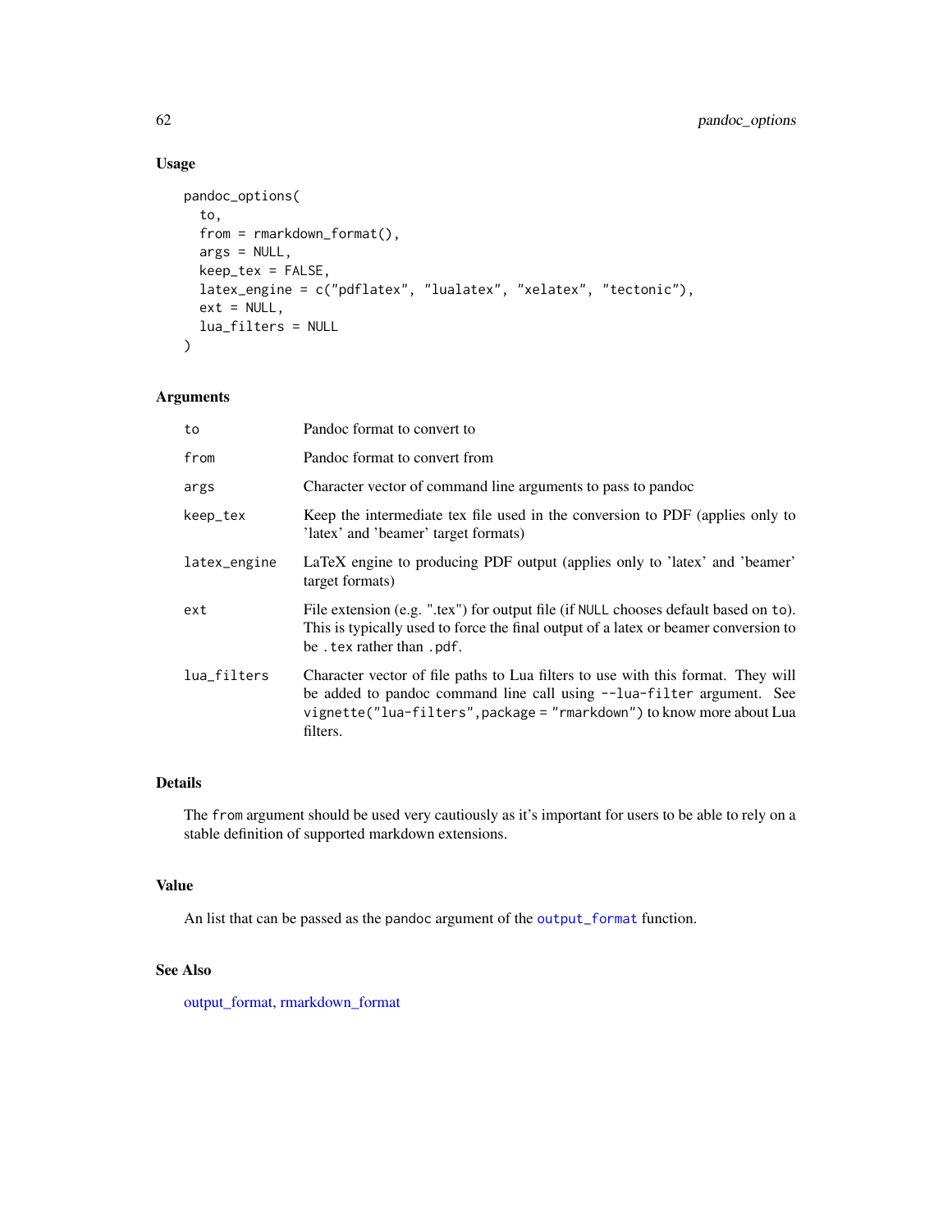## Usage

```
pandoc_options(
  to,
  from = rmarkdown_format(),
  args = NULL,
  keep_tex = FALSE,
  latex_engine = c("pdflatex", "lualatex", "xelatex", "tectonic"),
  ext = NULL,
  lua_filters = NULL
)
```

## Arguments

| | |
|---|---|
| `to` | Pandoc format to convert to |
| `from` | Pandoc format to convert from |
| `args` | Character vector of command line arguments to pass to pandoc |
| `keep_tex` | Keep the intermediate tex file used in the conversion to PDF (applies only to 'latex' and 'beamer' target formats) |
| `latex_engine` | LaTeX engine to producing PDF output (applies only to 'latex' and 'beamer' target formats) |
| `ext` | File extension (e.g. ".tex") for output file (if `NULL` chooses default based on `to`). This is typically used to force the final output of a latex or beamer conversion to be `.tex` rather than `.pdf`. |
| `lua_filters` | Character vector of file paths to Lua filters to use with this format. They will be added to pandoc command line call using `--lua-filter` argument. See `vignette("lua-filters",package = "rmarkdown")` to know more about Lua filters. |

## Details

The `from` argument should be used very cautiously as it's important for users to be able to rely on a stable definition of supported markdown extensions.

## Value

An list that can be passed as the `pandoc` argument of the `output_format` function.

## See Also

output_format, rmarkdown_format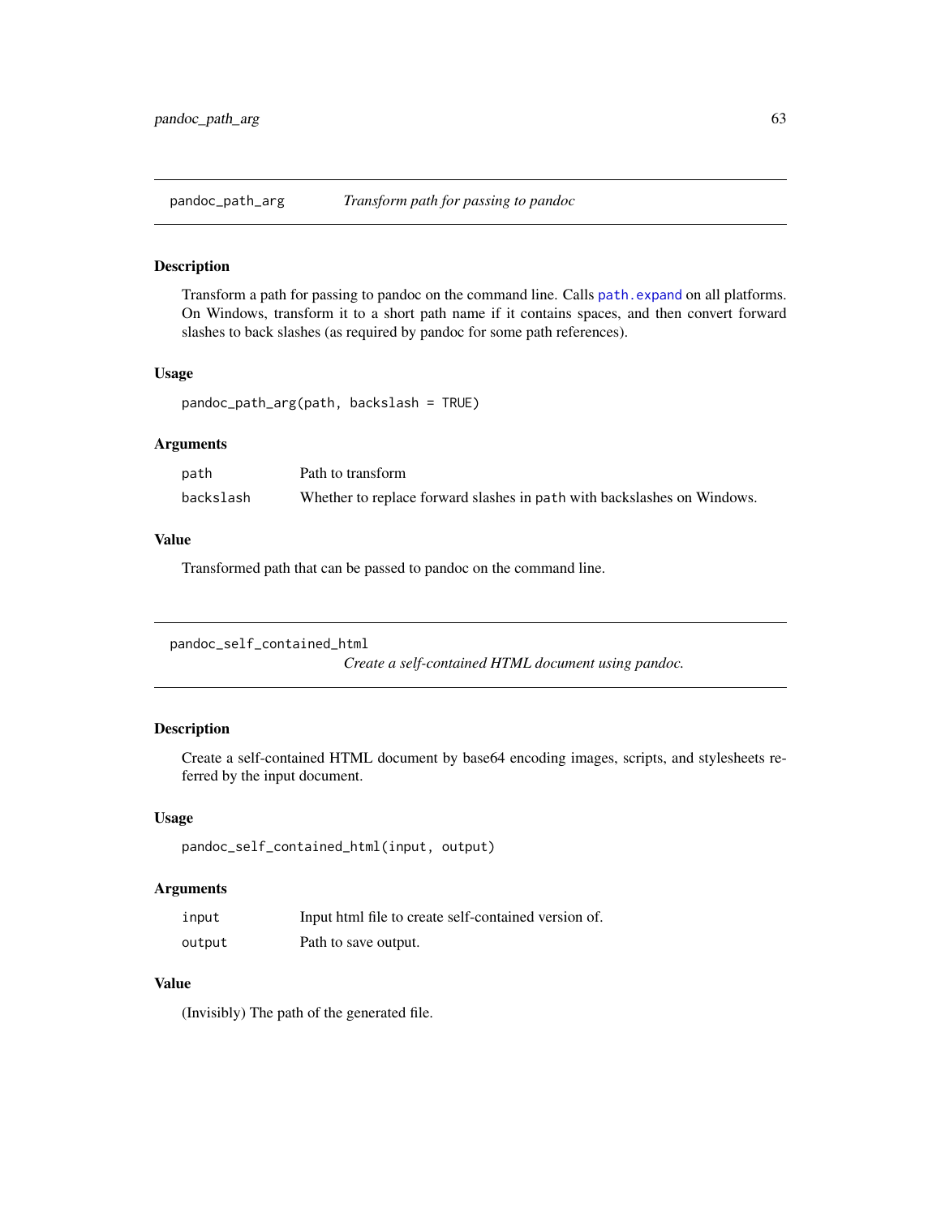## pandoc_path_arg — *Transform path for passing to pandoc*

### Description

Transform a path for passing to pandoc on the command line. Calls `path.expand` on all platforms. On Windows, transform it to a short path name if it contains spaces, and then convert forward slashes to back slashes (as required by pandoc for some path references).

### Usage

```
pandoc_path_arg(path, backslash = TRUE)
```

### Arguments

| | |
|---|---|
| `path` | Path to transform |
| `backslash` | Whether to replace forward slashes in `path` with backslashes on Windows. |

### Value

Transformed path that can be passed to pandoc on the command line.

## pandoc_self_contained_html — *Create a self-contained HTML document using pandoc.*

### Description

Create a self-contained HTML document by base64 encoding images, scripts, and stylesheets referred by the input document.

### Usage

```
pandoc_self_contained_html(input, output)
```

### Arguments

| | |
|---|---|
| `input` | Input html file to create self-contained version of. |
| `output` | Path to save output. |

### Value

(Invisibly) The path of the generated file.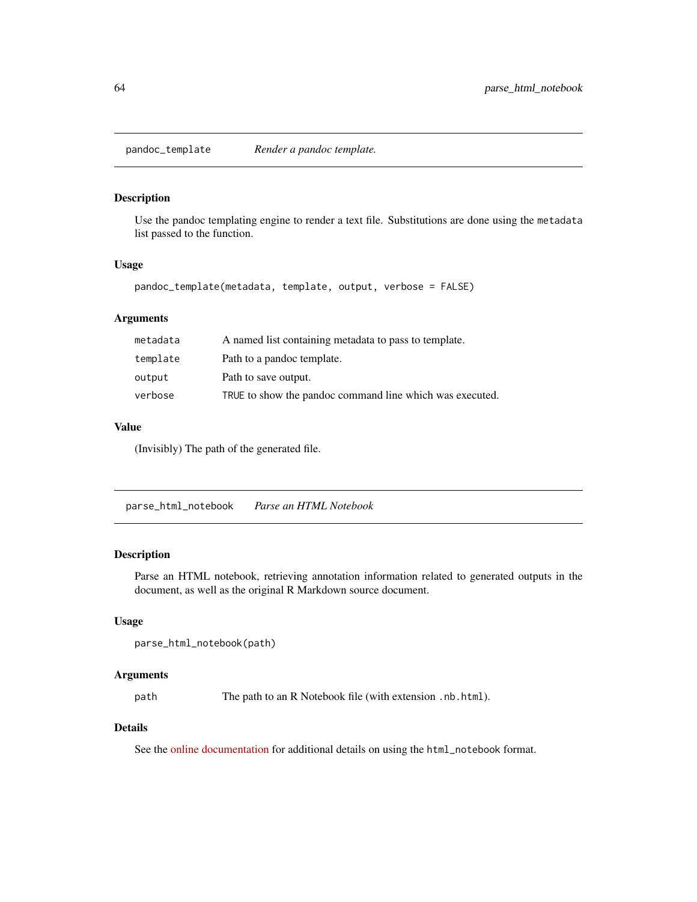## pandoc_template — *Render a pandoc template.*

### Description

Use the pandoc templating engine to render a text file. Substitutions are done using the `metadata` list passed to the function.

### Usage

```
pandoc_template(metadata, template, output, verbose = FALSE)
```

### Arguments

| | |
|---|---|
| `metadata` | A named list containing metadata to pass to template. |
| `template` | Path to a pandoc template. |
| `output` | Path to save output. |
| `verbose` | `TRUE` to show the pandoc command line which was executed. |

### Value

(Invisibly) The path of the generated file.

## parse_html_notebook — *Parse an HTML Notebook*

### Description

Parse an HTML notebook, retrieving annotation information related to generated outputs in the document, as well as the original R Markdown source document.

### Usage

```
parse_html_notebook(path)
```

### Arguments

| | |
|---|---|
| `path` | The path to an R Notebook file (with extension `.nb.html`). |

### Details

See the online documentation for additional details on using the `html_notebook` format.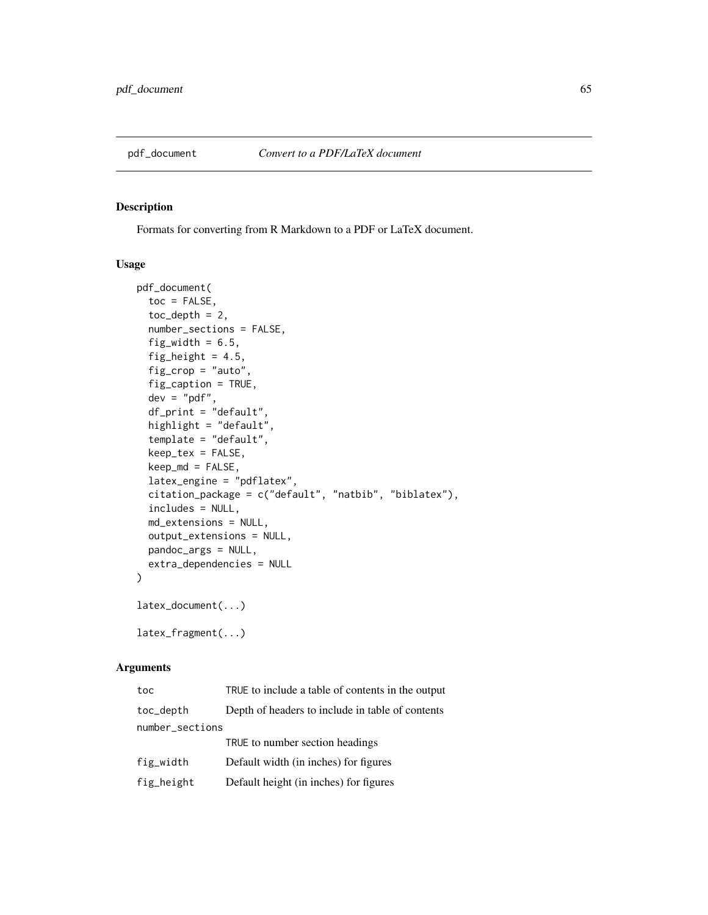## pdf_document *Convert to a PDF/LaTeX document*

### Description

Formats for converting from R Markdown to a PDF or LaTeX document.

### Usage

```
pdf_document(
  toc = FALSE,
  toc_depth = 2,
  number_sections = FALSE,
  fig_width = 6.5,
  fig_height = 4.5,
  fig_crop = "auto",
  fig_caption = TRUE,
  dev = "pdf",
  df_print = "default",
  highlight = "default",
  template = "default",
  keep_tex = FALSE,
  keep_md = FALSE,
  latex_engine = "pdflatex",
  citation_package = c("default", "natbib", "biblatex"),
  includes = NULL,
  md_extensions = NULL,
  output_extensions = NULL,
  pandoc_args = NULL,
  extra_dependencies = NULL
)

latex_document(...)

latex_fragment(...)
```

### Arguments

| | |
|---|---|
| toc | TRUE to include a table of contents in the output |
| toc_depth | Depth of headers to include in table of contents |
| number_sections | TRUE to number section headings |
| fig_width | Default width (in inches) for figures |
| fig_height | Default height (in inches) for figures |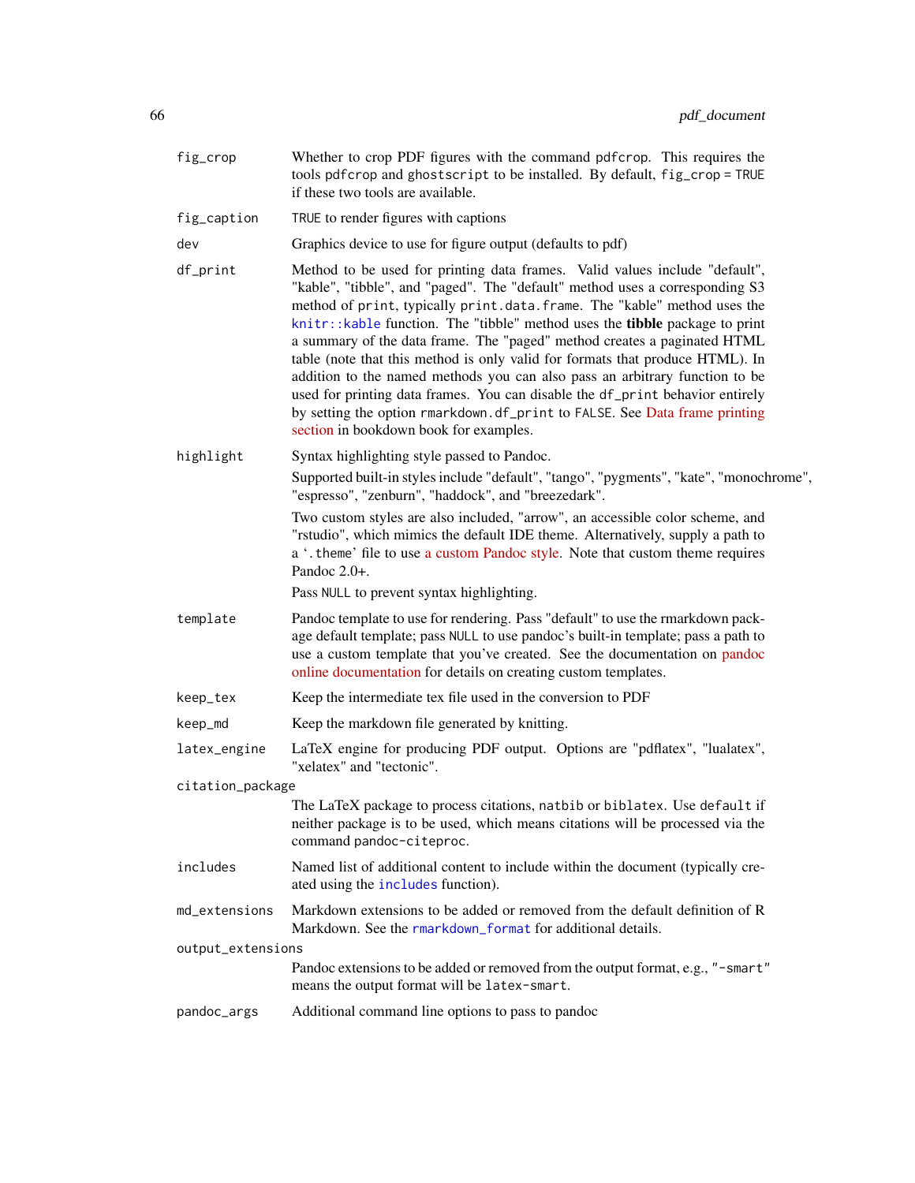| | |
|---|---|
| `fig_crop` | Whether to crop PDF figures with the command `pdfcrop`. This requires the tools `pdfcrop` and `ghostscript` to be installed. By default, `fig_crop = TRUE` if these two tools are available. |
| `fig_caption` | `TRUE` to render figures with captions |
| `dev` | Graphics device to use for figure output (defaults to pdf) |
| `df_print` | Method to be used for printing data frames. Valid values include "default", "kable", "tibble", and "paged". The "default" method uses a corresponding S3 method of `print`, typically `print.data.frame`. The "kable" method uses the `knitr::kable` function. The "tibble" method uses the **tibble** package to print a summary of the data frame. The "paged" method creates a paginated HTML table (note that this method is only valid for formats that produce HTML). In addition to the named methods you can also pass an arbitrary function to be used for printing data frames. You can disable the `df_print` behavior entirely by setting the option `rmarkdown.df_print` to `FALSE`. See Data frame printing section in bookdown book for examples. |
| `highlight` | Syntax highlighting style passed to Pandoc. <br><br> Supported built-in styles include "default", "tango", "pygments", "kate", "monochrome", "espresso", "zenburn", "haddock", and "breezedark". <br><br> Two custom styles are also included, "arrow", an accessible color scheme, and "rstudio", which mimics the default IDE theme. Alternatively, supply a path to a '`.theme`' file to use a custom Pandoc style. Note that custom theme requires Pandoc 2.0+. <br><br> Pass `NULL` to prevent syntax highlighting. |
| `template` | Pandoc template to use for rendering. Pass "default" to use the rmarkdown package default template; pass `NULL` to use pandoc's built-in template; pass a path to use a custom template that you've created. See the documentation on pandoc online documentation for details on creating custom templates. |
| `keep_tex` | Keep the intermediate tex file used in the conversion to PDF |
| `keep_md` | Keep the markdown file generated by knitting. |
| `latex_engine` | LaTeX engine for producing PDF output. Options are "pdflatex", "lualatex", "xelatex" and "tectonic". |
| `citation_package` | The LaTeX package to process citations, `natbib` or `biblatex`. Use `default` if neither package is to be used, which means citations will be processed via the command `pandoc-citeproc`. |
| `includes` | Named list of additional content to include within the document (typically created using the `includes` function). |
| `md_extensions` | Markdown extensions to be added or removed from the default definition of R Markdown. See the `rmarkdown_format` for additional details. |
| `output_extensions` | Pandoc extensions to be added or removed from the output format, e.g., `"-smart"` means the output format will be `latex-smart`. |
| `pandoc_args` | Additional command line options to pass to pandoc |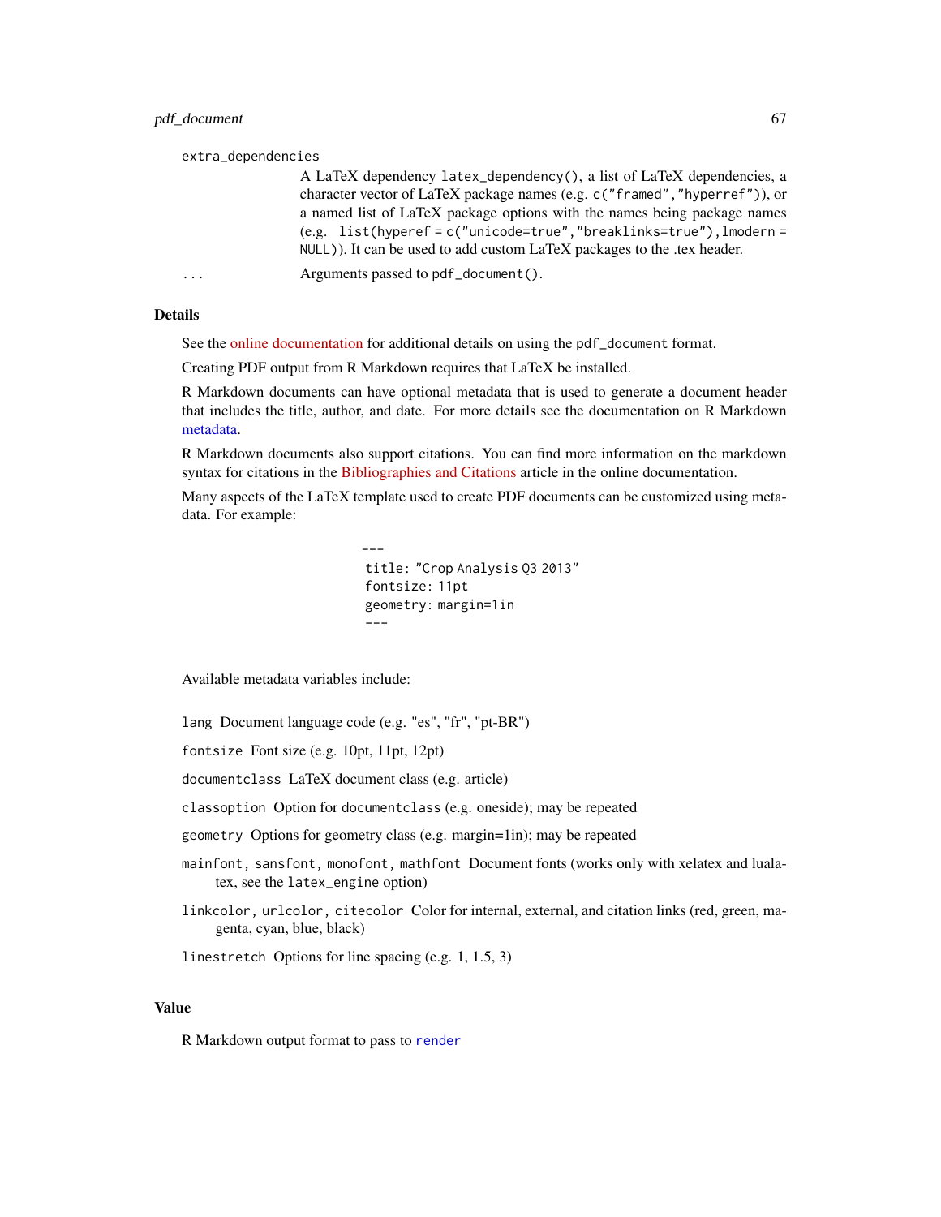extra_dependencies

A LaTeX dependency `latex_dependency()`, a list of LaTeX dependencies, a character vector of LaTeX package names (e.g. `c("framed","hyperref")`), or a named list of LaTeX package options with the names being package names (e.g. `list(hyperef = c("unicode=true","breaklinks=true"),lmodern = NULL)`). It can be used to add custom LaTeX packages to the .tex header.

`...` Arguments passed to `pdf_document()`.

## Details

See the online documentation for additional details on using the `pdf_document` format.

Creating PDF output from R Markdown requires that LaTeX be installed.

R Markdown documents can have optional metadata that is used to generate a document header that includes the title, author, and date. For more details see the documentation on R Markdown metadata.

R Markdown documents also support citations. You can find more information on the markdown syntax for citations in the Bibliographies and Citations article in the online documentation.

Many aspects of the LaTeX template used to create PDF documents can be customized using metadata. For example:

```
---
title: "Crop Analysis Q3 2013"
fontsize: 11pt
geometry: margin=1in
---
```

Available metadata variables include:

`lang` Document language code (e.g. "es", "fr", "pt-BR")

`fontsize` Font size (e.g. 10pt, 11pt, 12pt)

`documentclass` LaTeX document class (e.g. article)

`classoption` Option for `documentclass` (e.g. oneside); may be repeated

`geometry` Options for geometry class (e.g. margin=1in); may be repeated

`mainfont, sansfont, monofont, mathfont` Document fonts (works only with xelatex and lualatex, see the `latex_engine` option)

`linkcolor, urlcolor, citecolor` Color for internal, external, and citation links (red, green, magenta, cyan, blue, black)

`linestretch` Options for line spacing (e.g. 1, 1.5, 3)

## Value

R Markdown output format to pass to `render`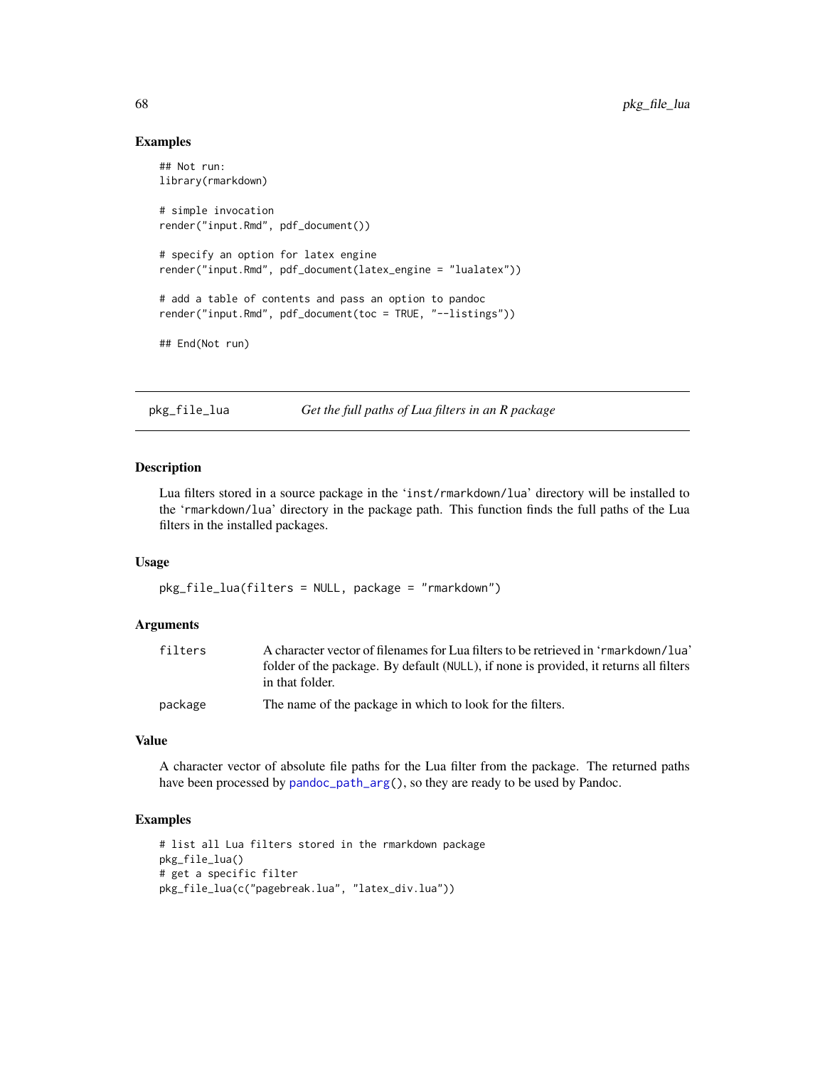### Examples

```
## Not run:
library(rmarkdown)

# simple invocation
render("input.Rmd", pdf_document())

# specify an option for latex engine
render("input.Rmd", pdf_document(latex_engine = "lualatex"))

# add a table of contents and pass an option to pandoc
render("input.Rmd", pdf_document(toc = TRUE, "--listings"))

## End(Not run)
```

---

## pkg_file_lua — *Get the full paths of Lua filters in an R package*

---

### Description

Lua filters stored in a source package in the 'inst/rmarkdown/lua' directory will be installed to the 'rmarkdown/lua' directory in the package path. This function finds the full paths of the Lua filters in the installed packages.

### Usage

```
pkg_file_lua(filters = NULL, package = "rmarkdown")
```

### Arguments

| | |
|---|---|
| filters | A character vector of filenames for Lua filters to be retrieved in 'rmarkdown/lua' folder of the package. By default (NULL), if none is provided, it returns all filters in that folder. |
| package | The name of the package in which to look for the filters. |

### Value

A character vector of absolute file paths for the Lua filter from the package. The returned paths have been processed by pandoc_path_arg(), so they are ready to be used by Pandoc.

### Examples

```
# list all Lua filters stored in the rmarkdown package
pkg_file_lua()
# get a specific filter
pkg_file_lua(c("pagebreak.lua", "latex_div.lua"))
```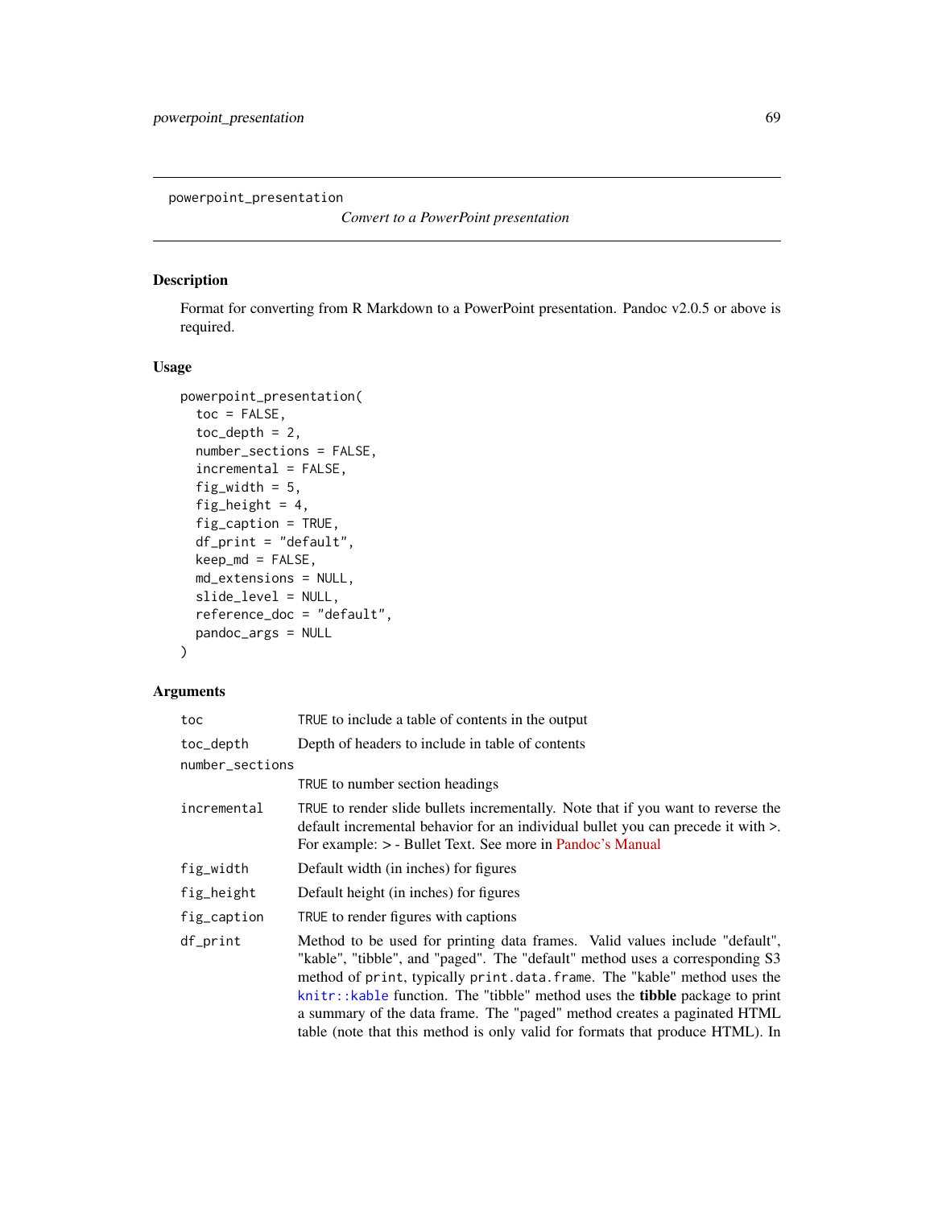# powerpoint_presentation

*Convert to a PowerPoint presentation*

## Description

Format for converting from R Markdown to a PowerPoint presentation. Pandoc v2.0.5 or above is required.

## Usage

```
powerpoint_presentation(
  toc = FALSE,
  toc_depth = 2,
  number_sections = FALSE,
  incremental = FALSE,
  fig_width = 5,
  fig_height = 4,
  fig_caption = TRUE,
  df_print = "default",
  keep_md = FALSE,
  md_extensions = NULL,
  slide_level = NULL,
  reference_doc = "default",
  pandoc_args = NULL
)
```

## Arguments

| | |
|---|---|
| `toc` | TRUE to include a table of contents in the output |
| `toc_depth` | Depth of headers to include in table of contents |
| `number_sections` | TRUE to number section headings |
| `incremental` | TRUE to render slide bullets incrementally. Note that if you want to reverse the default incremental behavior for an individual bullet you can precede it with >. For example: > - Bullet Text. See more in Pandoc's Manual |
| `fig_width` | Default width (in inches) for figures |
| `fig_height` | Default height (in inches) for figures |
| `fig_caption` | TRUE to render figures with captions |
| `df_print` | Method to be used for printing data frames. Valid values include "default", "kable", "tibble", and "paged". The "default" method uses a corresponding S3 method of `print`, typically `print.data.frame`. The "kable" method uses the `knitr::kable` function. The "tibble" method uses the **tibble** package to print a summary of the data frame. The "paged" method creates a paginated HTML table (note that this method is only valid for formats that produce HTML). In |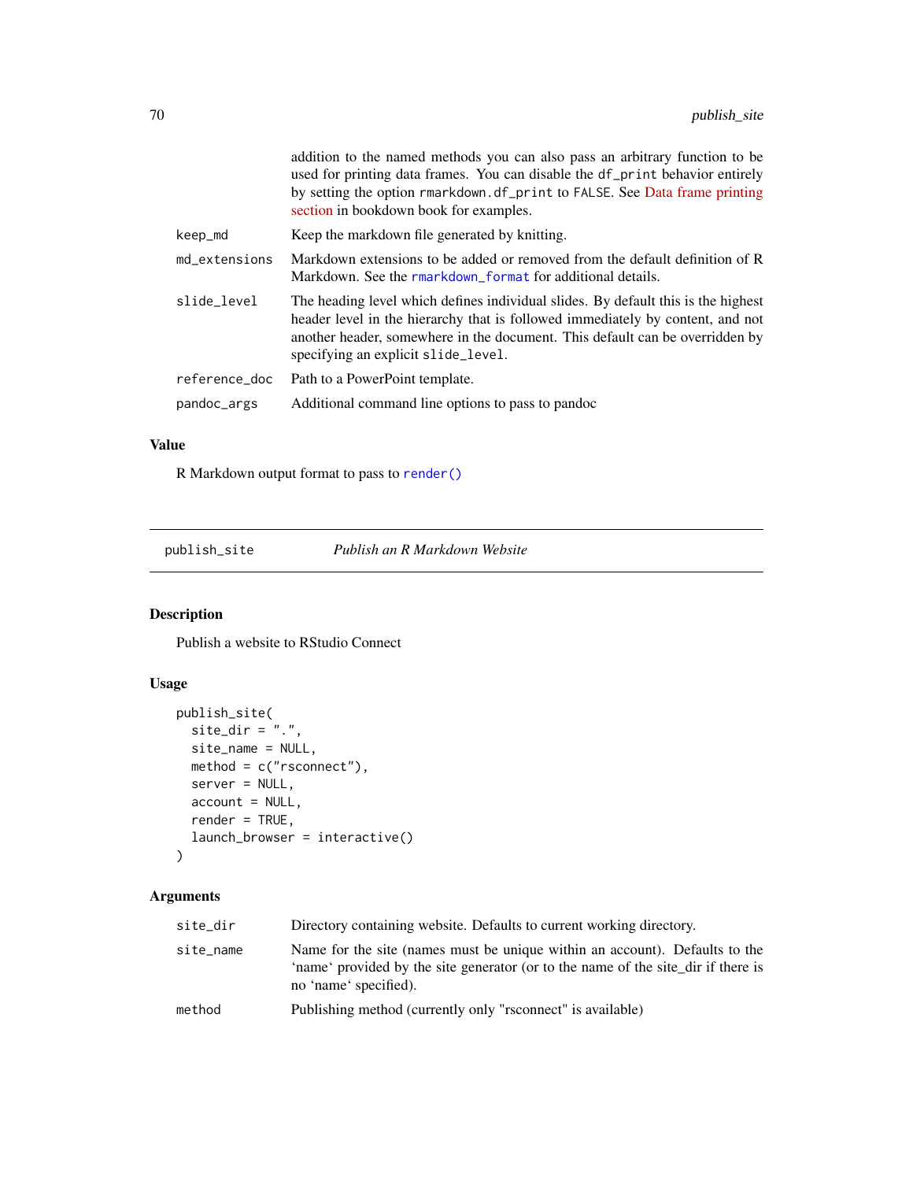addition to the named methods you can also pass an arbitrary function to be used for printing data frames. You can disable the df_print behavior entirely by setting the option rmarkdown.df_print to FALSE. See Data frame printing section in bookdown book for examples.

| | |
|---|---|
| keep_md | Keep the markdown file generated by knitting. |
| md_extensions | Markdown extensions to be added or removed from the default definition of R Markdown. See the rmarkdown_format for additional details. |
| slide_level | The heading level which defines individual slides. By default this is the highest header level in the hierarchy that is followed immediately by content, and not another header, somewhere in the document. This default can be overridden by specifying an explicit slide_level. |
| reference_doc | Path to a PowerPoint template. |
| pandoc_args | Additional command line options to pass to pandoc |

### Value

R Markdown output format to pass to render()

## publish_site — *Publish an R Markdown Website*

### Description

Publish a website to RStudio Connect

### Usage

```
publish_site(
  site_dir = ".",
  site_name = NULL,
  method = c("rsconnect"),
  server = NULL,
  account = NULL,
  render = TRUE,
  launch_browser = interactive()
)
```

### Arguments

| | |
|---|---|
| site_dir | Directory containing website. Defaults to current working directory. |
| site_name | Name for the site (names must be unique within an account). Defaults to the 'name' provided by the site generator (or to the name of the site_dir if there is no 'name' specified). |
| method | Publishing method (currently only "rsconnect" is available) |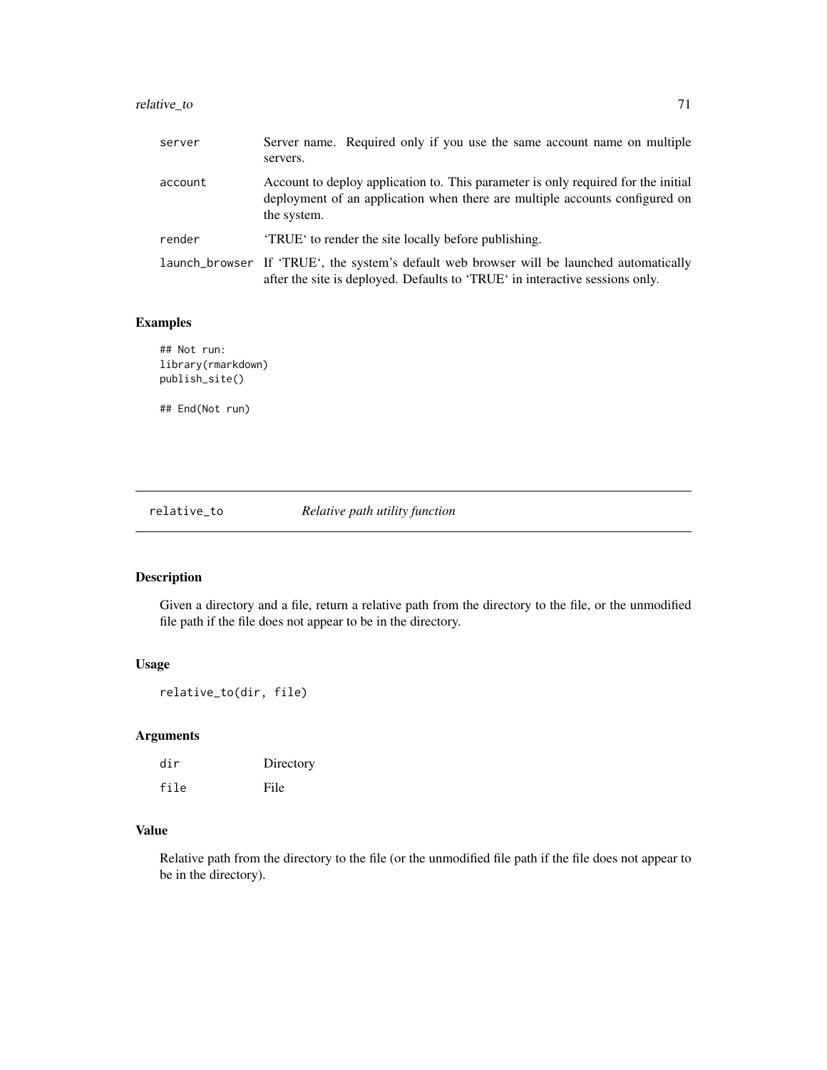| | |
|---|---|
| server | Server name. Required only if you use the same account name on multiple servers. |
| account | Account to deploy application to. This parameter is only required for the initial deployment of an application when there are multiple accounts configured on the system. |
| render | 'TRUE' to render the site locally before publishing. |
| launch_browser | If 'TRUE', the system's default web browser will be launched automatically after the site is deployed. Defaults to 'TRUE' in interactive sessions only. |

## Examples

```
## Not run:
library(rmarkdown)
publish_site()

## End(Not run)
```

---

# relative_to *Relative path utility function*

---

## Description

Given a directory and a file, return a relative path from the directory to the file, or the unmodified file path if the file does not appear to be in the directory.

## Usage

```
relative_to(dir, file)
```

## Arguments

| | |
|---|---|
| dir | Directory |
| file | File |

## Value

Relative path from the directory to the file (or the unmodified file path if the file does not appear to be in the directory).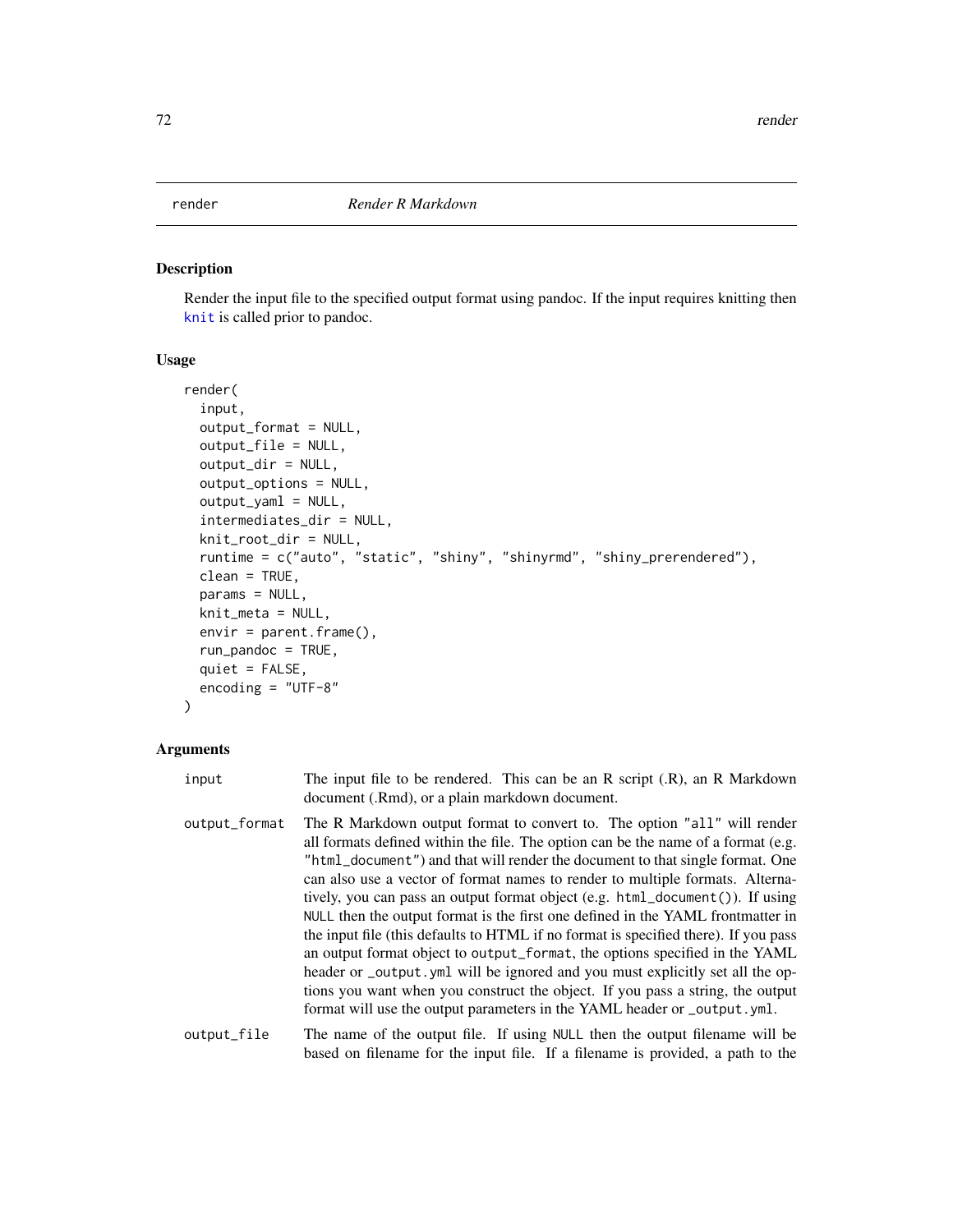## render — *Render R Markdown*

### Description

Render the input file to the specified output format using pandoc. If the input requires knitting then knit is called prior to pandoc.

### Usage

```
render(
  input,
  output_format = NULL,
  output_file = NULL,
  output_dir = NULL,
  output_options = NULL,
  output_yaml = NULL,
  intermediates_dir = NULL,
  knit_root_dir = NULL,
  runtime = c("auto", "static", "shiny", "shinyrmd", "shiny_prerendered"),
  clean = TRUE,
  params = NULL,
  knit_meta = NULL,
  envir = parent.frame(),
  run_pandoc = TRUE,
  quiet = FALSE,
  encoding = "UTF-8"
)
```

### Arguments

`input` The input file to be rendered. This can be an R script (.R), an R Markdown document (.Rmd), or a plain markdown document.

`output_format` The R Markdown output format to convert to. The option `"all"` will render all formats defined within the file. The option can be the name of a format (e.g. `"html_document"`) and that will render the document to that single format. One can also use a vector of format names to render to multiple formats. Alternatively, you can pass an output format object (e.g. `html_document()`). If using `NULL` then the output format is the first one defined in the YAML frontmatter in the input file (this defaults to HTML if no format is specified there). If you pass an output format object to `output_format`, the options specified in the YAML header or `_output.yml` will be ignored and you must explicitly set all the options you want when you construct the object. If you pass a string, the output format will use the output parameters in the YAML header or `_output.yml`.

`output_file` The name of the output file. If using `NULL` then the output filename will be based on filename for the input file. If a filename is provided, a path to the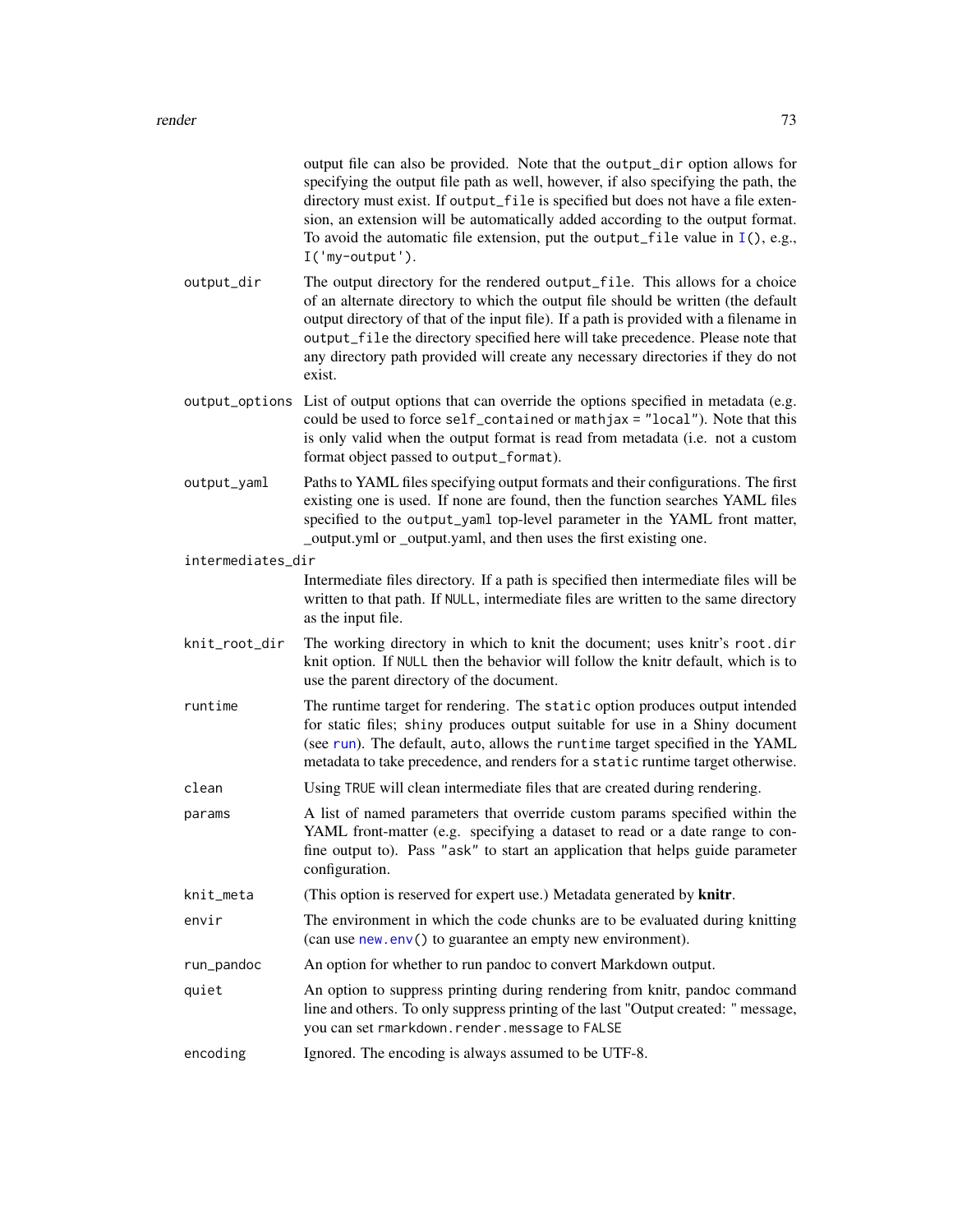output file can also be provided. Note that the `output_dir` option allows for specifying the output file path as well, however, if also specifying the path, the directory must exist. If `output_file` is specified but does not have a file extension, an extension will be automatically added according to the output format. To avoid the automatic file extension, put the `output_file` value in `I()`, e.g., `I('my-output')`.

`output_dir`
: The output directory for the rendered `output_file`. This allows for a choice of an alternate directory to which the output file should be written (the default output directory of that of the input file). If a path is provided with a filename in `output_file` the directory specified here will take precedence. Please note that any directory path provided will create any necessary directories if they do not exist.

`output_options`
: List of output options that can override the options specified in metadata (e.g. could be used to force `self_contained` or `mathjax = "local"`). Note that this is only valid when the output format is read from metadata (i.e. not a custom format object passed to `output_format`).

`output_yaml`
: Paths to YAML files specifying output formats and their configurations. The first existing one is used. If none are found, then the function searches YAML files specified to the `output_yaml` top-level parameter in the YAML front matter, _output.yml or _output.yaml, and then uses the first existing one.

`intermediates_dir`
: Intermediate files directory. If a path is specified then intermediate files will be written to that path. If `NULL`, intermediate files are written to the same directory as the input file.

`knit_root_dir`
: The working directory in which to knit the document; uses knitr's `root.dir` knit option. If `NULL` then the behavior will follow the knitr default, which is to use the parent directory of the document.

`runtime`
: The runtime target for rendering. The `static` option produces output intended for static files; `shiny` produces output suitable for use in a Shiny document (see `run`). The default, `auto`, allows the `runtime` target specified in the YAML metadata to take precedence, and renders for a `static` runtime target otherwise.

`clean`
: Using `TRUE` will clean intermediate files that are created during rendering.

`params`
: A list of named parameters that override custom params specified within the YAML front-matter (e.g. specifying a dataset to read or a date range to confine output to). Pass `"ask"` to start an application that helps guide parameter configuration.

`knit_meta`
: (This option is reserved for expert use.) Metadata generated by **knitr**.

`envir`
: The environment in which the code chunks are to be evaluated during knitting (can use `new.env()` to guarantee an empty new environment).

`run_pandoc`
: An option for whether to run pandoc to convert Markdown output.

`quiet`
: An option to suppress printing during rendering from knitr, pandoc command line and others. To only suppress printing of the last "Output created: " message, you can set `rmarkdown.render.message` to `FALSE`

`encoding`
: Ignored. The encoding is always assumed to be UTF-8.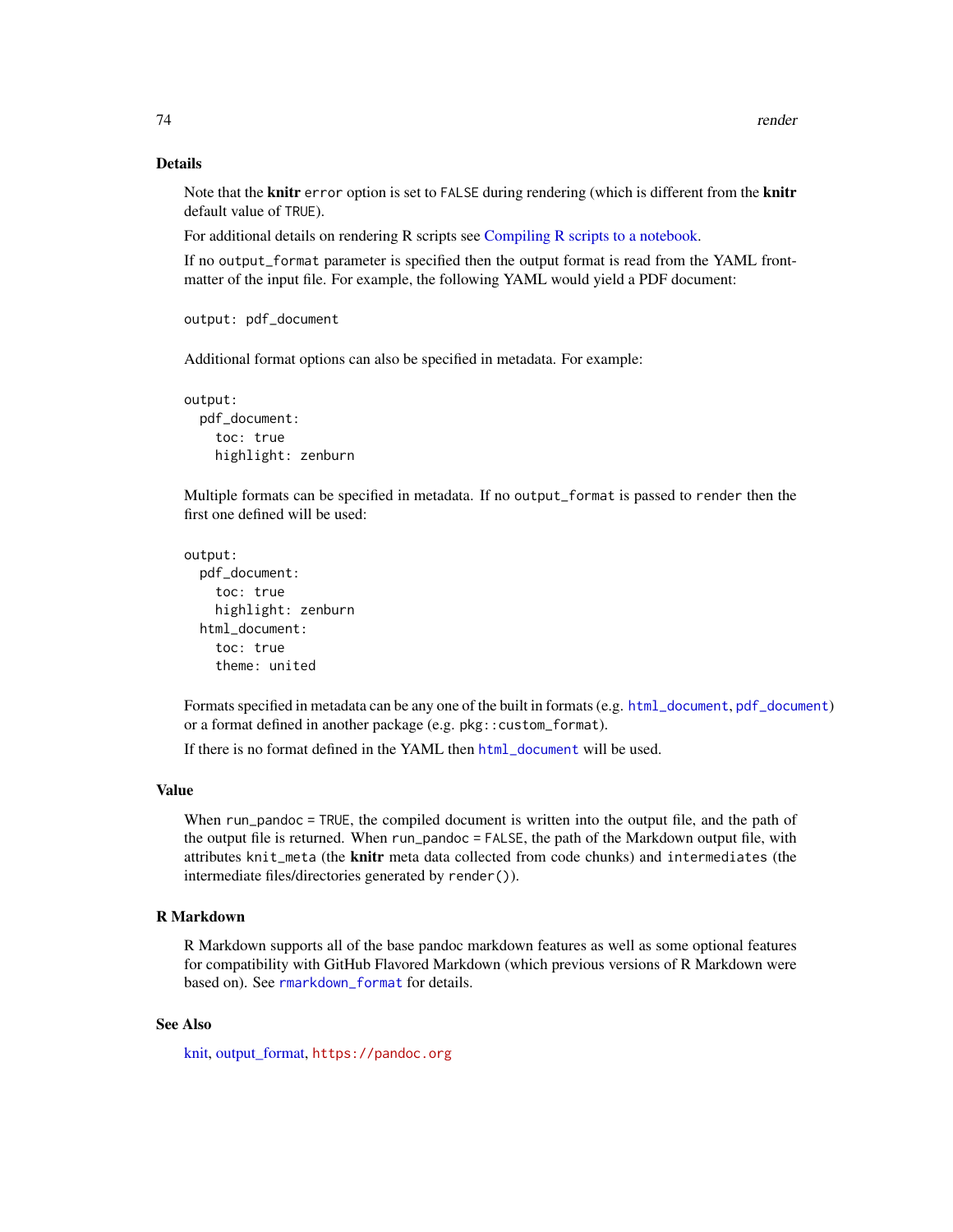## Details

Note that the **knitr** `error` option is set to `FALSE` during rendering (which is different from the **knitr** default value of `TRUE`).

For additional details on rendering R scripts see Compiling R scripts to a notebook.

If no `output_format` parameter is specified then the output format is read from the YAML front-matter of the input file. For example, the following YAML would yield a PDF document:

```
output: pdf_document
```

Additional format options can also be specified in metadata. For example:

```
output:
  pdf_document:
    toc: true
    highlight: zenburn
```

Multiple formats can be specified in metadata. If no `output_format` is passed to `render` then the first one defined will be used:

```
output:
  pdf_document:
    toc: true
    highlight: zenburn
  html_document:
    toc: true
    theme: united
```

Formats specified in metadata can be any one of the built in formats (e.g. `html_document`, `pdf_document`) or a format defined in another package (e.g. `pkg::custom_format`).

If there is no format defined in the YAML then `html_document` will be used.

## Value

When `run_pandoc = TRUE`, the compiled document is written into the output file, and the path of the output file is returned. When `run_pandoc = FALSE`, the path of the Markdown output file, with attributes `knit_meta` (the **knitr** meta data collected from code chunks) and `intermediates` (the intermediate files/directories generated by `render()`).

## R Markdown

R Markdown supports all of the base pandoc markdown features as well as some optional features for compatibility with GitHub Flavored Markdown (which previous versions of R Markdown were based on). See `rmarkdown_format` for details.

## See Also

knit, output_format, `https://pandoc.org`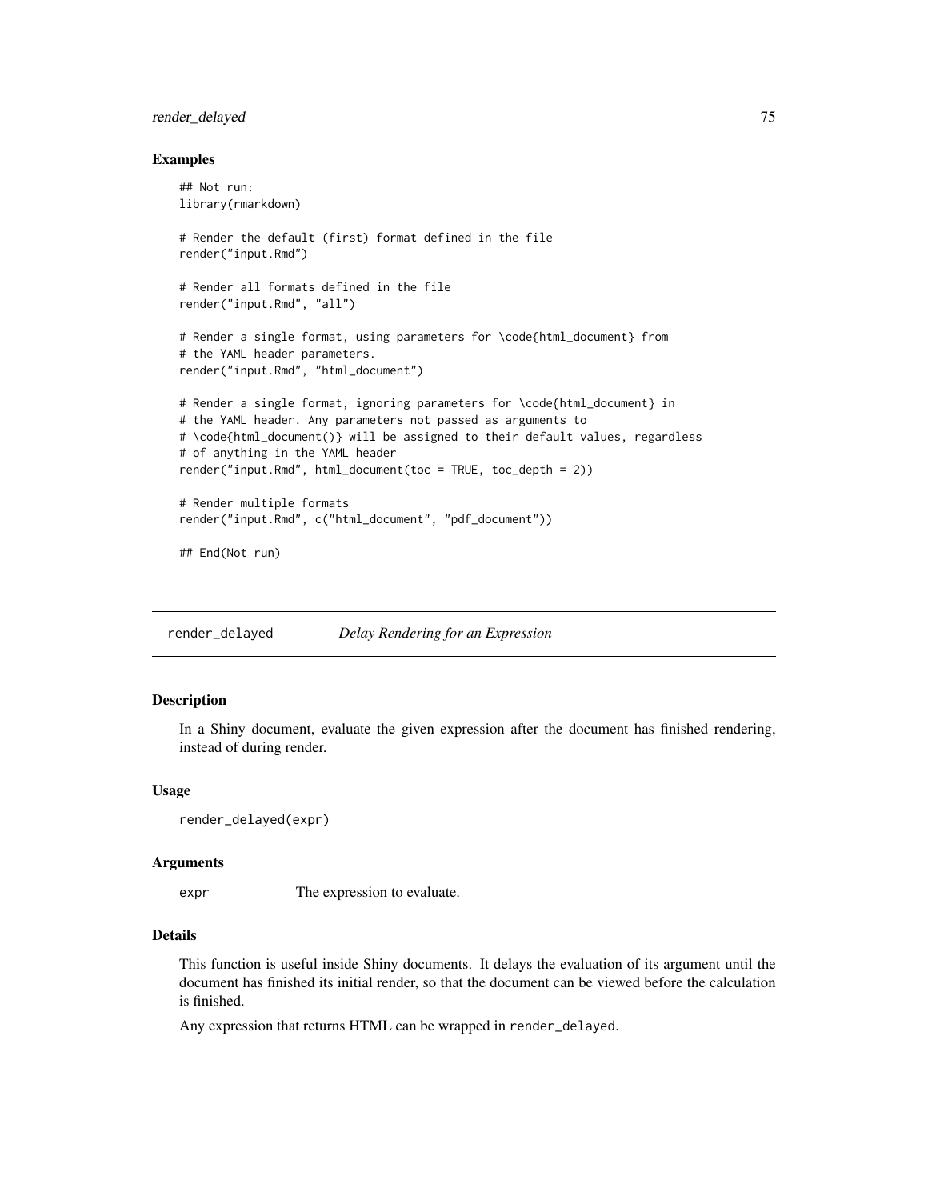### Examples

```
## Not run:
library(rmarkdown)

# Render the default (first) format defined in the file
render("input.Rmd")

# Render all formats defined in the file
render("input.Rmd", "all")

# Render a single format, using parameters for \code{html_document} from
# the YAML header parameters.
render("input.Rmd", "html_document")

# Render a single format, ignoring parameters for \code{html_document} in
# the YAML header. Any parameters not passed as arguments to
# \code{html_document()} will be assigned to their default values, regardless
# of anything in the YAML header
render("input.Rmd", html_document(toc = TRUE, toc_depth = 2))

# Render multiple formats
render("input.Rmd", c("html_document", "pdf_document"))

## End(Not run)
```

---

## render_delayed — *Delay Rendering for an Expression*

---

### Description

In a Shiny document, evaluate the given expression after the document has finished rendering, instead of during render.

### Usage

```
render_delayed(expr)
```

### Arguments

| | |
|---|---|
| expr | The expression to evaluate. |

### Details

This function is useful inside Shiny documents. It delays the evaluation of its argument until the document has finished its initial render, so that the document can be viewed before the calculation is finished.

Any expression that returns HTML can be wrapped in `render_delayed`.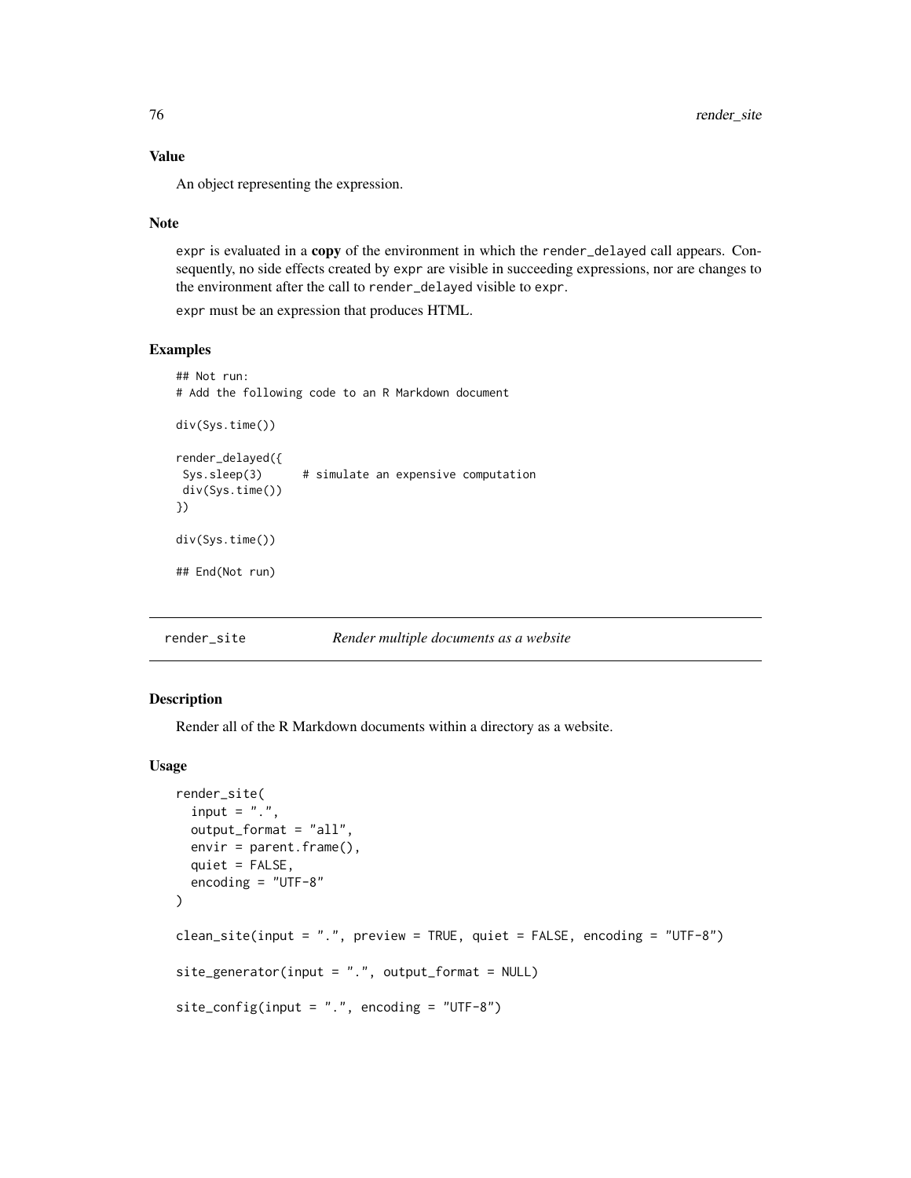### Value

An object representing the expression.

### Note

`expr` is evaluated in a **copy** of the environment in which the `render_delayed` call appears. Consequently, no side effects created by `expr` are visible in succeeding expressions, nor are changes to the environment after the call to `render_delayed` visible to `expr`.

`expr` must be an expression that produces HTML.

### Examples

```
## Not run:
# Add the following code to an R Markdown document

div(Sys.time())

render_delayed({
 Sys.sleep(3)      # simulate an expensive computation
 div(Sys.time())
})

div(Sys.time())

## End(Not run)
```

---

## render_site *Render multiple documents as a website*

---

### Description

Render all of the R Markdown documents within a directory as a website.

### Usage

```
render_site(
  input = ".",
  output_format = "all",
  envir = parent.frame(),
  quiet = FALSE,
  encoding = "UTF-8"
)

clean_site(input = ".", preview = TRUE, quiet = FALSE, encoding = "UTF-8")

site_generator(input = ".", output_format = NULL)

site_config(input = ".", encoding = "UTF-8")
```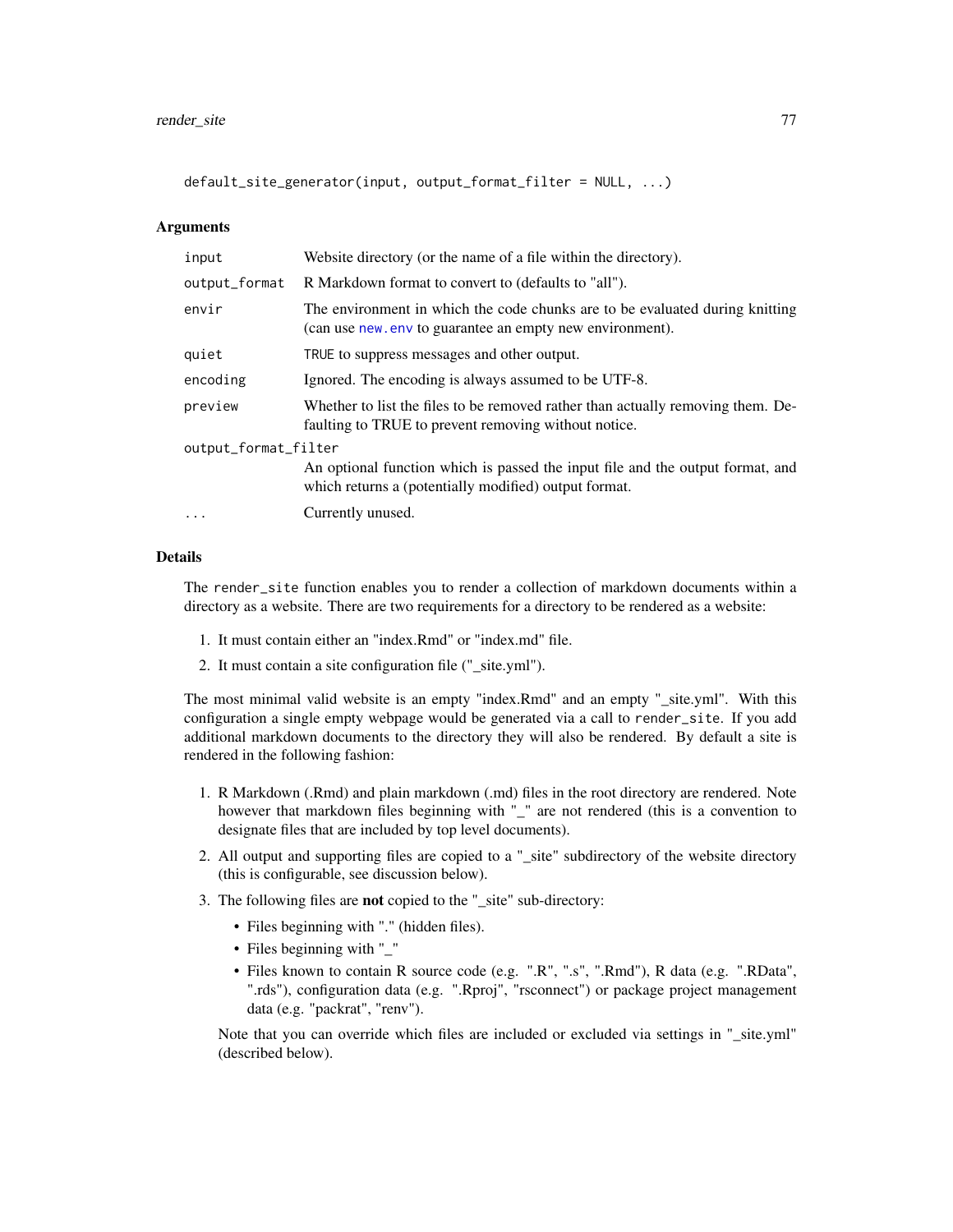```
default_site_generator(input, output_format_filter = NULL, ...)
```

### Arguments

| | |
|---|---|
| `input` | Website directory (or the name of a file within the directory). |
| `output_format` | R Markdown format to convert to (defaults to "all"). |
| `envir` | The environment in which the code chunks are to be evaluated during knitting (can use `new.env` to guarantee an empty new environment). |
| `quiet` | `TRUE` to suppress messages and other output. |
| `encoding` | Ignored. The encoding is always assumed to be UTF-8. |
| `preview` | Whether to list the files to be removed rather than actually removing them. Defaulting to TRUE to prevent removing without notice. |
| `output_format_filter` | An optional function which is passed the input file and the output format, and which returns a (potentially modified) output format. |
| `...` | Currently unused. |

### Details

The `render_site` function enables you to render a collection of markdown documents within a directory as a website. There are two requirements for a directory to be rendered as a website:

1. It must contain either an "index.Rmd" or "index.md" file.
2. It must contain a site configuration file ("_site.yml").

The most minimal valid website is an empty "index.Rmd" and an empty "_site.yml". With this configuration a single empty webpage would be generated via a call to `render_site`. If you add additional markdown documents to the directory they will also be rendered. By default a site is rendered in the following fashion:

1. R Markdown (.Rmd) and plain markdown (.md) files in the root directory are rendered. Note however that markdown files beginning with "_" are not rendered (this is a convention to designate files that are included by top level documents).
2. All output and supporting files are copied to a "_site" subdirectory of the website directory (this is configurable, see discussion below).
3. The following files are **not** copied to the "_site" sub-directory:
   - Files beginning with "." (hidden files).
   - Files beginning with "_"
   - Files known to contain R source code (e.g. ".R", ".s", ".Rmd"), R data (e.g. ".RData", ".rds"), configuration data (e.g. ".Rproj", "rsconnect") or package project management data (e.g. "packrat", "renv").

   Note that you can override which files are included or excluded via settings in "_site.yml" (described below).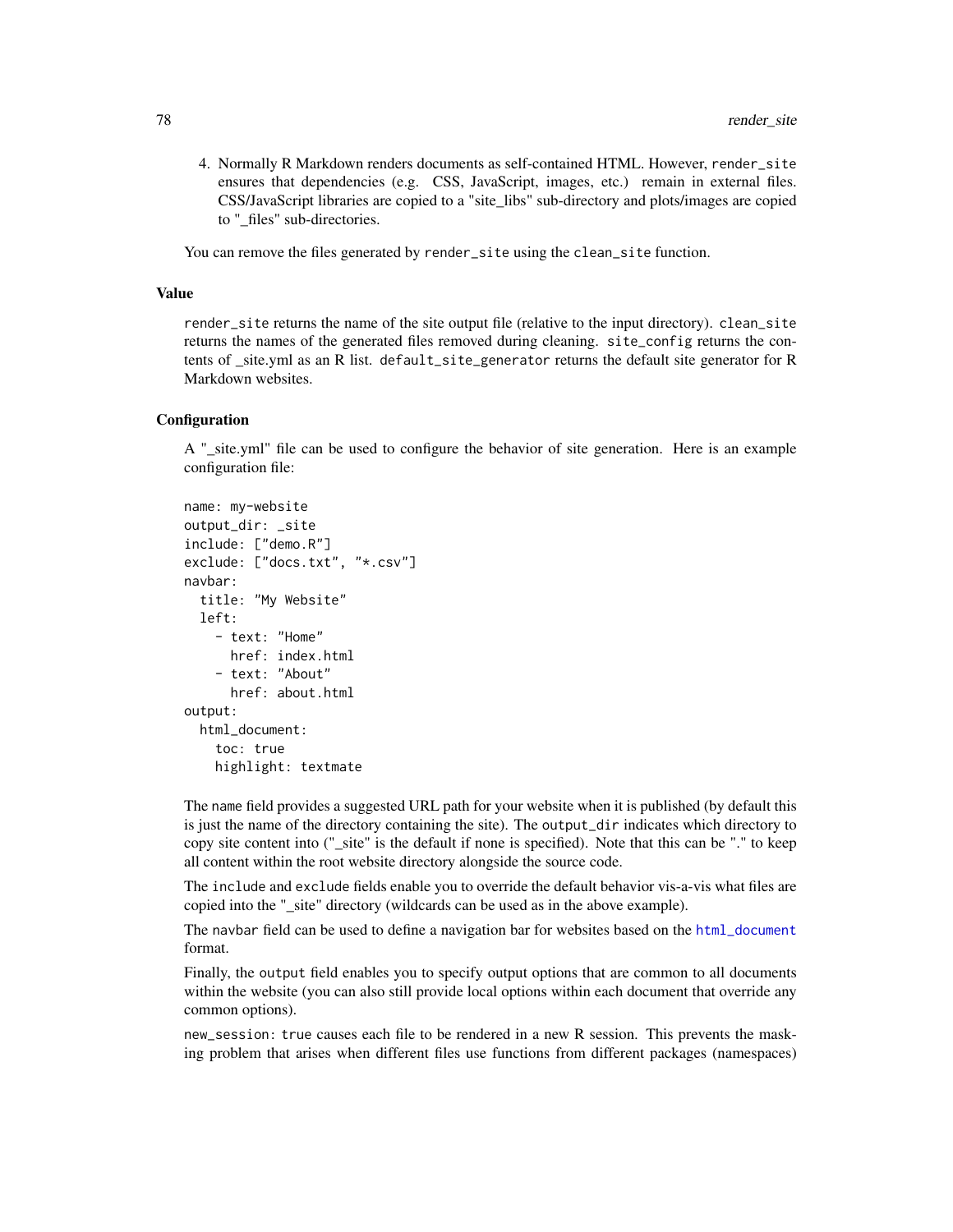4. Normally R Markdown renders documents as self-contained HTML. However, `render_site` ensures that dependencies (e.g. CSS, JavaScript, images, etc.) remain in external files. CSS/JavaScript libraries are copied to a "site_libs" sub-directory and plots/images are copied to "_files" sub-directories.

You can remove the files generated by `render_site` using the `clean_site` function.

### Value

`render_site` returns the name of the site output file (relative to the input directory). `clean_site` returns the names of the generated files removed during cleaning. `site_config` returns the contents of _site.yml as an R list. `default_site_generator` returns the default site generator for R Markdown websites.

### Configuration

A "_site.yml" file can be used to configure the behavior of site generation. Here is an example configuration file:

```
name: my-website
output_dir: _site
include: ["demo.R"]
exclude: ["docs.txt", "*.csv"]
navbar:
  title: "My Website"
  left:
    - text: "Home"
      href: index.html
    - text: "About"
      href: about.html
output:
  html_document:
    toc: true
    highlight: textmate
```

The `name` field provides a suggested URL path for your website when it is published (by default this is just the name of the directory containing the site). The `output_dir` indicates which directory to copy site content into ("_site" is the default if none is specified). Note that this can be "." to keep all content within the root website directory alongside the source code.

The `include` and `exclude` fields enable you to override the default behavior vis-a-vis what files are copied into the "_site" directory (wildcards can be used as in the above example).

The `navbar` field can be used to define a navigation bar for websites based on the `html_document` format.

Finally, the `output` field enables you to specify output options that are common to all documents within the website (you can also still provide local options within each document that override any common options).

`new_session: true` causes each file to be rendered in a new R session. This prevents the masking problem that arises when different files use functions from different packages (namespaces)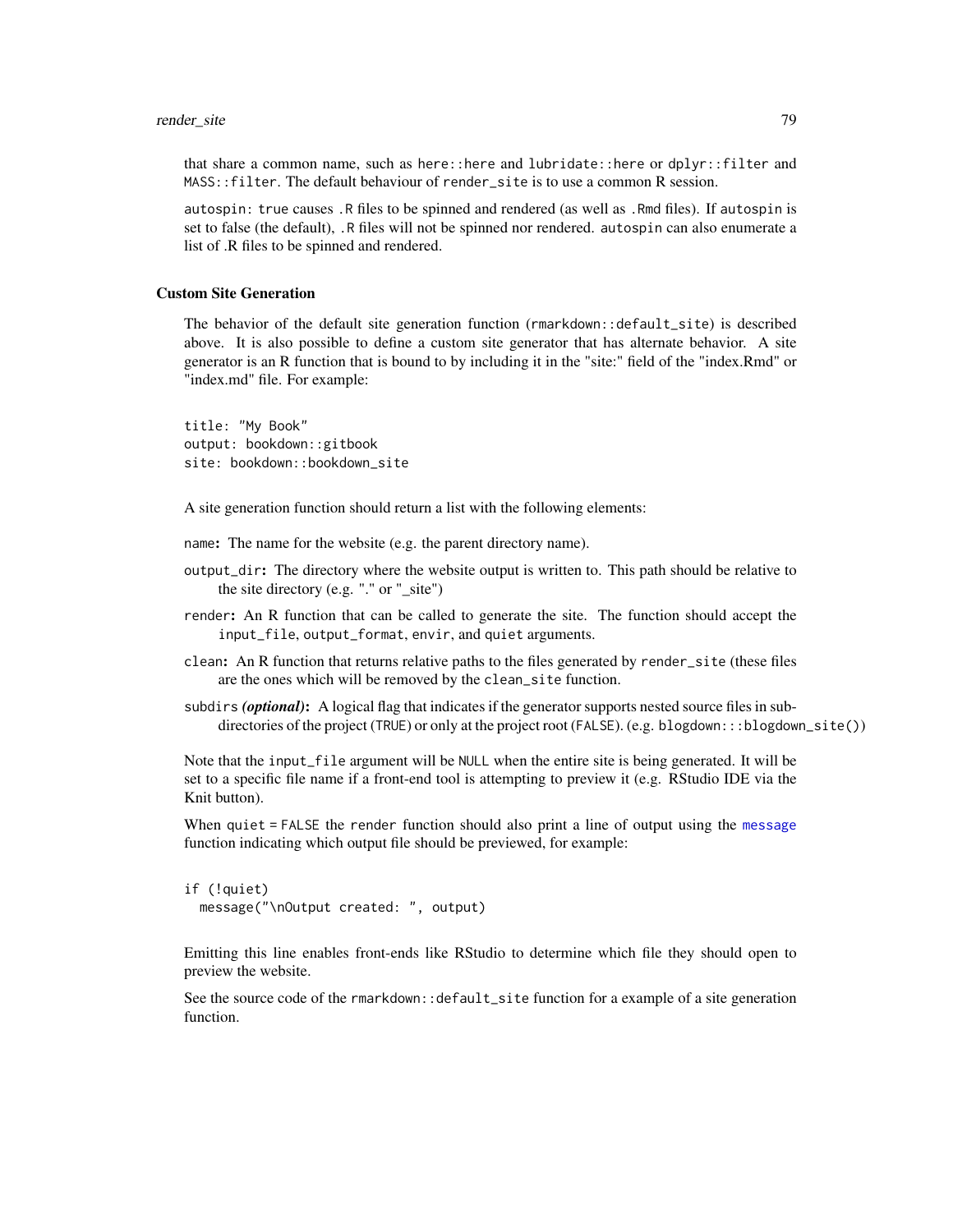that share a common name, such as `here::here` and `lubridate::here` or `dplyr::filter` and `MASS::filter`. The default behaviour of `render_site` is to use a common R session.

`autospin: true` causes `.R` files to be spinned and rendered (as well as `.Rmd` files). If `autospin` is set to false (the default), `.R` files will not be spinned nor rendered. `autospin` can also enumerate a list of .R files to be spinned and rendered.

### Custom Site Generation

The behavior of the default site generation function (`rmarkdown::default_site`) is described above. It is also possible to define a custom site generator that has alternate behavior. A site generator is an R function that is bound to by including it in the "site:" field of the "index.Rmd" or "index.md" file. For example:

```
title: "My Book"
output: bookdown::gitbook
site: bookdown::bookdown_site
```

A site generation function should return a list with the following elements:

- `name`: The name for the website (e.g. the parent directory name).
- `output_dir`: The directory where the website output is written to. This path should be relative to the site directory (e.g. "." or "_site")
- `render`: An R function that can be called to generate the site. The function should accept the `input_file`, `output_format`, `envir`, and `quiet` arguments.
- `clean`: An R function that returns relative paths to the files generated by `render_site` (these files are the ones which will be removed by the `clean_site` function.
- `subdirs` ***(optional)***: A logical flag that indicates if the generator supports nested source files in subdirectories of the project (`TRUE`) or only at the project root (`FALSE`). (e.g. `blogdown:::blogdown_site()`)

Note that the `input_file` argument will be `NULL` when the entire site is being generated. It will be set to a specific file name if a front-end tool is attempting to preview it (e.g. RStudio IDE via the Knit button).

When `quiet = FALSE` the `render` function should also print a line of output using the `message` function indicating which output file should be previewed, for example:

```
if (!quiet)
  message("\nOutput created: ", output)
```

Emitting this line enables front-ends like RStudio to determine which file they should open to preview the website.

See the source code of the `rmarkdown::default_site` function for a example of a site generation function.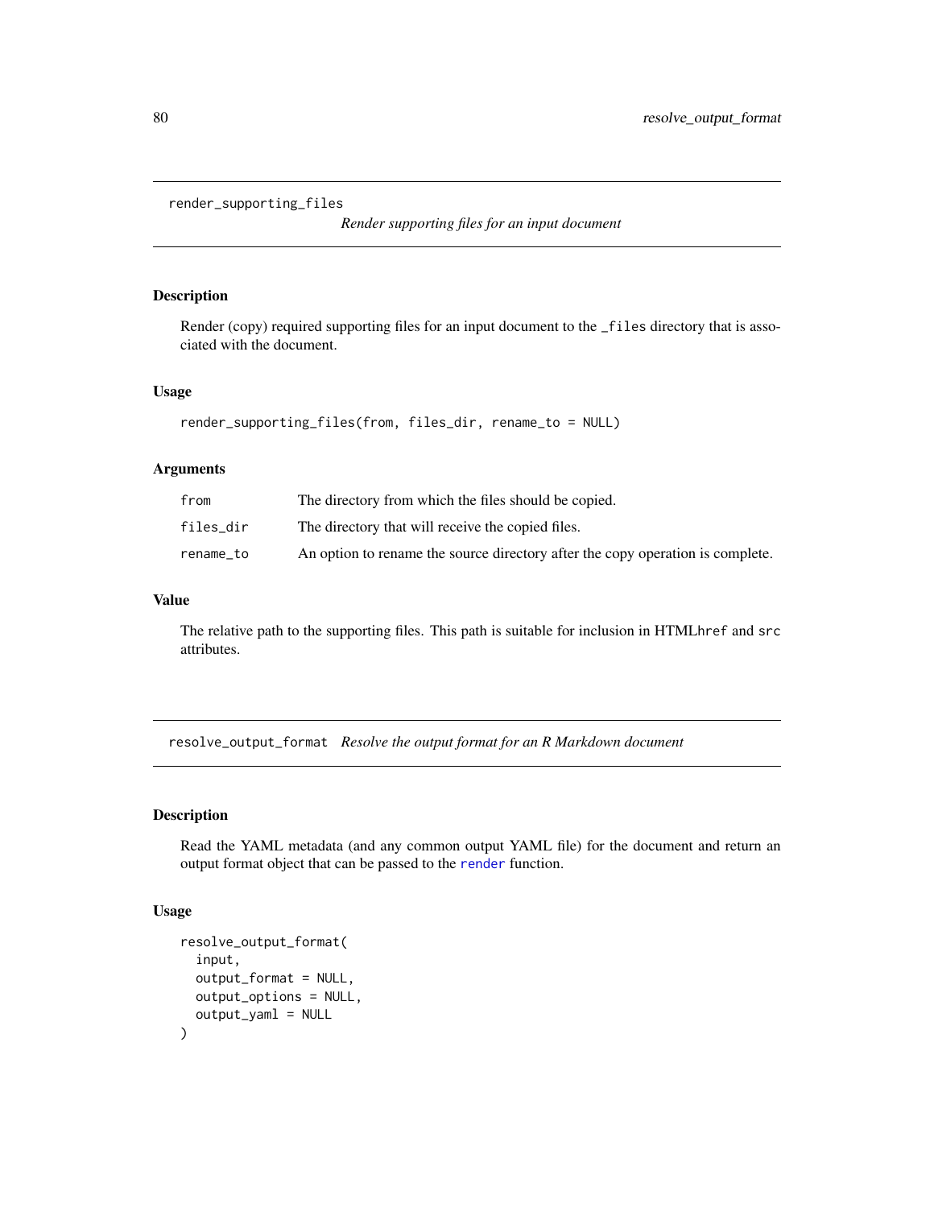## render_supporting_files

*Render supporting files for an input document*

### Description

Render (copy) required supporting files for an input document to the `_files` directory that is associated with the document.

### Usage

```
render_supporting_files(from, files_dir, rename_to = NULL)
```

### Arguments

| | |
|---|---|
| `from` | The directory from which the files should be copied. |
| `files_dir` | The directory that will receive the copied files. |
| `rename_to` | An option to rename the source directory after the copy operation is complete. |

### Value

The relative path to the supporting files. This path is suitable for inclusion in HTML`href` and `src` attributes.

## resolve_output_format

*Resolve the output format for an R Markdown document*

### Description

Read the YAML metadata (and any common output YAML file) for the document and return an output format object that can be passed to the `render` function.

### Usage

```
resolve_output_format(
  input,
  output_format = NULL,
  output_options = NULL,
  output_yaml = NULL
)
```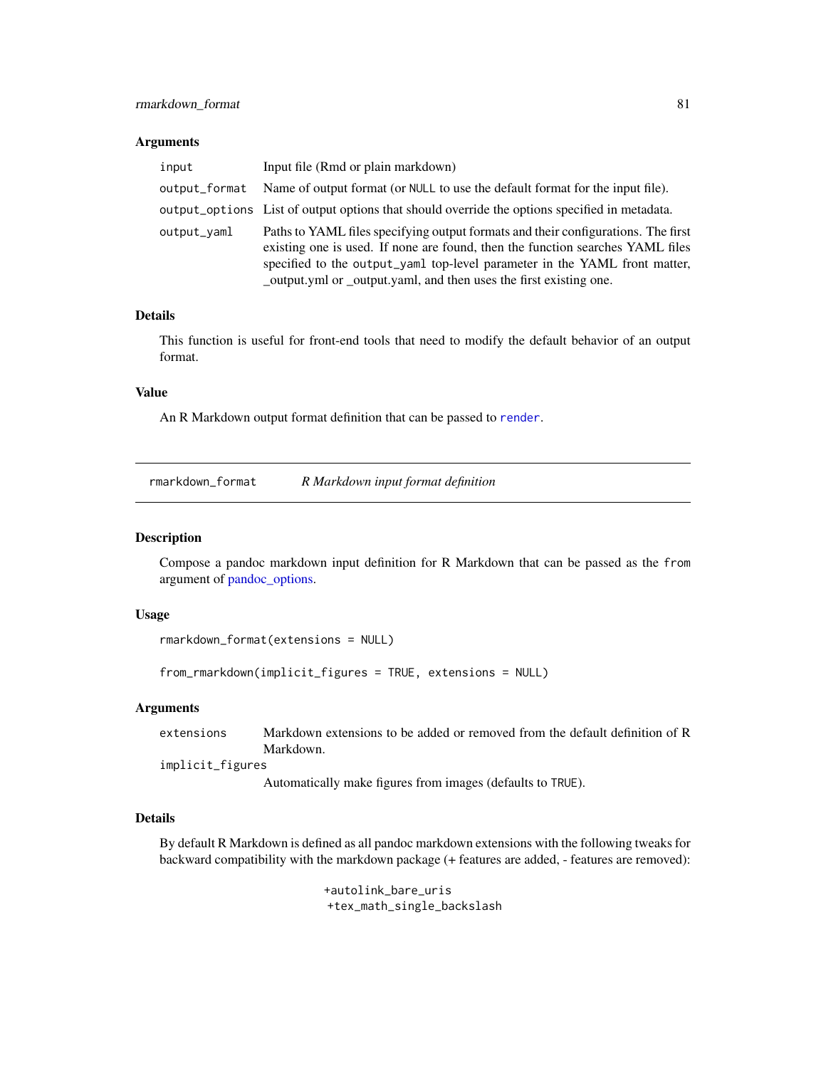### Arguments

| | |
|---|---|
| `input` | Input file (Rmd or plain markdown) |
| `output_format` | Name of output format (or `NULL` to use the default format for the input file). |
| `output_options` | List of output options that should override the options specified in metadata. |
| `output_yaml` | Paths to YAML files specifying output formats and their configurations. The first existing one is used. If none are found, then the function searches YAML files specified to the `output_yaml` top-level parameter in the YAML front matter, _output.yml or _output.yaml, and then uses the first existing one. |

### Details

This function is useful for front-end tools that need to modify the default behavior of an output format.

### Value

An R Markdown output format definition that can be passed to `render`.

---

## rmarkdown_format — *R Markdown input format definition*

### Description

Compose a pandoc markdown input definition for R Markdown that can be passed as the `from` argument of pandoc_options.

### Usage

```
rmarkdown_format(extensions = NULL)

from_rmarkdown(implicit_figures = TRUE, extensions = NULL)
```

### Arguments

| | |
|---|---|
| `extensions` | Markdown extensions to be added or removed from the default definition of R Markdown. |
| `implicit_figures` | Automatically make figures from images (defaults to `TRUE`). |

### Details

By default R Markdown is defined as all pandoc markdown extensions with the following tweaks for backward compatibility with the markdown package (+ features are added, - features are removed):

```
+autolink_bare_uris
+tex_math_single_backslash
```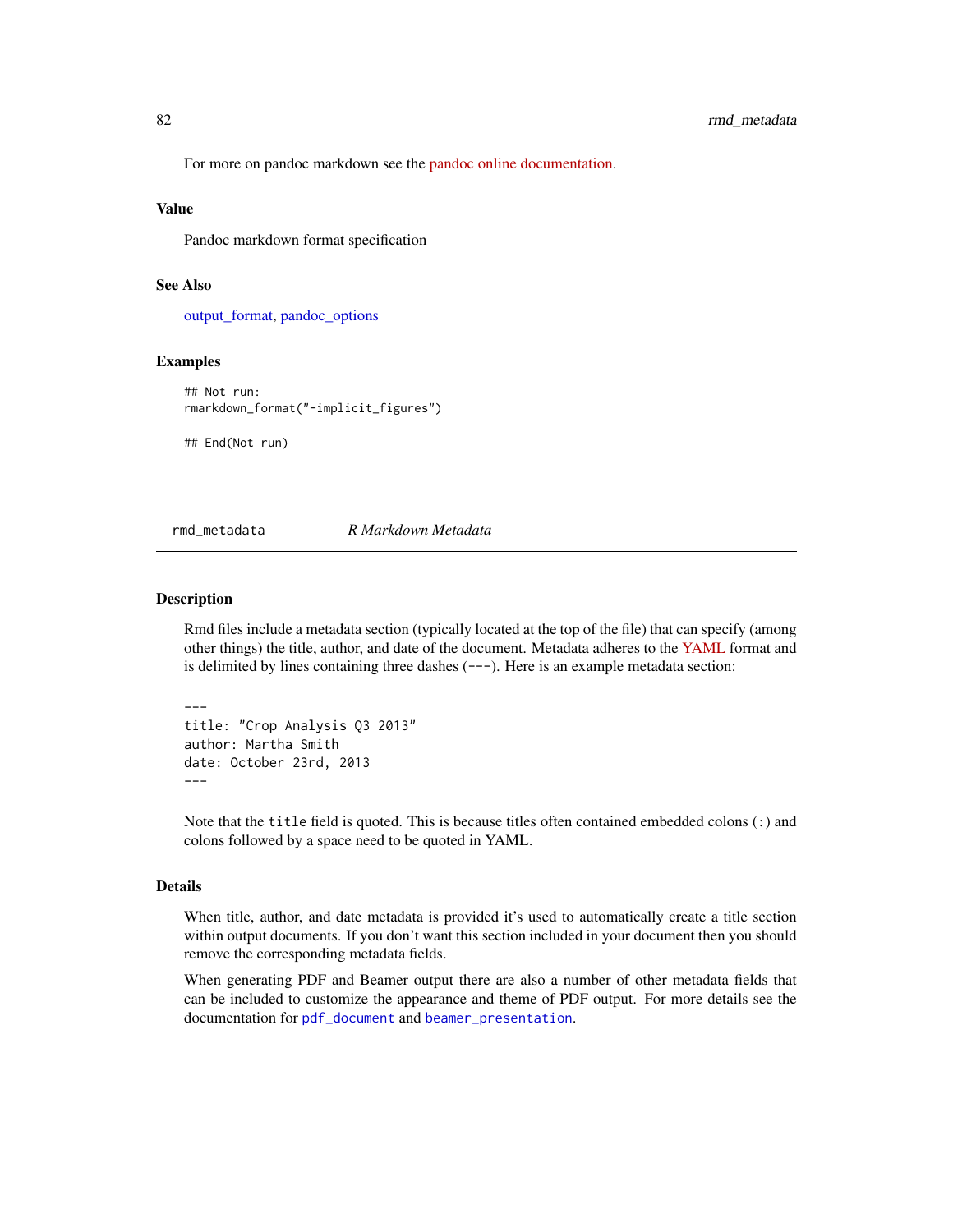For more on pandoc markdown see the pandoc online documentation.

### Value

Pandoc markdown format specification

### See Also

output_format, pandoc_options

### Examples

```
## Not run:
rmarkdown_format("-implicit_figures")

## End(Not run)
```

---

## rmd_metadata    *R Markdown Metadata*

---

### Description

Rmd files include a metadata section (typically located at the top of the file) that can specify (among other things) the title, author, and date of the document. Metadata adheres to the YAML format and is delimited by lines containing three dashes (`---`). Here is an example metadata section:

```
---
title: "Crop Analysis Q3 2013"
author: Martha Smith
date: October 23rd, 2013
---
```

Note that the `title` field is quoted. This is because titles often contained embedded colons (`:`) and colons followed by a space need to be quoted in YAML.

### Details

When title, author, and date metadata is provided it's used to automatically create a title section within output documents. If you don't want this section included in your document then you should remove the corresponding metadata fields.

When generating PDF and Beamer output there are also a number of other metadata fields that can be included to customize the appearance and theme of PDF output. For more details see the documentation for `pdf_document` and `beamer_presentation`.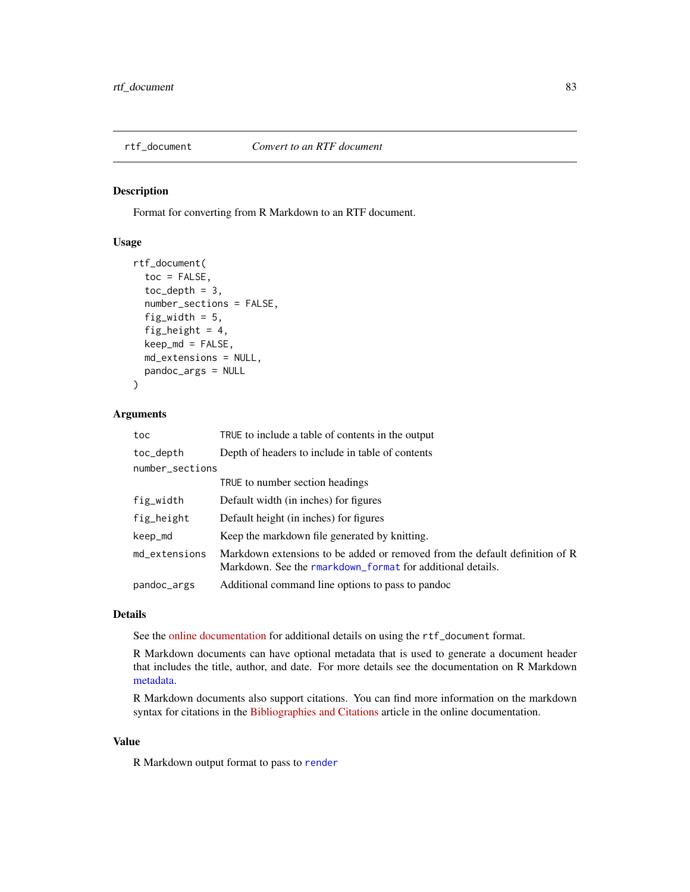## rtf_document — *Convert to an RTF document*

### Description

Format for converting from R Markdown to an RTF document.

### Usage

```
rtf_document(
  toc = FALSE,
  toc_depth = 3,
  number_sections = FALSE,
  fig_width = 5,
  fig_height = 4,
  keep_md = FALSE,
  md_extensions = NULL,
  pandoc_args = NULL
)
```

### Arguments

| | |
|---|---|
| `toc` | `TRUE` to include a table of contents in the output |
| `toc_depth` | Depth of headers to include in table of contents |
| `number_sections` | `TRUE` to number section headings |
| `fig_width` | Default width (in inches) for figures |
| `fig_height` | Default height (in inches) for figures |
| `keep_md` | Keep the markdown file generated by knitting. |
| `md_extensions` | Markdown extensions to be added or removed from the default definition of R Markdown. See the `rmarkdown_format` for additional details. |
| `pandoc_args` | Additional command line options to pass to pandoc |

### Details

See the online documentation for additional details on using the `rtf_document` format.

R Markdown documents can have optional metadata that is used to generate a document header that includes the title, author, and date. For more details see the documentation on R Markdown metadata.

R Markdown documents also support citations. You can find more information on the markdown syntax for citations in the Bibliographies and Citations article in the online documentation.

### Value

R Markdown output format to pass to `render`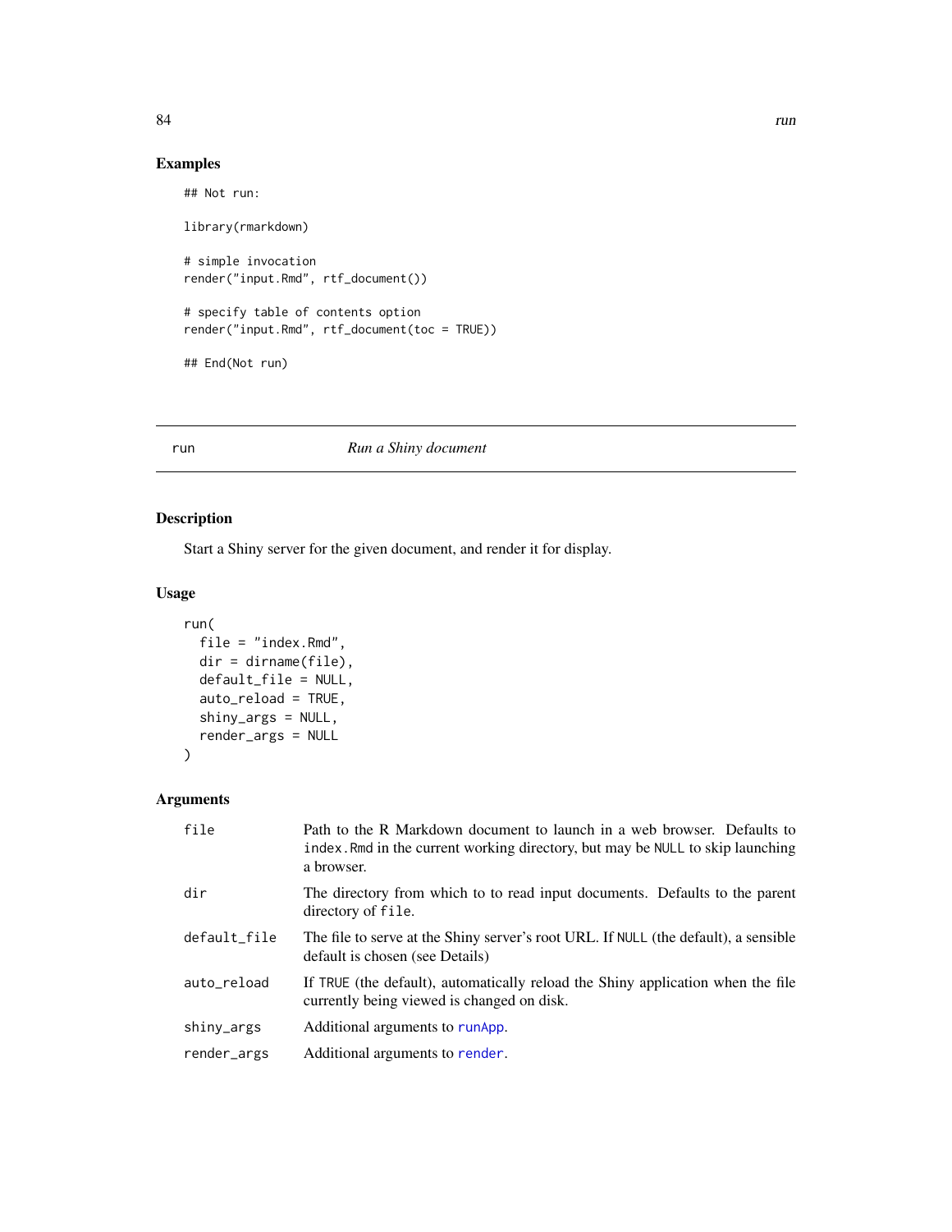## Examples

```
## Not run:

library(rmarkdown)

# simple invocation
render("input.Rmd", rtf_document())

# specify table of contents option
render("input.Rmd", rtf_document(toc = TRUE))

## End(Not run)
```

---

# run *Run a Shiny document*

---

## Description

Start a Shiny server for the given document, and render it for display.

## Usage

```
run(
  file = "index.Rmd",
  dir = dirname(file),
  default_file = NULL,
  auto_reload = TRUE,
  shiny_args = NULL,
  render_args = NULL
)
```

## Arguments

| | |
|---|---|
| file | Path to the R Markdown document to launch in a web browser. Defaults to `index.Rmd` in the current working directory, but may be `NULL` to skip launching a browser. |
| dir | The directory from which to to read input documents. Defaults to the parent directory of `file`. |
| default_file | The file to serve at the Shiny server's root URL. If `NULL` (the default), a sensible default is chosen (see Details) |
| auto_reload | If `TRUE` (the default), automatically reload the Shiny application when the file currently being viewed is changed on disk. |
| shiny_args | Additional arguments to `runApp`. |
| render_args | Additional arguments to `render`. |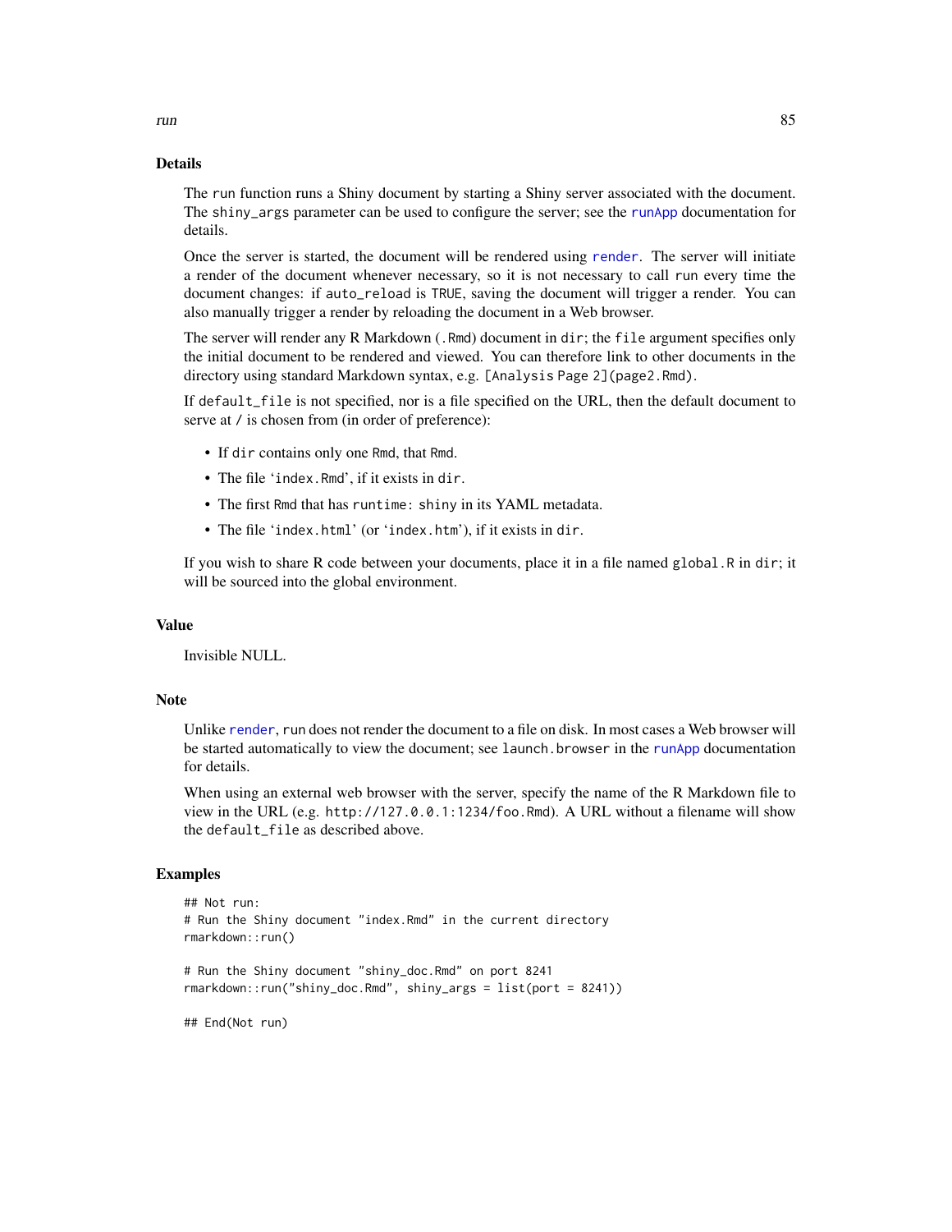## Details

The run function runs a Shiny document by starting a Shiny server associated with the document. The `shiny_args` parameter can be used to configure the server; see the `runApp` documentation for details.

Once the server is started, the document will be rendered using `render`. The server will initiate a render of the document whenever necessary, so it is not necessary to call `run` every time the document changes: if `auto_reload` is `TRUE`, saving the document will trigger a render. You can also manually trigger a render by reloading the document in a Web browser.

The server will render any R Markdown (`.Rmd`) document in `dir`; the `file` argument specifies only the initial document to be rendered and viewed. You can therefore link to other documents in the directory using standard Markdown syntax, e.g. `[Analysis Page 2](page2.Rmd)`.

If `default_file` is not specified, nor is a file specified on the URL, then the default document to serve at `/` is chosen from (in order of preference):

- If `dir` contains only one `Rmd`, that `Rmd`.
- The file '`index.Rmd`', if it exists in `dir`.
- The first `Rmd` that has `runtime: shiny` in its YAML metadata.
- The file '`index.html`' (or '`index.htm`'), if it exists in `dir`.

If you wish to share R code between your documents, place it in a file named `global.R` in `dir`; it will be sourced into the global environment.

## Value

Invisible NULL.

## Note

Unlike `render`, `run` does not render the document to a file on disk. In most cases a Web browser will be started automatically to view the document; see `launch.browser` in the `runApp` documentation for details.

When using an external web browser with the server, specify the name of the R Markdown file to view in the URL (e.g. `http://127.0.0.1:1234/foo.Rmd`). A URL without a filename will show the `default_file` as described above.

## Examples

```
## Not run:
# Run the Shiny document "index.Rmd" in the current directory
rmarkdown::run()

# Run the Shiny document "shiny_doc.Rmd" on port 8241
rmarkdown::run("shiny_doc.Rmd", shiny_args = list(port = 8241))

## End(Not run)
```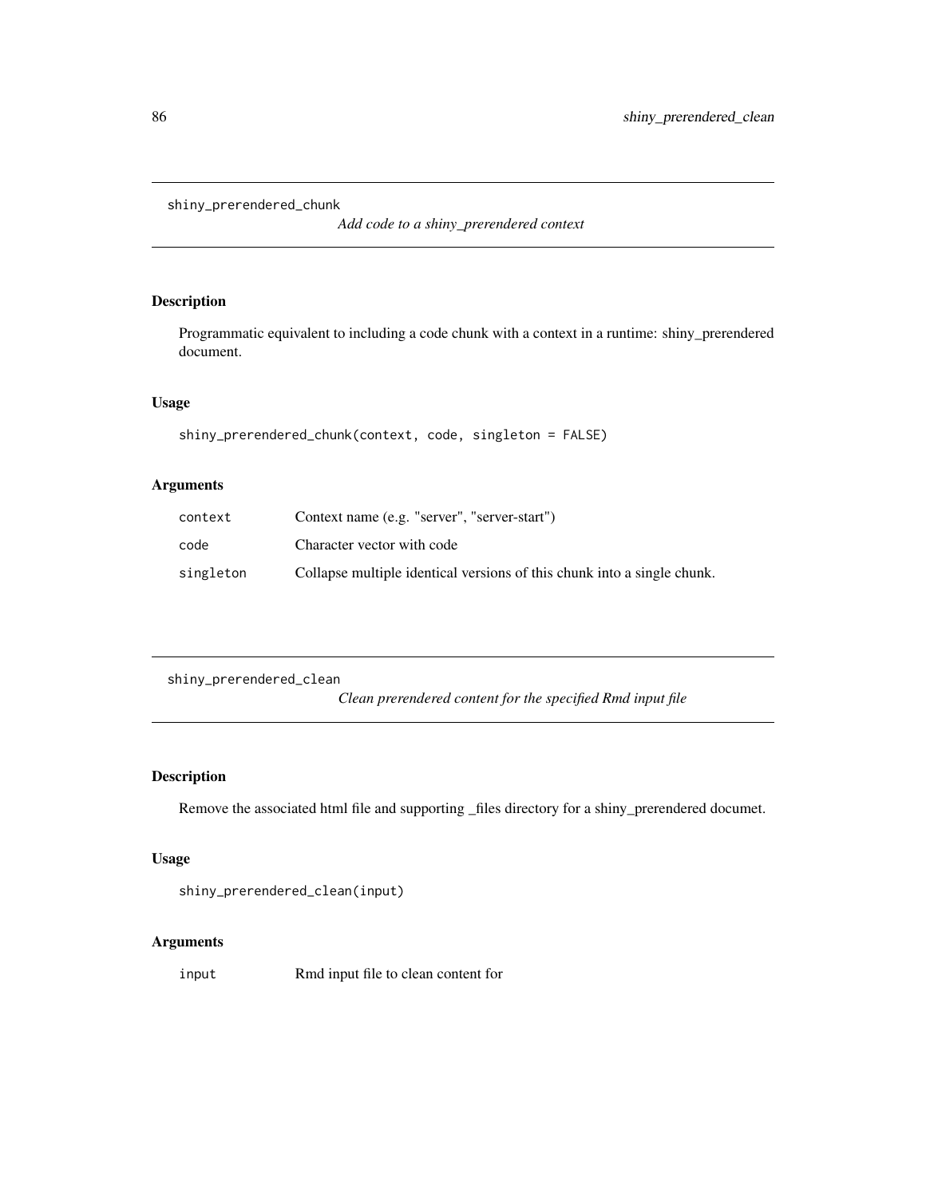## shiny_prerendered_chunk

*Add code to a shiny_prerendered context*

### Description

Programmatic equivalent to including a code chunk with a context in a runtime: shiny_prerendered document.

### Usage

```
shiny_prerendered_chunk(context, code, singleton = FALSE)
```

### Arguments

| | |
|---|---|
| `context` | Context name (e.g. "server", "server-start") |
| `code` | Character vector with code |
| `singleton` | Collapse multiple identical versions of this chunk into a single chunk. |

## shiny_prerendered_clean

*Clean prerendered content for the specified Rmd input file*

### Description

Remove the associated html file and supporting _files directory for a shiny_prerendered documet.

### Usage

```
shiny_prerendered_clean(input)
```

### Arguments

| | |
|---|---|
| `input` | Rmd input file to clean content for |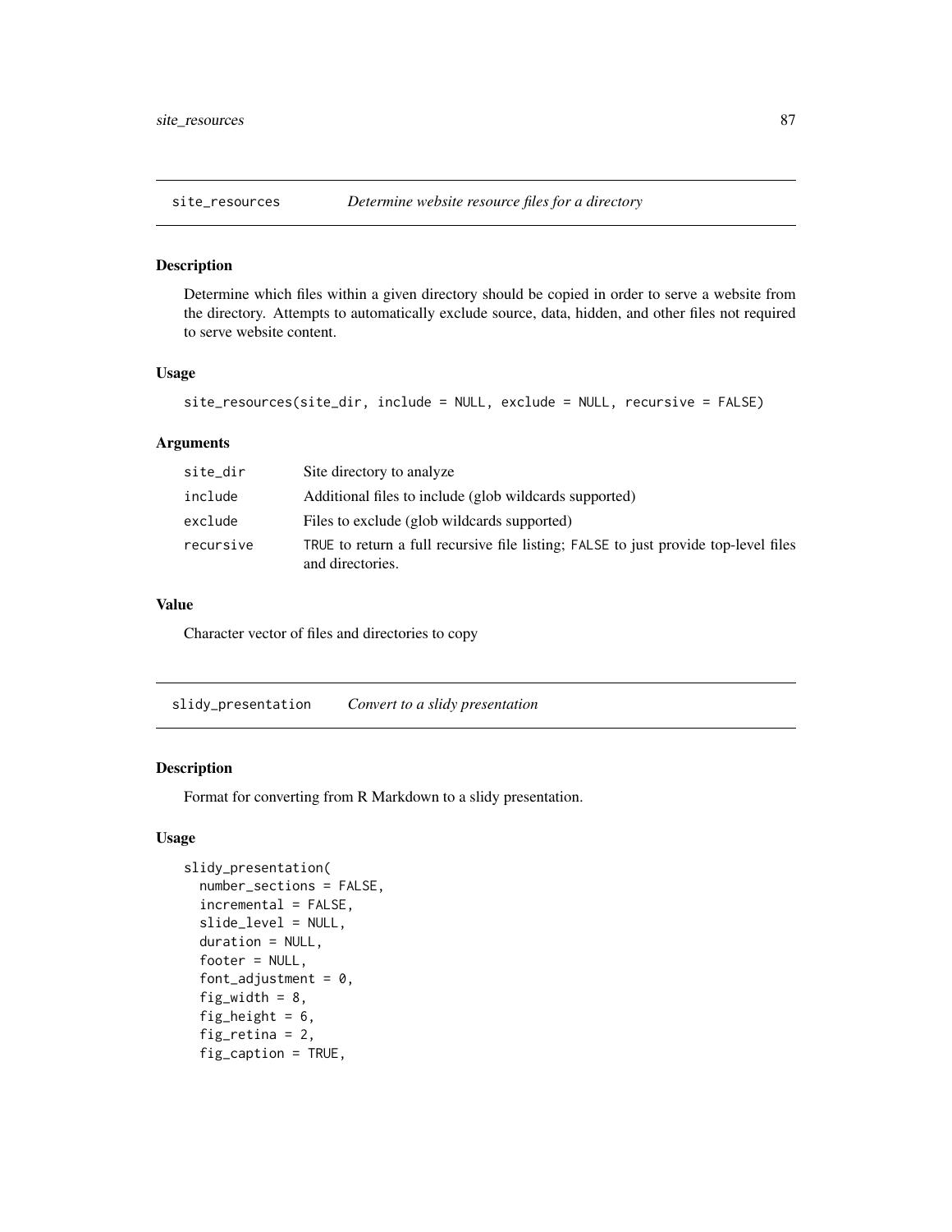## site_resources — *Determine website resource files for a directory*

### Description

Determine which files within a given directory should be copied in order to serve a website from the directory. Attempts to automatically exclude source, data, hidden, and other files not required to serve website content.

### Usage

```
site_resources(site_dir, include = NULL, exclude = NULL, recursive = FALSE)
```

### Arguments

| | |
|---|---|
| site_dir | Site directory to analyze |
| include | Additional files to include (glob wildcards supported) |
| exclude | Files to exclude (glob wildcards supported) |
| recursive | TRUE to return a full recursive file listing; FALSE to just provide top-level files and directories. |

### Value

Character vector of files and directories to copy

## slidy_presentation — *Convert to a slidy presentation*

### Description

Format for converting from R Markdown to a slidy presentation.

### Usage

```
slidy_presentation(
  number_sections = FALSE,
  incremental = FALSE,
  slide_level = NULL,
  duration = NULL,
  footer = NULL,
  font_adjustment = 0,
  fig_width = 8,
  fig_height = 6,
  fig_retina = 2,
  fig_caption = TRUE,
```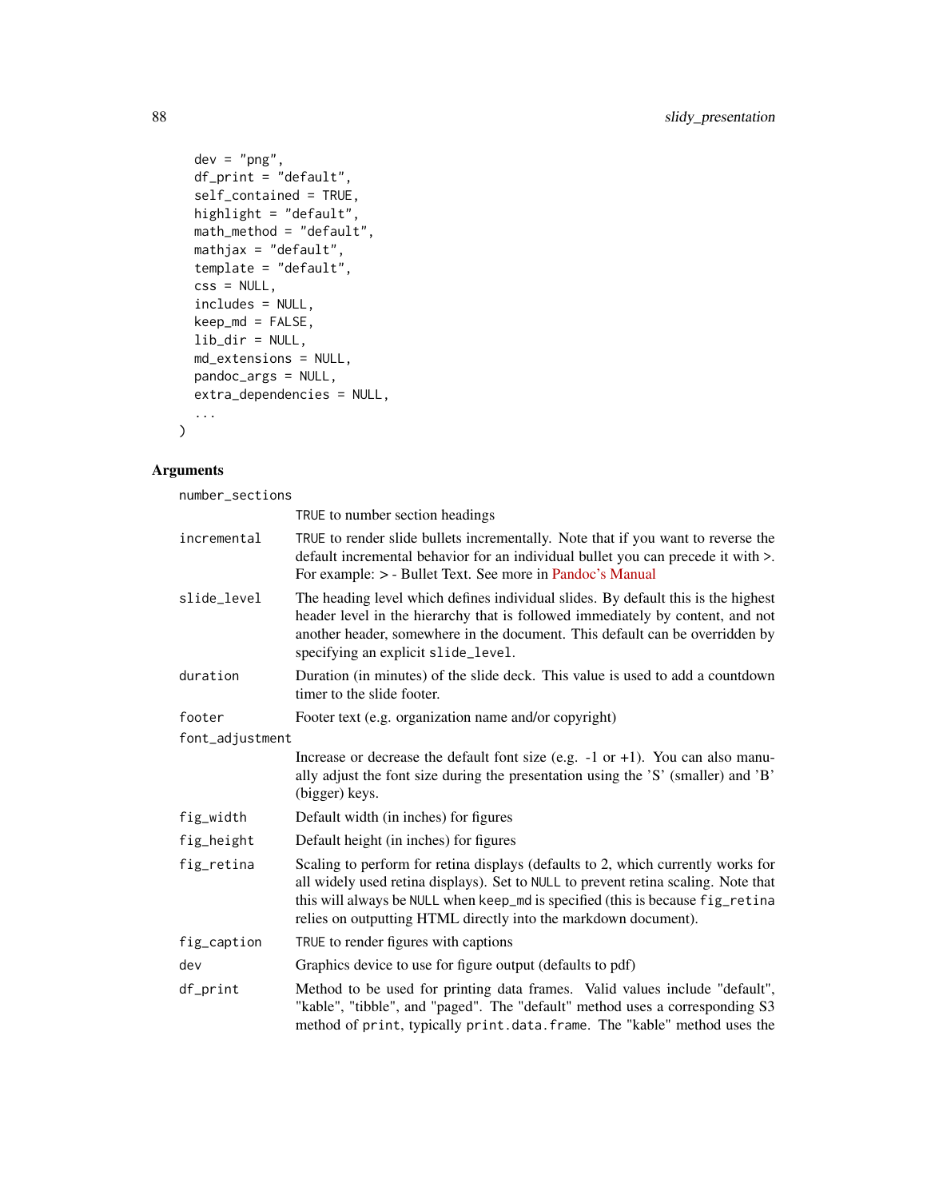```
  dev = "png",
  df_print = "default",
  self_contained = TRUE,
  highlight = "default",
  math_method = "default",
  mathjax = "default",
  template = "default",
  css = NULL,
  includes = NULL,
  keep_md = FALSE,
  lib_dir = NULL,
  md_extensions = NULL,
  pandoc_args = NULL,
  extra_dependencies = NULL,
  ...
)
```

## Arguments

| | |
|---|---|
| `number_sections` | `TRUE` to number section headings |
| `incremental` | `TRUE` to render slide bullets incrementally. Note that if you want to reverse the default incremental behavior for an individual bullet you can precede it with >. For example: > - Bullet Text. See more in Pandoc's Manual |
| `slide_level` | The heading level which defines individual slides. By default this is the highest header level in the hierarchy that is followed immediately by content, and not another header, somewhere in the document. This default can be overridden by specifying an explicit `slide_level`. |
| `duration` | Duration (in minutes) of the slide deck. This value is used to add a countdown timer to the slide footer. |
| `footer` | Footer text (e.g. organization name and/or copyright) |
| `font_adjustment` | Increase or decrease the default font size (e.g. -1 or +1). You can also manually adjust the font size during the presentation using the 'S' (smaller) and 'B' (bigger) keys. |
| `fig_width` | Default width (in inches) for figures |
| `fig_height` | Default height (in inches) for figures |
| `fig_retina` | Scaling to perform for retina displays (defaults to 2, which currently works for all widely used retina displays). Set to `NULL` to prevent retina scaling. Note that this will always be `NULL` when `keep_md` is specified (this is because `fig_retina` relies on outputting HTML directly into the markdown document). |
| `fig_caption` | `TRUE` to render figures with captions |
| `dev` | Graphics device to use for figure output (defaults to pdf) |
| `df_print` | Method to be used for printing data frames. Valid values include "default", "kable", "tibble", and "paged". The "default" method uses a corresponding S3 method of `print`, typically `print.data.frame`. The "kable" method uses the |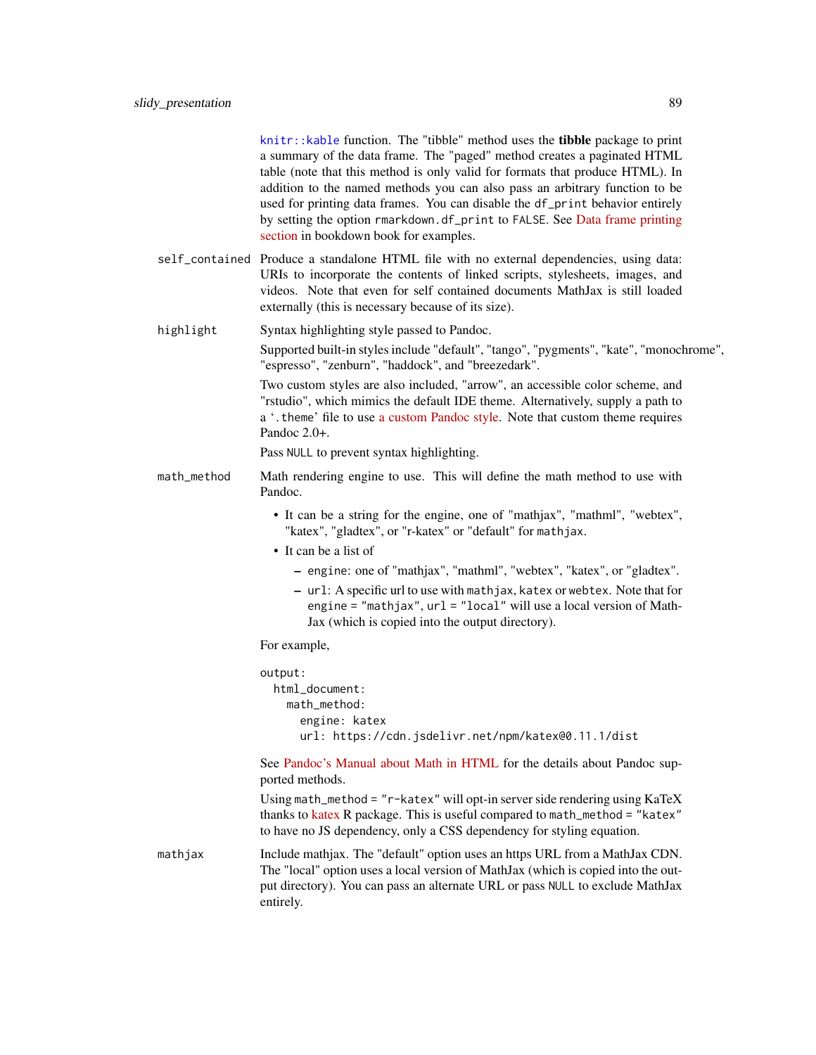knitr::kable function. The "tibble" method uses the **tibble** package to print a summary of the data frame. The "paged" method creates a paginated HTML table (note that this method is only valid for formats that produce HTML). In addition to the named methods you can also pass an arbitrary function to be used for printing data frames. You can disable the df_print behavior entirely by setting the option rmarkdown.df_print to FALSE. See Data frame printing section in bookdown book for examples.

`self_contained`
: Produce a standalone HTML file with no external dependencies, using data: URIs to incorporate the contents of linked scripts, stylesheets, images, and videos. Note that even for self contained documents MathJax is still loaded externally (this is necessary because of its size).

`highlight`
: Syntax highlighting style passed to Pandoc.

  Supported built-in styles include "default", "tango", "pygments", "kate", "monochrome", "espresso", "zenburn", "haddock", and "breezedark".

  Two custom styles are also included, "arrow", an accessible color scheme, and "rstudio", which mimics the default IDE theme. Alternatively, supply a path to a '.theme' file to use a custom Pandoc style. Note that custom theme requires Pandoc 2.0+.

  Pass NULL to prevent syntax highlighting.

`math_method`
: Math rendering engine to use. This will define the math method to use with Pandoc.

  - It can be a string for the engine, one of "mathjax", "mathml", "webtex", "katex", "gladtex", or "r-katex" or "default" for mathjax.
  - It can be a list of
    - engine: one of "mathjax", "mathml", "webtex", "katex", or "gladtex".
    - url: A specific url to use with mathjax, katex or webtex. Note that for engine = "mathjax", url = "local" will use a local version of MathJax (which is copied into the output directory).

  For example,

  ```
  output:
    html_document:
      math_method:
        engine: katex
        url: https://cdn.jsdelivr.net/npm/katex@0.11.1/dist
  ```

  See Pandoc's Manual about Math in HTML for the details about Pandoc supported methods.

  Using math_method = "r-katex" will opt-in server side rendering using KaTeX thanks to katex R package. This is useful compared to math_method = "katex" to have no JS dependency, only a CSS dependency for styling equation.

`mathjax`
: Include mathjax. The "default" option uses an https URL from a MathJax CDN. The "local" option uses a local version of MathJax (which is copied into the output directory). You can pass an alternate URL or pass NULL to exclude MathJax entirely.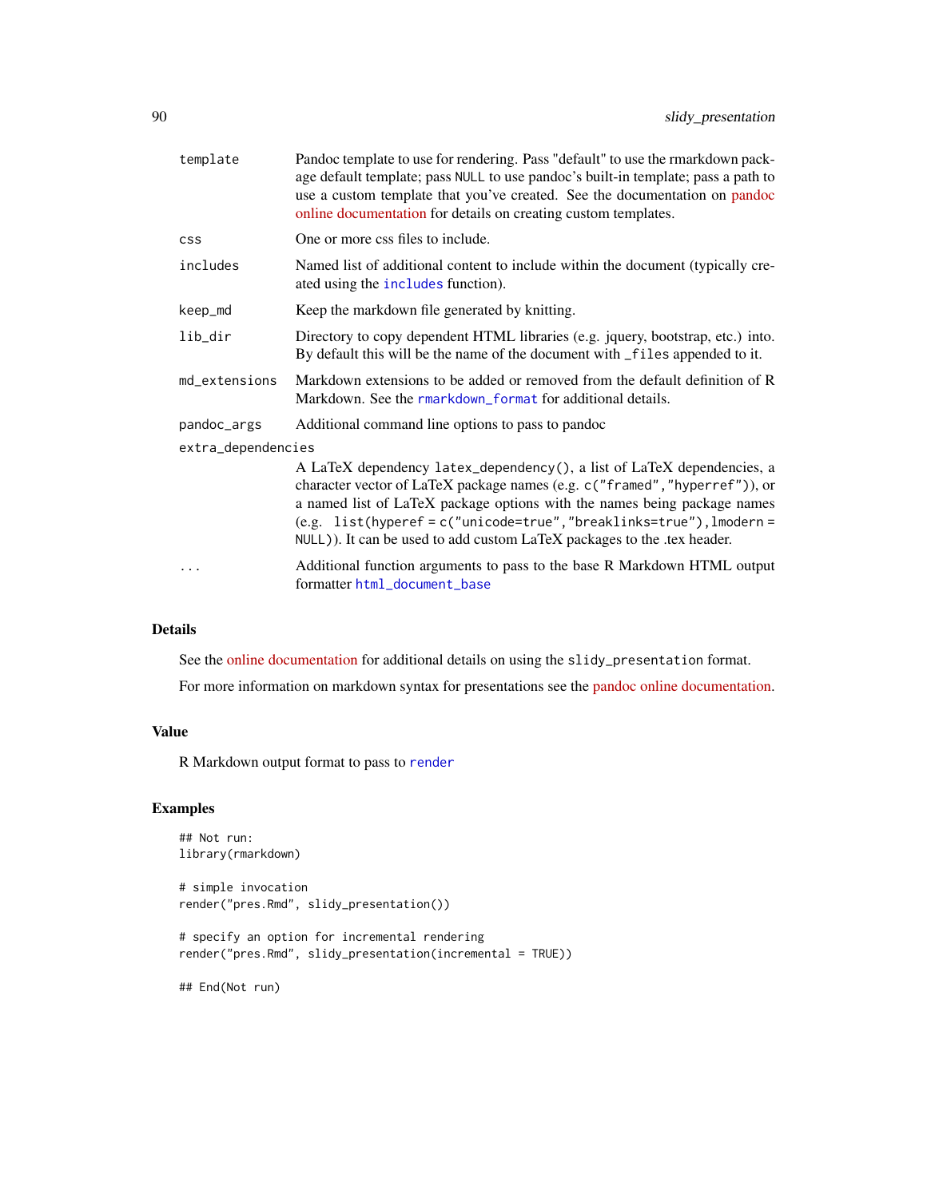| | |
|---|---|
| template | Pandoc template to use for rendering. Pass "default" to use the rmarkdown package default template; pass NULL to use pandoc's built-in template; pass a path to use a custom template that you've created. See the documentation on pandoc online documentation for details on creating custom templates. |
| css | One or more css files to include. |
| includes | Named list of additional content to include within the document (typically created using the `includes` function). |
| keep_md | Keep the markdown file generated by knitting. |
| lib_dir | Directory to copy dependent HTML libraries (e.g. jquery, bootstrap, etc.) into. By default this will be the name of the document with `_files` appended to it. |
| md_extensions | Markdown extensions to be added or removed from the default definition of R Markdown. See the `rmarkdown_format` for additional details. |
| pandoc_args | Additional command line options to pass to pandoc |
| extra_dependencies | A LaTeX dependency `latex_dependency()`, a list of LaTeX dependencies, a character vector of LaTeX package names (e.g. `c("framed","hyperref")`), or a named list of LaTeX package options with the names being package names (e.g. `list(hyperef = c("unicode=true","breaklinks=true"),lmodern = NULL)`). It can be used to add custom LaTeX packages to the .tex header. |
| ... | Additional function arguments to pass to the base R Markdown HTML output formatter `html_document_base` |

## Details

See the online documentation for additional details on using the `slidy_presentation` format.

For more information on markdown syntax for presentations see the pandoc online documentation.

## Value

R Markdown output format to pass to `render`

## Examples

```
## Not run:
library(rmarkdown)

# simple invocation
render("pres.Rmd", slidy_presentation())

# specify an option for incremental rendering
render("pres.Rmd", slidy_presentation(incremental = TRUE))

## End(Not run)
```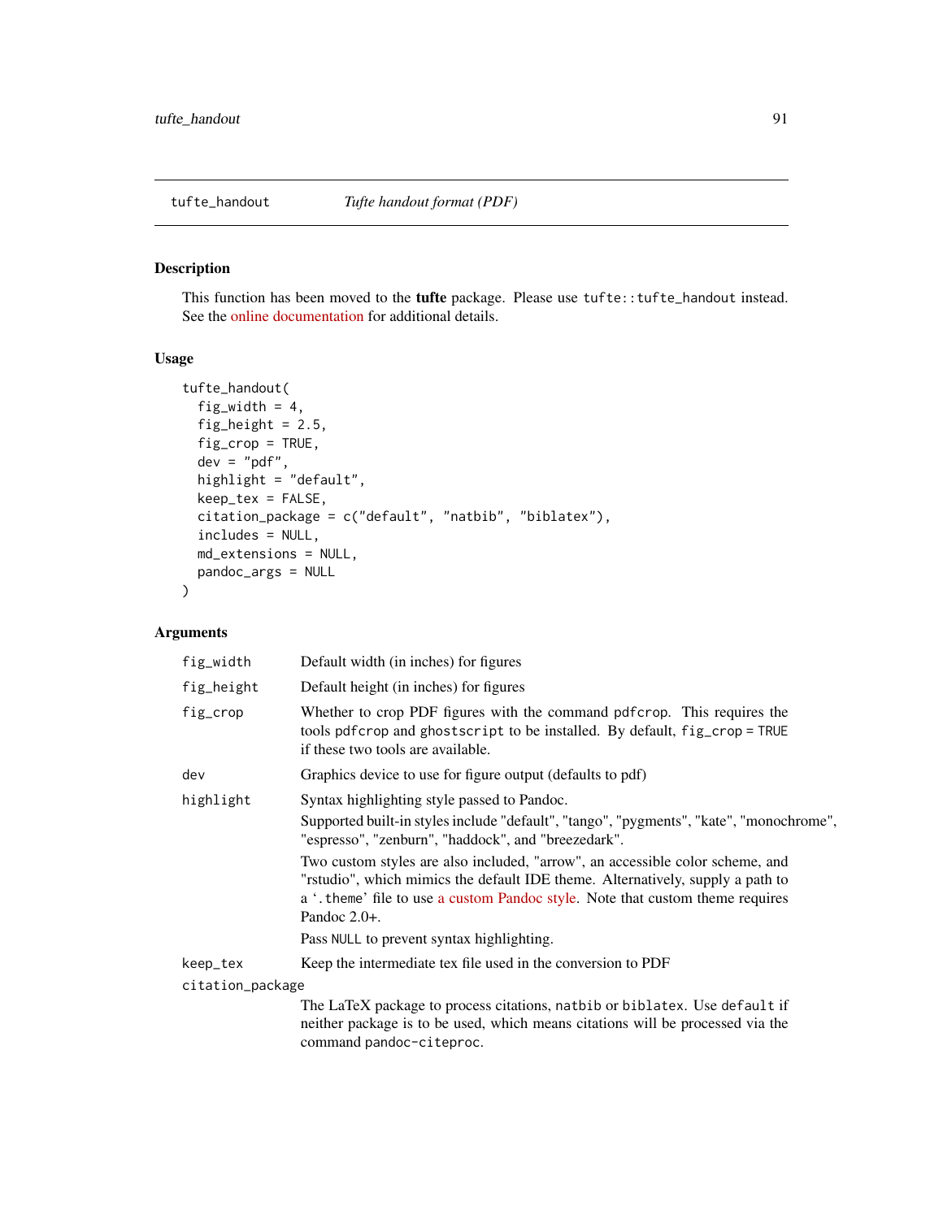## tufte_handout *Tufte handout format (PDF)*

### Description

This function has been moved to the **tufte** package. Please use `tufte::tufte_handout` instead. See the online documentation for additional details.

### Usage

```
tufte_handout(
  fig_width = 4,
  fig_height = 2.5,
  fig_crop = TRUE,
  dev = "pdf",
  highlight = "default",
  keep_tex = FALSE,
  citation_package = c("default", "natbib", "biblatex"),
  includes = NULL,
  md_extensions = NULL,
  pandoc_args = NULL
)
```

### Arguments

| | |
|---|---|
| `fig_width` | Default width (in inches) for figures |
| `fig_height` | Default height (in inches) for figures |
| `fig_crop` | Whether to crop PDF figures with the command `pdfcrop`. This requires the tools `pdfcrop` and `ghostscript` to be installed. By default, `fig_crop = TRUE` if these two tools are available. |
| `dev` | Graphics device to use for figure output (defaults to pdf) |
| `highlight` | Syntax highlighting style passed to Pandoc. Supported built-in styles include "default", "tango", "pygments", "kate", "monochrome", "espresso", "zenburn", "haddock", and "breezedark". Two custom styles are also included, "arrow", an accessible color scheme, and "rstudio", which mimics the default IDE theme. Alternatively, supply a path to a '.theme' file to use a custom Pandoc style. Note that custom theme requires Pandoc 2.0+. Pass `NULL` to prevent syntax highlighting. |
| `keep_tex` | Keep the intermediate tex file used in the conversion to PDF |
| `citation_package` | The LaTeX package to process citations, `natbib` or `biblatex`. Use `default` if neither package is to be used, which means citations will be processed via the command `pandoc-citeproc`. |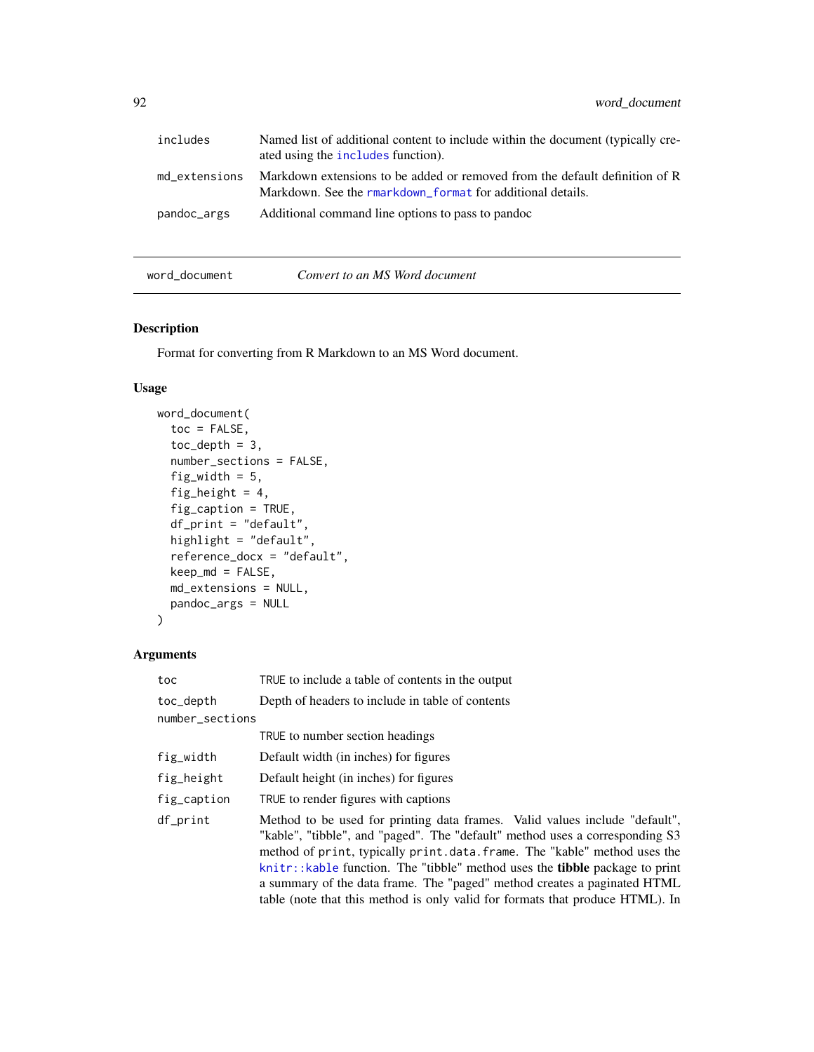| | |
|---|---|
| includes | Named list of additional content to include within the document (typically created using the `includes` function). |
| md_extensions | Markdown extensions to be added or removed from the default definition of R Markdown. See the `rmarkdown_format` for additional details. |
| pandoc_args | Additional command line options to pass to pandoc |

---

## word_document — *Convert to an MS Word document*

### Description

Format for converting from R Markdown to an MS Word document.

### Usage

```
word_document(
  toc = FALSE,
  toc_depth = 3,
  number_sections = FALSE,
  fig_width = 5,
  fig_height = 4,
  fig_caption = TRUE,
  df_print = "default",
  highlight = "default",
  reference_docx = "default",
  keep_md = FALSE,
  md_extensions = NULL,
  pandoc_args = NULL
)
```

### Arguments

| | |
|---|---|
| toc | `TRUE` to include a table of contents in the output |
| toc_depth | Depth of headers to include in table of contents |
| number_sections | `TRUE` to number section headings |
| fig_width | Default width (in inches) for figures |
| fig_height | Default height (in inches) for figures |
| fig_caption | `TRUE` to render figures with captions |
| df_print | Method to be used for printing data frames. Valid values include "default", "kable", "tibble", and "paged". The "default" method uses a corresponding S3 method of `print`, typically `print.data.frame`. The "kable" method uses the `knitr::kable` function. The "tibble" method uses the **tibble** package to print a summary of the data frame. The "paged" method creates a paginated HTML table (note that this method is only valid for formats that produce HTML). In |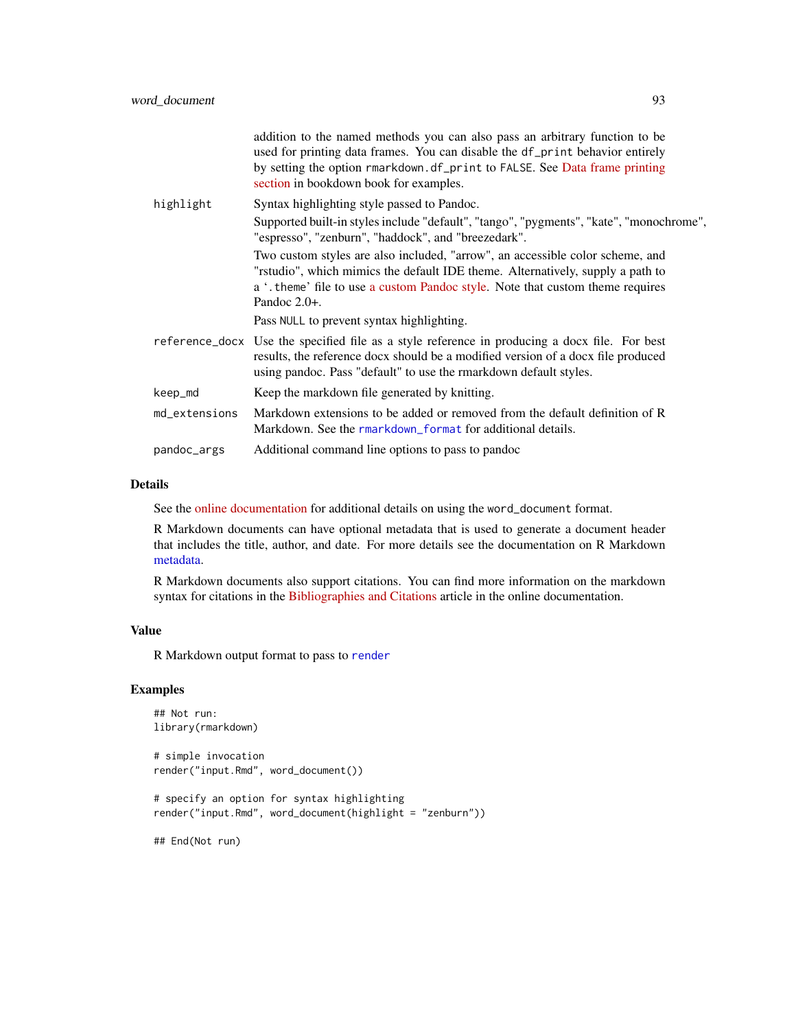addition to the named methods you can also pass an arbitrary function to be used for printing data frames. You can disable the `df_print` behavior entirely by setting the option `rmarkdown.df_print` to `FALSE`. See Data frame printing section in bookdown book for examples.

`highlight` Syntax highlighting style passed to Pandoc.

Supported built-in styles include "default", "tango", "pygments", "kate", "monochrome", "espresso", "zenburn", "haddock", and "breezedark".

Two custom styles are also included, "arrow", an accessible color scheme, and "rstudio", which mimics the default IDE theme. Alternatively, supply a path to a '.theme' file to use a custom Pandoc style. Note that custom theme requires Pandoc 2.0+.

Pass `NULL` to prevent syntax highlighting.

`reference_docx` Use the specified file as a style reference in producing a docx file. For best results, the reference docx should be a modified version of a docx file produced using pandoc. Pass "default" to use the rmarkdown default styles.

`keep_md` Keep the markdown file generated by knitting.

`md_extensions` Markdown extensions to be added or removed from the default definition of R Markdown. See the `rmarkdown_format` for additional details.

`pandoc_args` Additional command line options to pass to pandoc

## Details

See the online documentation for additional details on using the `word_document` format.

R Markdown documents can have optional metadata that is used to generate a document header that includes the title, author, and date. For more details see the documentation on R Markdown metadata.

R Markdown documents also support citations. You can find more information on the markdown syntax for citations in the Bibliographies and Citations article in the online documentation.

## Value

R Markdown output format to pass to `render`

## Examples

```
## Not run:
library(rmarkdown)

# simple invocation
render("input.Rmd", word_document())

# specify an option for syntax highlighting
render("input.Rmd", word_document(highlight = "zenburn"))

## End(Not run)
```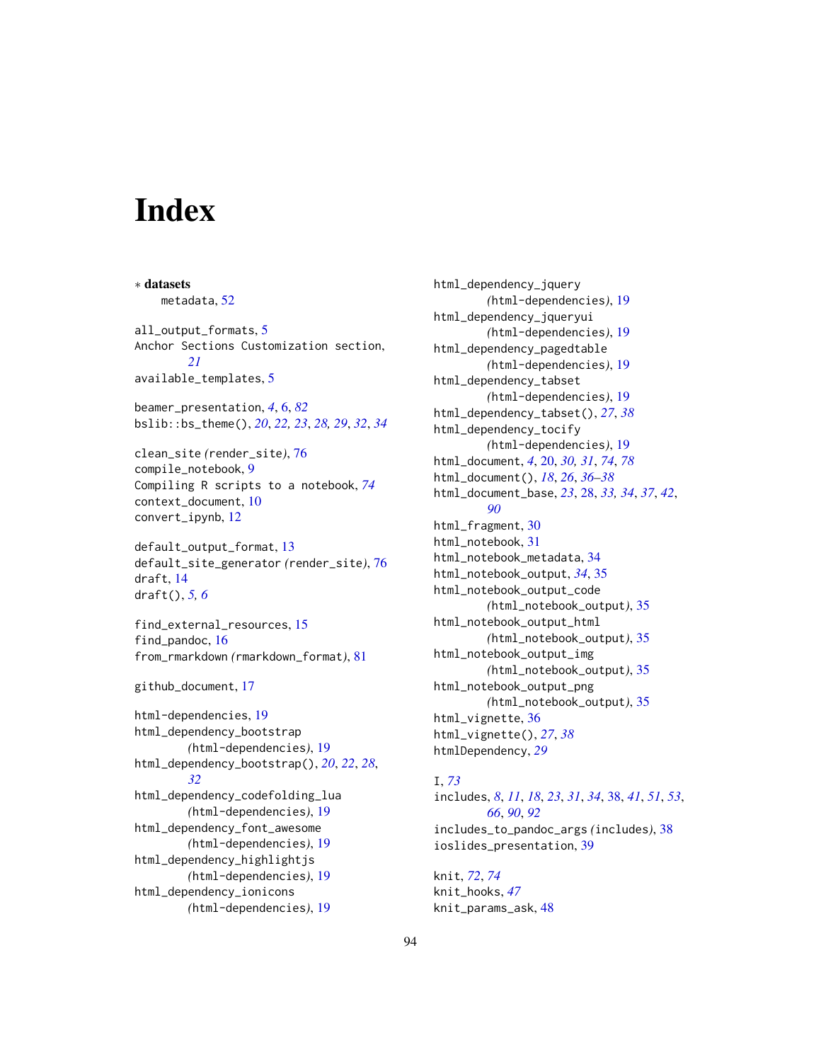# Index

∗ **datasets**
metadata, 52

all_output_formats, 5
Anchor Sections Customization section, *21*
available_templates, 5

beamer_presentation, *4*, 6, *82*
bslib::bs_theme(), *20*, *22, 23*, *28, 29*, *32*, *34*

clean_site *(*render_site*)*, 76
compile_notebook, 9
Compiling R scripts to a notebook, *74*
context_document, 10
convert_ipynb, 12

default_output_format, 13
default_site_generator *(*render_site*)*, 76
draft, 14
draft(), *5, 6*

find_external_resources, 15
find_pandoc, 16
from_rmarkdown *(*rmarkdown_format*)*, 81

github_document, 17

html-dependencies, 19
html_dependency_bootstrap *(*html-dependencies*)*, 19
html_dependency_bootstrap(), *20*, *22*, *28*, *32*
html_dependency_codefolding_lua *(*html-dependencies*)*, 19
html_dependency_font_awesome *(*html-dependencies*)*, 19
html_dependency_highlightjs *(*html-dependencies*)*, 19
html_dependency_ionicons *(*html-dependencies*)*, 19
html_dependency_jquery *(*html-dependencies*)*, 19
html_dependency_jqueryui *(*html-dependencies*)*, 19
html_dependency_pagedtable *(*html-dependencies*)*, 19
html_dependency_tabset *(*html-dependencies*)*, 19
html_dependency_tabset(), *27*, *38*
html_dependency_tocify *(*html-dependencies*)*, 19
html_document, *4*, 20, *30, 31*, *74*, *78*
html_document(), *18*, *26*, *36–38*
html_document_base, *23*, 28, *33, 34*, *37*, *42*, *90*
html_fragment, 30
html_notebook, 31
html_notebook_metadata, 34
html_notebook_output, *34*, 35
html_notebook_output_code *(*html_notebook_output*)*, 35
html_notebook_output_html *(*html_notebook_output*)*, 35
html_notebook_output_img *(*html_notebook_output*)*, 35
html_notebook_output_png *(*html_notebook_output*)*, 35
html_vignette, 36
html_vignette(), *27*, *38*
htmlDependency, *29*

I, *73*
includes, *8*, *11*, *18*, *23*, *31*, *34*, 38, *41*, *51*, *53*, *66*, *90*, *92*
includes_to_pandoc_args *(*includes*)*, 38
ioslides_presentation, 39

knit, *72*, *74*
knit_hooks, *47*
knit_params_ask, 48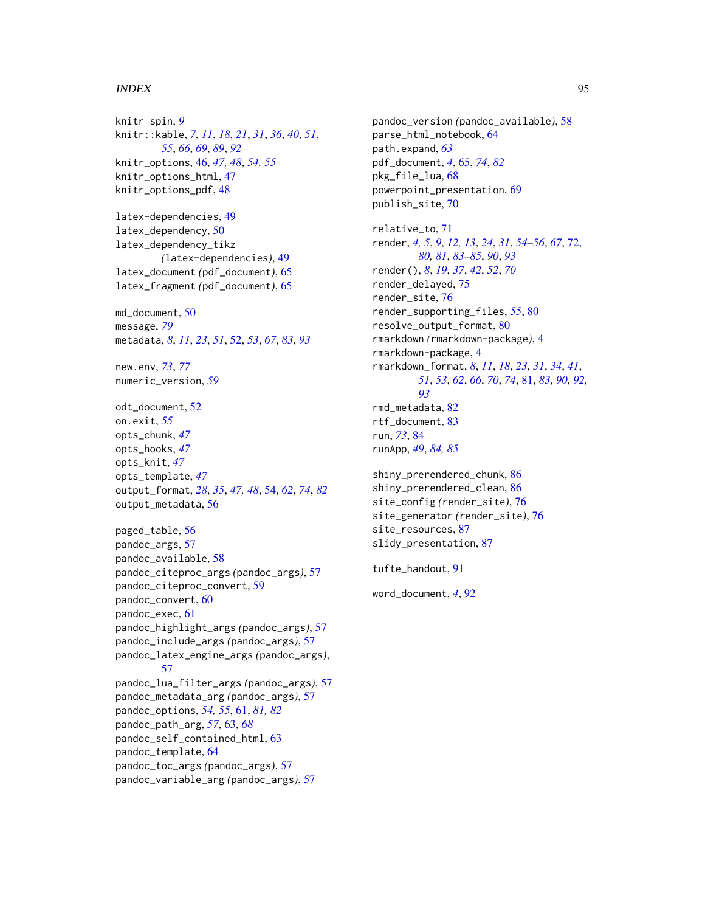knitr spin, *9*
knitr::kable, *7*, *11*, *18*, *21*, *31*, *36*, *40*, *51*, *55*, *66*, *69*, *89*, *92*
knitr_options, 46, *47, 48*, *54, 55*
knitr_options_html, 47
knitr_options_pdf, 48

latex-dependencies, 49
latex_dependency, 50
latex_dependency_tikz *(*latex-dependencies*)*, 49
latex_document *(*pdf_document*)*, 65
latex_fragment *(*pdf_document*)*, 65

md_document, 50
message, *79*
metadata, *8*, *11*, *23*, *51*, 52, *53*, *67*, *83*, *93*

new.env, *73*, *77*
numeric_version, *59*

odt_document, 52
on.exit, *55*
opts_chunk, *47*
opts_hooks, *47*
opts_knit, *47*
opts_template, *47*
output_format, *28*, *35*, *47*, *48*, 54, *62*, *74*, *82*
output_metadata, 56

paged_table, 56
pandoc_args, 57
pandoc_available, 58
pandoc_citeproc_args *(*pandoc_args*)*, 57
pandoc_citeproc_convert, 59
pandoc_convert, 60
pandoc_exec, 61
pandoc_highlight_args *(*pandoc_args*)*, 57
pandoc_include_args *(*pandoc_args*)*, 57
pandoc_latex_engine_args *(*pandoc_args*)*, 57
pandoc_lua_filter_args *(*pandoc_args*)*, 57
pandoc_metadata_arg *(*pandoc_args*)*, 57
pandoc_options, *54, 55*, 61, *81, 82*
pandoc_path_arg, *57*, 63, *68*
pandoc_self_contained_html, 63
pandoc_template, 64
pandoc_toc_args *(*pandoc_args*)*, 57
pandoc_variable_arg *(*pandoc_args*)*, 57
pandoc_version *(*pandoc_available*)*, 58
parse_html_notebook, 64
path.expand, *63*
pdf_document, *4*, 65, *74*, *82*
pkg_file_lua, 68
powerpoint_presentation, 69
publish_site, 70

relative_to, 71
render, *4, 5*, *9*, *12, 13*, *24*, *31*, *54–56*, *67*, 72, *80, 81*, *83–85*, *90*, *93*
render(), *8*, *19*, *37*, *42*, *52*, *70*
render_delayed, 75
render_site, 76
render_supporting_files, *55*, 80
resolve_output_format, 80
rmarkdown *(*rmarkdown-package*)*, 4
rmarkdown-package, 4
rmarkdown_format, *8*, *11*, *18*, *23*, *31*, *34*, *41*, *51*, *53*, *62*, *66*, *70*, *74*, 81, *83*, *90*, *92, 93*
rmd_metadata, 82
rtf_document, 83
run, *73*, 84
runApp, *49*, *84, 85*

shiny_prerendered_chunk, 86
shiny_prerendered_clean, 86
site_config *(*render_site*)*, 76
site_generator *(*render_site*)*, 76
site_resources, 87
slidy_presentation, 87

tufte_handout, 91

word_document, *4*, 92